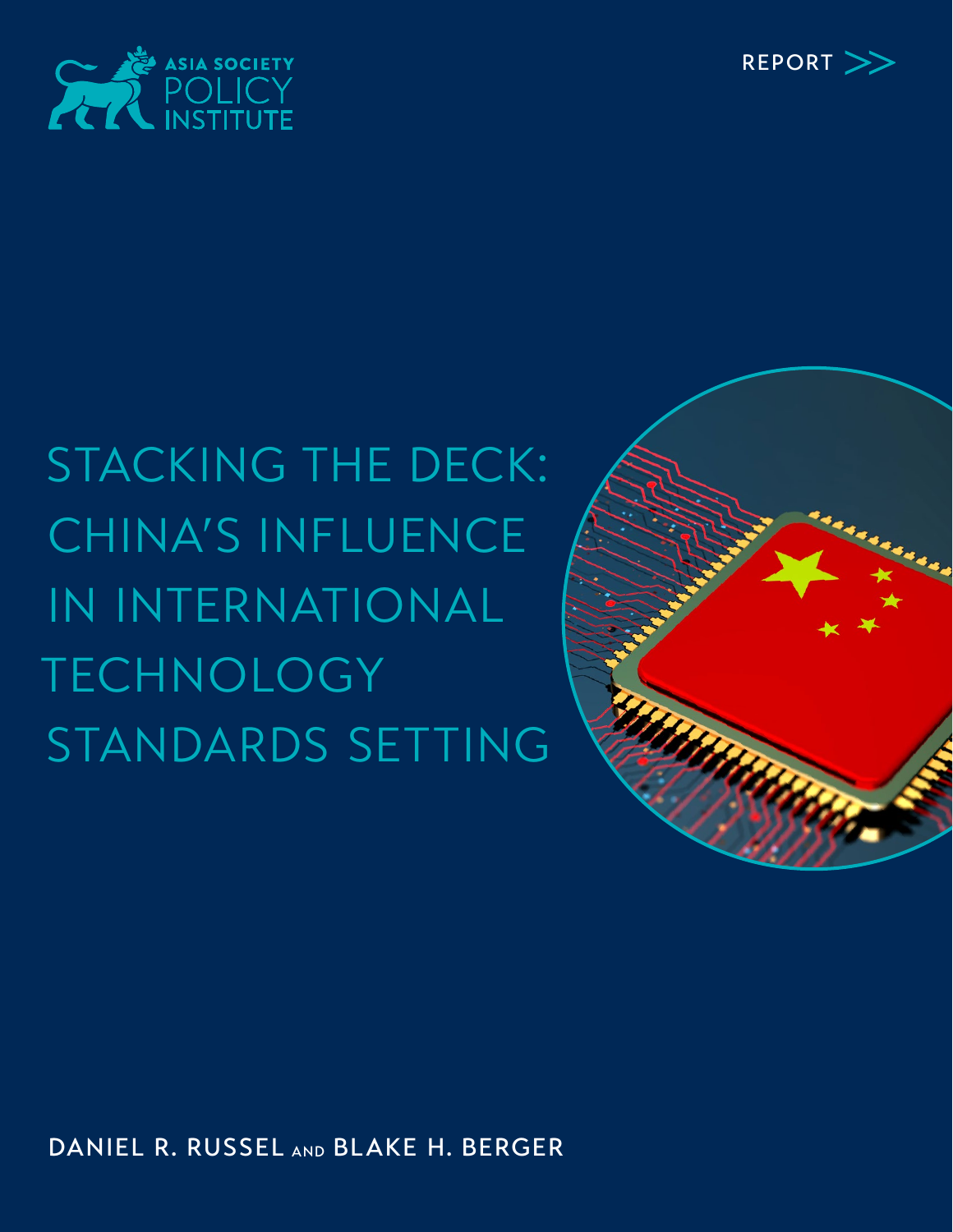ASIA SOCIETY POLICY INSTITUTE

REPORT >>

# STACKING THE DECK: CHINA'S INFLUENCE IN INTERNATIONAL TECHNOLOGY STANDARDS SETTING

DANIEL R. RUSSEL AND BLAKE H. BERGER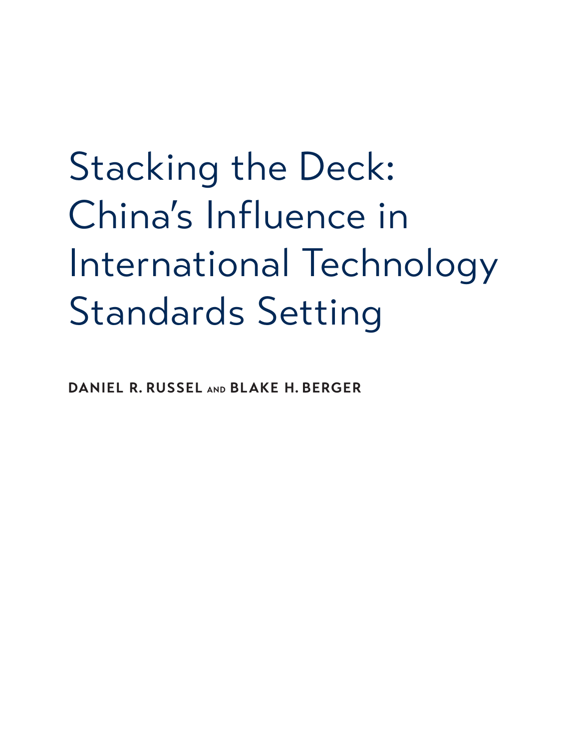# Stacking the Deck: China's Influence in International Technology Standards Setting

**DANIEL R. RUSSEL AND BLAKE H. BERGER**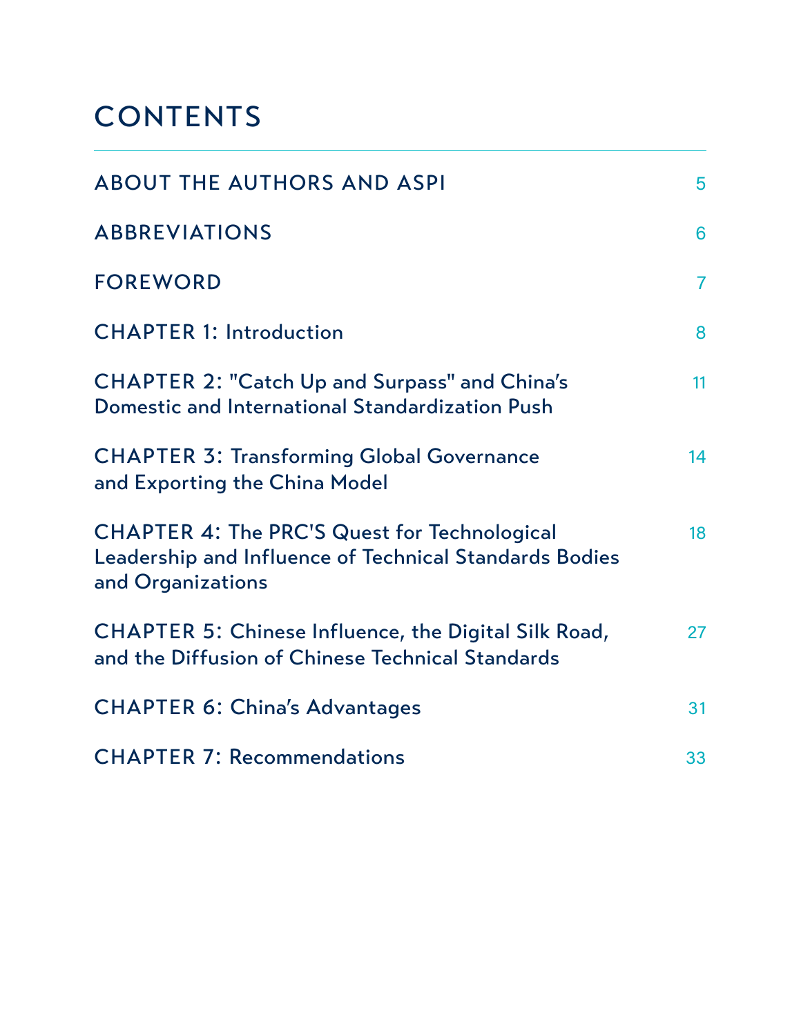# CONTENTS

| | |
|---|---|
| ABOUT THE AUTHORS AND ASPI | 5 |
| ABBREVIATIONS | 6 |
| FOREWORD | 7 |
| CHAPTER 1: Introduction | 8 |
| CHAPTER 2: "Catch Up and Surpass" and China's Domestic and International Standardization Push | 11 |
| CHAPTER 3: Transforming Global Governance and Exporting the China Model | 14 |
| CHAPTER 4: The PRC'S Quest for Technological Leadership and Influence of Technical Standards Bodies and Organizations | 18 |
| CHAPTER 5: Chinese Influence, the Digital Silk Road, and the Diffusion of Chinese Technical Standards | 27 |
| CHAPTER 6: China's Advantages | 31 |
| CHAPTER 7: Recommendations | 33 |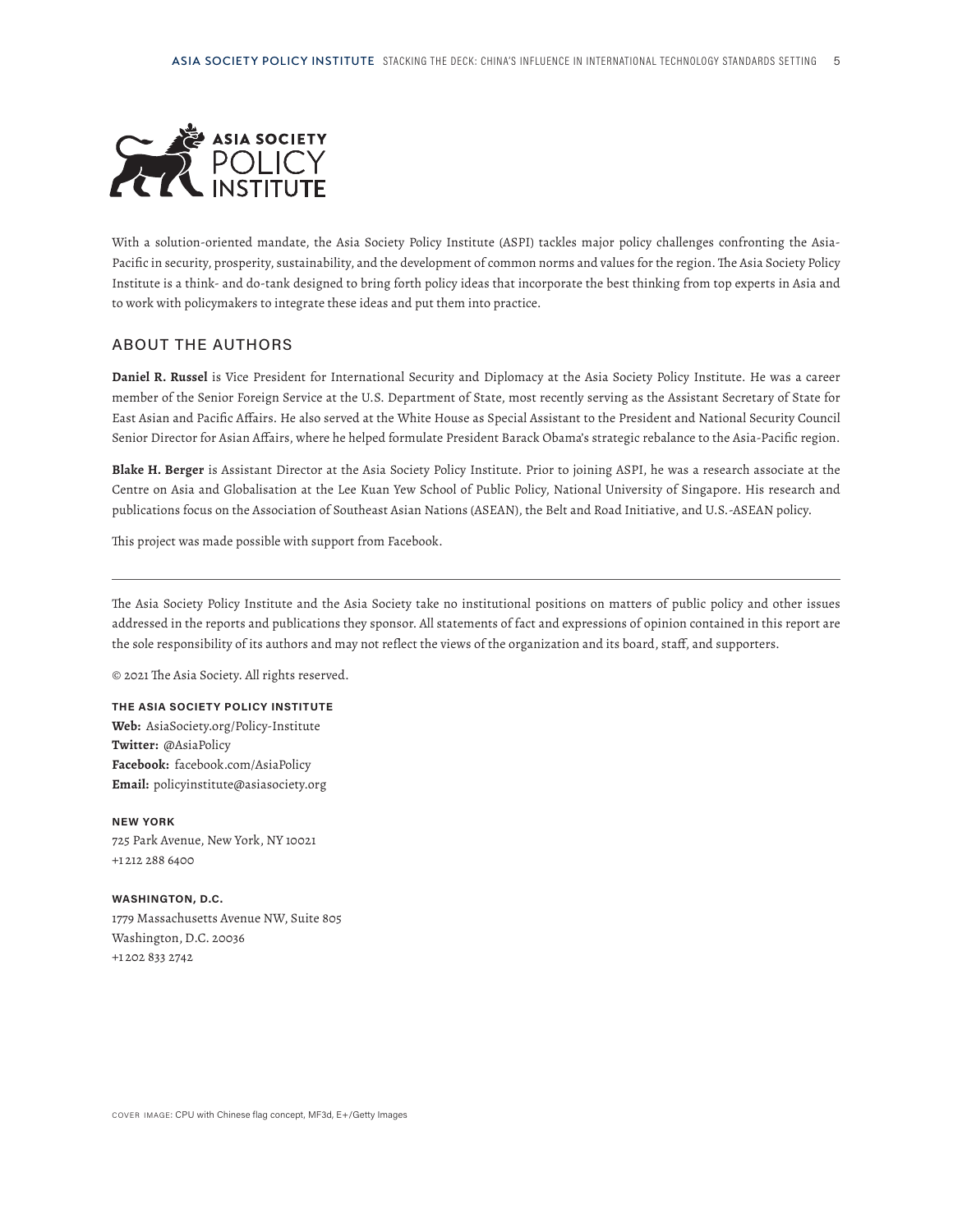ASIA SOCIETY POLICY INSTITUTE

With a solution-oriented mandate, the Asia Society Policy Institute (ASPI) tackles major policy challenges confronting the Asia-Pacific in security, prosperity, sustainability, and the development of common norms and values for the region. The Asia Society Policy Institute is a think- and do-tank designed to bring forth policy ideas that incorporate the best thinking from top experts in Asia and to work with policymakers to integrate these ideas and put them into practice.

## ABOUT THE AUTHORS

**Daniel R. Russel** is Vice President for International Security and Diplomacy at the Asia Society Policy Institute. He was a career member of the Senior Foreign Service at the U.S. Department of State, most recently serving as the Assistant Secretary of State for East Asian and Pacific Affairs. He also served at the White House as Special Assistant to the President and National Security Council Senior Director for Asian Affairs, where he helped formulate President Barack Obama's strategic rebalance to the Asia-Pacific region.

**Blake H. Berger** is Assistant Director at the Asia Society Policy Institute. Prior to joining ASPI, he was a research associate at the Centre on Asia and Globalisation at the Lee Kuan Yew School of Public Policy, National University of Singapore. His research and publications focus on the Association of Southeast Asian Nations (ASEAN), the Belt and Road Initiative, and U.S.-ASEAN policy.

This project was made possible with support from Facebook.

---

The Asia Society Policy Institute and the Asia Society take no institutional positions on matters of public policy and other issues addressed in the reports and publications they sponsor. All statements of fact and expressions of opinion contained in this report are the sole responsibility of its authors and may not reflect the views of the organization and its board, staff, and supporters.

© 2021 The Asia Society. All rights reserved.

**THE ASIA SOCIETY POLICY INSTITUTE**
**Web:** AsiaSociety.org/Policy-Institute
**Twitter:** @AsiaPolicy
**Facebook:** facebook.com/AsiaPolicy
**Email:** policyinstitute@asiasociety.org

**NEW YORK**
725 Park Avenue, New York, NY 10021
+1 212 288 6400

**WASHINGTON, D.C.**
1779 Massachusetts Avenue NW, Suite 805
Washington, D.C. 20036
+1 202 833 2742

COVER IMAGE: CPU with Chinese flag concept, MF3d, E+/Getty Images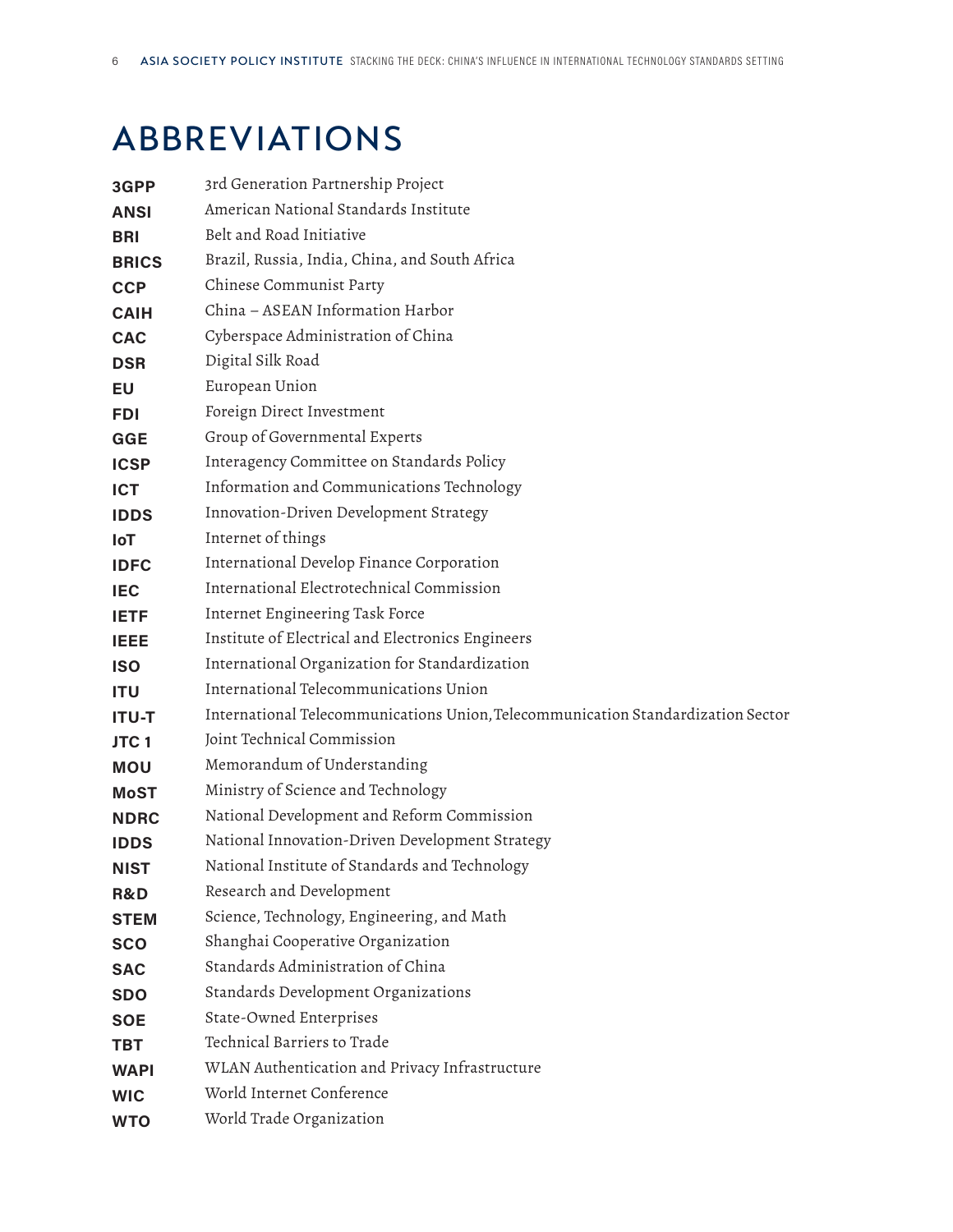# ABBREVIATIONS

| | |
|---|---|
| **3GPP** | 3rd Generation Partnership Project |
| **ANSI** | American National Standards Institute |
| **BRI** | Belt and Road Initiative |
| **BRICS** | Brazil, Russia, India, China, and South Africa |
| **CCP** | Chinese Communist Party |
| **CAIH** | China – ASEAN Information Harbor |
| **CAC** | Cyberspace Administration of China |
| **DSR** | Digital Silk Road |
| **EU** | European Union |
| **FDI** | Foreign Direct Investment |
| **GGE** | Group of Governmental Experts |
| **ICSP** | Interagency Committee on Standards Policy |
| **ICT** | Information and Communications Technology |
| **IDDS** | Innovation-Driven Development Strategy |
| **IoT** | Internet of things |
| **IDFC** | International Develop Finance Corporation |
| **IEC** | International Electrotechnical Commission |
| **IETF** | Internet Engineering Task Force |
| **IEEE** | Institute of Electrical and Electronics Engineers |
| **ISO** | International Organization for Standardization |
| **ITU** | International Telecommunications Union |
| **ITU-T** | International Telecommunications Union, Telecommunication Standardization Sector |
| **JTC 1** | Joint Technical Commission |
| **MOU** | Memorandum of Understanding |
| **MoST** | Ministry of Science and Technology |
| **NDRC** | National Development and Reform Commission |
| **IDDS** | National Innovation-Driven Development Strategy |
| **NIST** | National Institute of Standards and Technology |
| **R&D** | Research and Development |
| **STEM** | Science, Technology, Engineering, and Math |
| **SCO** | Shanghai Cooperative Organization |
| **SAC** | Standards Administration of China |
| **SDO** | Standards Development Organizations |
| **SOE** | State-Owned Enterprises |
| **TBT** | Technical Barriers to Trade |
| **WAPI** | WLAN Authentication and Privacy Infrastructure |
| **WIC** | World Internet Conference |
| **WTO** | World Trade Organization |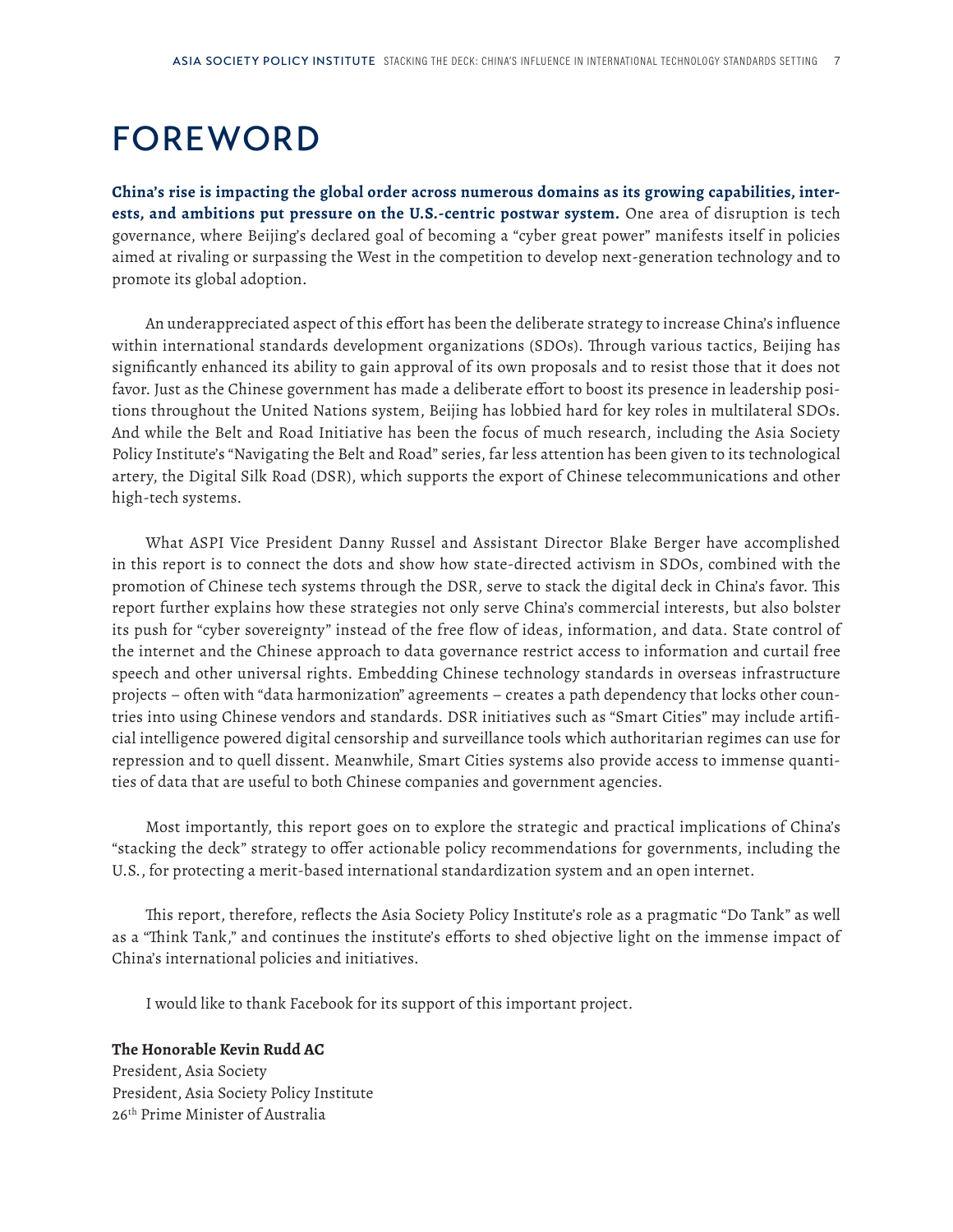# FOREWORD

**China's rise is impacting the global order across numerous domains as its growing capabilities, interests, and ambitions put pressure on the U.S.-centric postwar system.** One area of disruption is tech governance, where Beijing's declared goal of becoming a "cyber great power" manifests itself in policies aimed at rivaling or surpassing the West in the competition to develop next-generation technology and to promote its global adoption.

An underappreciated aspect of this effort has been the deliberate strategy to increase China's influence within international standards development organizations (SDOs). Through various tactics, Beijing has significantly enhanced its ability to gain approval of its own proposals and to resist those that it does not favor. Just as the Chinese government has made a deliberate effort to boost its presence in leadership positions throughout the United Nations system, Beijing has lobbied hard for key roles in multilateral SDOs. And while the Belt and Road Initiative has been the focus of much research, including the Asia Society Policy Institute's "Navigating the Belt and Road" series, far less attention has been given to its technological artery, the Digital Silk Road (DSR), which supports the export of Chinese telecommunications and other high-tech systems.

What ASPI Vice President Danny Russel and Assistant Director Blake Berger have accomplished in this report is to connect the dots and show how state-directed activism in SDOs, combined with the promotion of Chinese tech systems through the DSR, serve to stack the digital deck in China's favor. This report further explains how these strategies not only serve China's commercial interests, but also bolster its push for "cyber sovereignty" instead of the free flow of ideas, information, and data. State control of the internet and the Chinese approach to data governance restrict access to information and curtail free speech and other universal rights. Embedding Chinese technology standards in overseas infrastructure projects – often with "data harmonization" agreements – creates a path dependency that locks other countries into using Chinese vendors and standards. DSR initiatives such as "Smart Cities" may include artificial intelligence powered digital censorship and surveillance tools which authoritarian regimes can use for repression and to quell dissent. Meanwhile, Smart Cities systems also provide access to immense quantities of data that are useful to both Chinese companies and government agencies.

Most importantly, this report goes on to explore the strategic and practical implications of China's "stacking the deck" strategy to offer actionable policy recommendations for governments, including the U.S., for protecting a merit-based international standardization system and an open internet.

This report, therefore, reflects the Asia Society Policy Institute's role as a pragmatic "Do Tank" as well as a "Think Tank," and continues the institute's efforts to shed objective light on the immense impact of China's international policies and initiatives.

I would like to thank Facebook for its support of this important project.

**The Honorable Kevin Rudd AC**
President, Asia Society
President, Asia Society Policy Institute
26th Prime Minister of Australia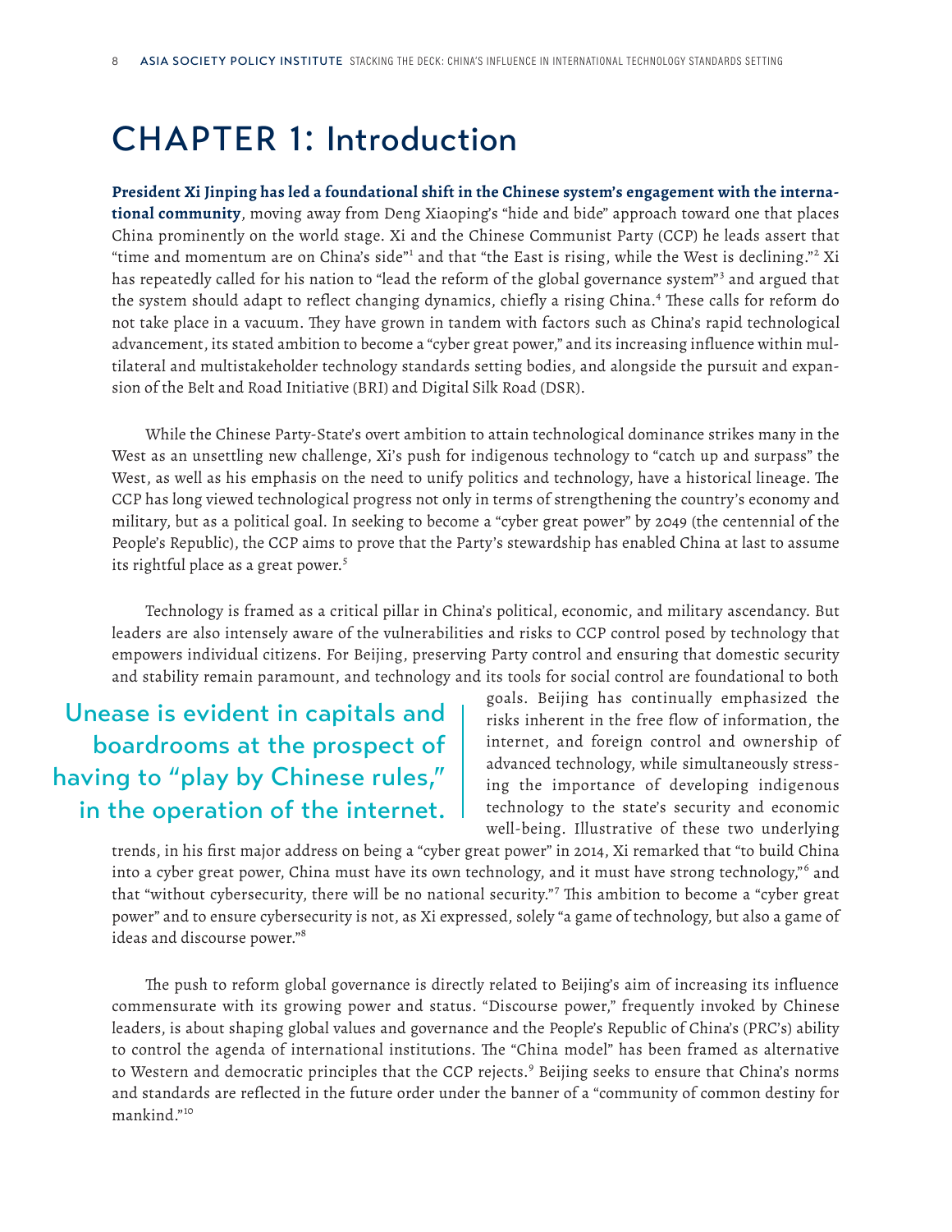# CHAPTER 1: Introduction

**President Xi Jinping has led a foundational shift in the Chinese system's engagement with the international community**, moving away from Deng Xiaoping's "hide and bide" approach toward one that places China prominently on the world stage. Xi and the Chinese Communist Party (CCP) he leads assert that "time and momentum are on China's side"[1] and that "the East is rising, while the West is declining."[2] Xi has repeatedly called for his nation to "lead the reform of the global governance system"[3] and argued that the system should adapt to reflect changing dynamics, chiefly a rising China.[4] These calls for reform do not take place in a vacuum. They have grown in tandem with factors such as China's rapid technological advancement, its stated ambition to become a "cyber great power," and its increasing influence within multilateral and multistakeholder technology standards setting bodies, and alongside the pursuit and expansion of the Belt and Road Initiative (BRI) and Digital Silk Road (DSR).

While the Chinese Party-State's overt ambition to attain technological dominance strikes many in the West as an unsettling new challenge, Xi's push for indigenous technology to "catch up and surpass" the West, as well as his emphasis on the need to unify politics and technology, have a historical lineage. The CCP has long viewed technological progress not only in terms of strengthening the country's economy and military, but as a political goal. In seeking to become a "cyber great power" by 2049 (the centennial of the People's Republic), the CCP aims to prove that the Party's stewardship has enabled China at last to assume its rightful place as a great power.[5]

Technology is framed as a critical pillar in China's political, economic, and military ascendancy. But leaders are also intensely aware of the vulnerabilities and risks to CCP control posed by technology that empowers individual citizens. For Beijing, preserving Party control and ensuring that domestic security and stability remain paramount, and technology and its tools for social control are foundational to both goals. Beijing has continually emphasized the risks inherent in the free flow of information, the internet, and foreign control and ownership of advanced technology, while simultaneously stressing the importance of developing indigenous technology to the state's security and economic well-being. Illustrative of these two underlying trends, in his first major address on being a "cyber great power" in 2014, Xi remarked that "to build China into a cyber great power, China must have its own technology, and it must have strong technology,"[6] and that "without cybersecurity, there will be no national security."[7] This ambition to become a "cyber great power" and to ensure cybersecurity is not, as Xi expressed, solely "a game of technology, but also a game of ideas and discourse power."[8]

> Unease is evident in capitals and boardrooms at the prospect of having to "play by Chinese rules," in the operation of the internet.

The push to reform global governance is directly related to Beijing's aim of increasing its influence commensurate with its growing power and status. "Discourse power," frequently invoked by Chinese leaders, is about shaping global values and governance and the People's Republic of China's (PRC's) ability to control the agenda of international institutions. The "China model" has been framed as alternative to Western and democratic principles that the CCP rejects.[9] Beijing seeks to ensure that China's norms and standards are reflected in the future order under the banner of a "community of common destiny for mankind."[10]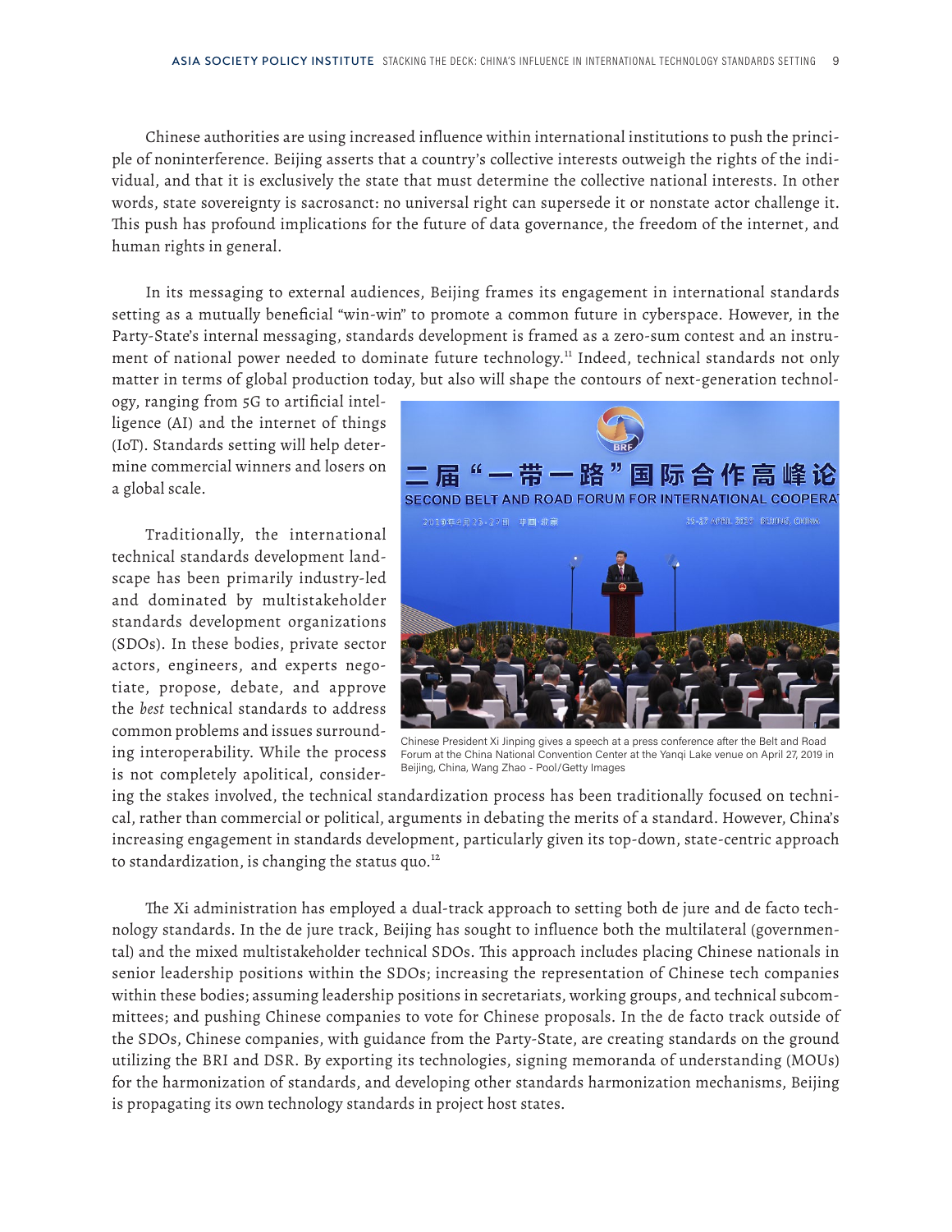Chinese authorities are using increased influence within international institutions to push the principle of noninterference. Beijing asserts that a country's collective interests outweigh the rights of the individual, and that it is exclusively the state that must determine the collective national interests. In other words, state sovereignty is sacrosanct: no universal right can supersede it or nonstate actor challenge it. This push has profound implications for the future of data governance, the freedom of the internet, and human rights in general.

In its messaging to external audiences, Beijing frames its engagement in international standards setting as a mutually beneficial "win-win" to promote a common future in cyberspace. However, in the Party-State's internal messaging, standards development is framed as a zero-sum contest and an instrument of national power needed to dominate future technology.[11] Indeed, technical standards not only matter in terms of global production today, but also will shape the contours of next-generation technology, ranging from 5G to artificial intelligence (AI) and the internet of things (IoT). Standards setting will help determine commercial winners and losers on a global scale.

Traditionally, the international technical standards development landscape has been primarily industry-led and dominated by multistakeholder standards development organizations (SDOs). In these bodies, private sector actors, engineers, and experts negotiate, propose, debate, and approve the *best* technical standards to address common problems and issues surrounding interoperability. While the process is not completely apolitical, considering the stakes involved, the technical standardization process has been traditionally focused on technical, rather than commercial or political, arguments in debating the merits of a standard. However, China's increasing engagement in standards development, particularly given its top-down, state-centric approach to standardization, is changing the status quo.[12]

Chinese President Xi Jinping gives a speech at a press conference after the Belt and Road Forum at the China National Convention Center at the Yanqi Lake venue on April 27, 2019 in Beijing, China, Wang Zhao - Pool/Getty Images

The Xi administration has employed a dual-track approach to setting both de jure and de facto technology standards. In the de jure track, Beijing has sought to influence both the multilateral (governmental) and the mixed multistakeholder technical SDOs. This approach includes placing Chinese nationals in senior leadership positions within the SDOs; increasing the representation of Chinese tech companies within these bodies; assuming leadership positions in secretariats, working groups, and technical subcommittees; and pushing Chinese companies to vote for Chinese proposals. In the de facto track outside of the SDOs, Chinese companies, with guidance from the Party-State, are creating standards on the ground utilizing the BRI and DSR. By exporting its technologies, signing memoranda of understanding (MOUs) for the harmonization of standards, and developing other standards harmonization mechanisms, Beijing is propagating its own technology standards in project host states.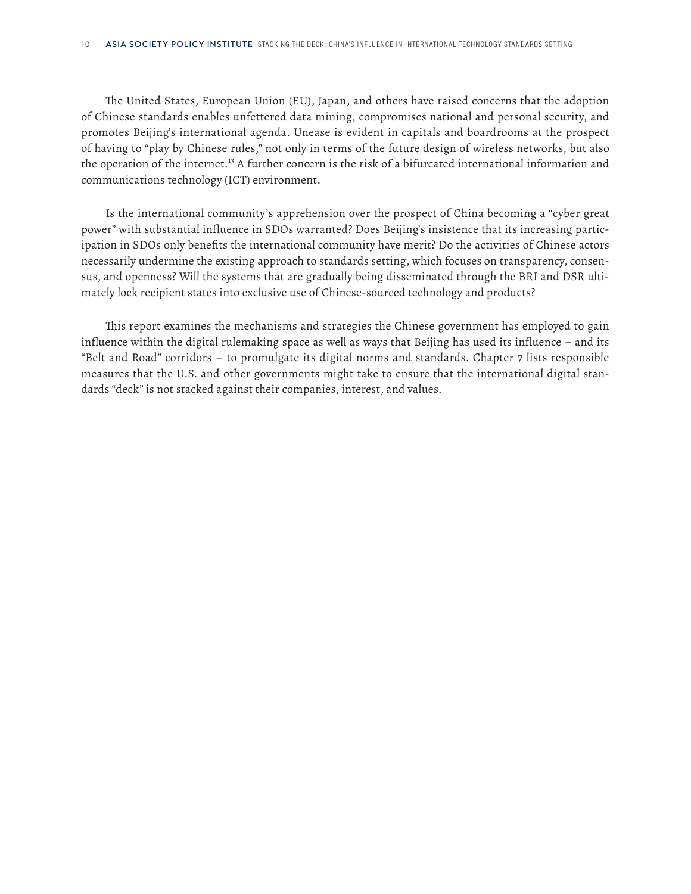The United States, European Union (EU), Japan, and others have raised concerns that the adoption of Chinese standards enables unfettered data mining, compromises national and personal security, and promotes Beijing's international agenda. Unease is evident in capitals and boardrooms at the prospect of having to "play by Chinese rules," not only in terms of the future design of wireless networks, but also the operation of the internet.[13] A further concern is the risk of a bifurcated international information and communications technology (ICT) environment.

Is the international community's apprehension over the prospect of China becoming a "cyber great power" with substantial influence in SDOs warranted? Does Beijing's insistence that its increasing participation in SDOs only benefits the international community have merit? Do the activities of Chinese actors necessarily undermine the existing approach to standards setting, which focuses on transparency, consensus, and openness? Will the systems that are gradually being disseminated through the BRI and DSR ultimately lock recipient states into exclusive use of Chinese-sourced technology and products?

This report examines the mechanisms and strategies the Chinese government has employed to gain influence within the digital rulemaking space as well as ways that Beijing has used its influence – and its "Belt and Road" corridors – to promulgate its digital norms and standards. Chapter 7 lists responsible measures that the U.S. and other governments might take to ensure that the international digital standards "deck" is not stacked against their companies, interest, and values.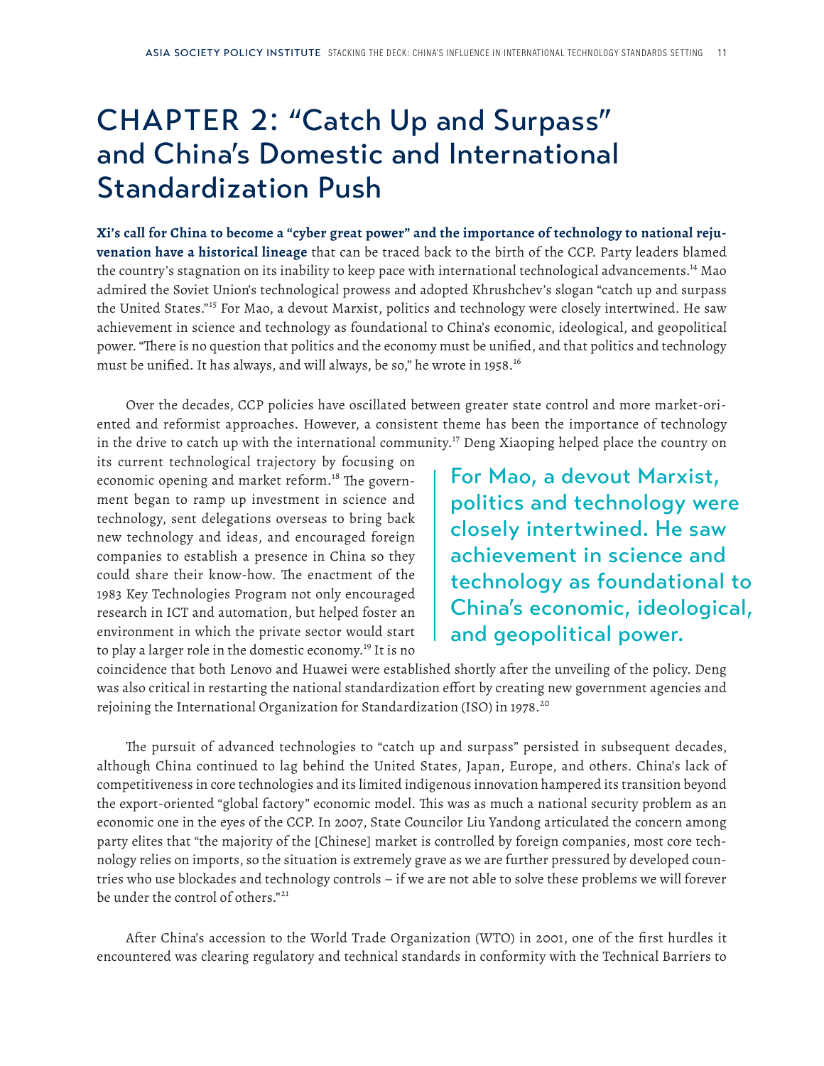# CHAPTER 2: "Catch Up and Surpass" and China's Domestic and International Standardization Push

**Xi's call for China to become a "cyber great power" and the importance of technology to national rejuvenation have a historical lineage** that can be traced back to the birth of the CCP. Party leaders blamed the country's stagnation on its inability to keep pace with international technological advancements.[14] Mao admired the Soviet Union's technological prowess and adopted Khrushchev's slogan "catch up and surpass the United States."[15] For Mao, a devout Marxist, politics and technology were closely intertwined. He saw achievement in science and technology as foundational to China's economic, ideological, and geopolitical power. "There is no question that politics and the economy must be unified, and that politics and technology must be unified. It has always, and will always, be so," he wrote in 1958.[16]

Over the decades, CCP policies have oscillated between greater state control and more market-oriented and reformist approaches. However, a consistent theme has been the importance of technology in the drive to catch up with the international community.[17] Deng Xiaoping helped place the country on its current technological trajectory by focusing on economic opening and market reform.[18] The government began to ramp up investment in science and technology, sent delegations overseas to bring back new technology and ideas, and encouraged foreign companies to establish a presence in China so they could share their know-how. The enactment of the 1983 Key Technologies Program not only encouraged research in ICT and automation, but helped foster an environment in which the private sector would start to play a larger role in the domestic economy.[19] It is no coincidence that both Lenovo and Huawei were established shortly after the unveiling of the policy. Deng was also critical in restarting the national standardization effort by creating new government agencies and rejoining the International Organization for Standardization (ISO) in 1978.[20]

> For Mao, a devout Marxist, politics and technology were closely intertwined. He saw achievement in science and technology as foundational to China's economic, ideological, and geopolitical power.

The pursuit of advanced technologies to "catch up and surpass" persisted in subsequent decades, although China continued to lag behind the United States, Japan, Europe, and others. China's lack of competitiveness in core technologies and its limited indigenous innovation hampered its transition beyond the export-oriented "global factory" economic model. This was as much a national security problem as an economic one in the eyes of the CCP. In 2007, State Councilor Liu Yandong articulated the concern among party elites that "the majority of the [Chinese] market is controlled by foreign companies, most core technology relies on imports, so the situation is extremely grave as we are further pressured by developed countries who use blockades and technology controls – if we are not able to solve these problems we will forever be under the control of others."[21]

After China's accession to the World Trade Organization (WTO) in 2001, one of the first hurdles it encountered was clearing regulatory and technical standards in conformity with the Technical Barriers to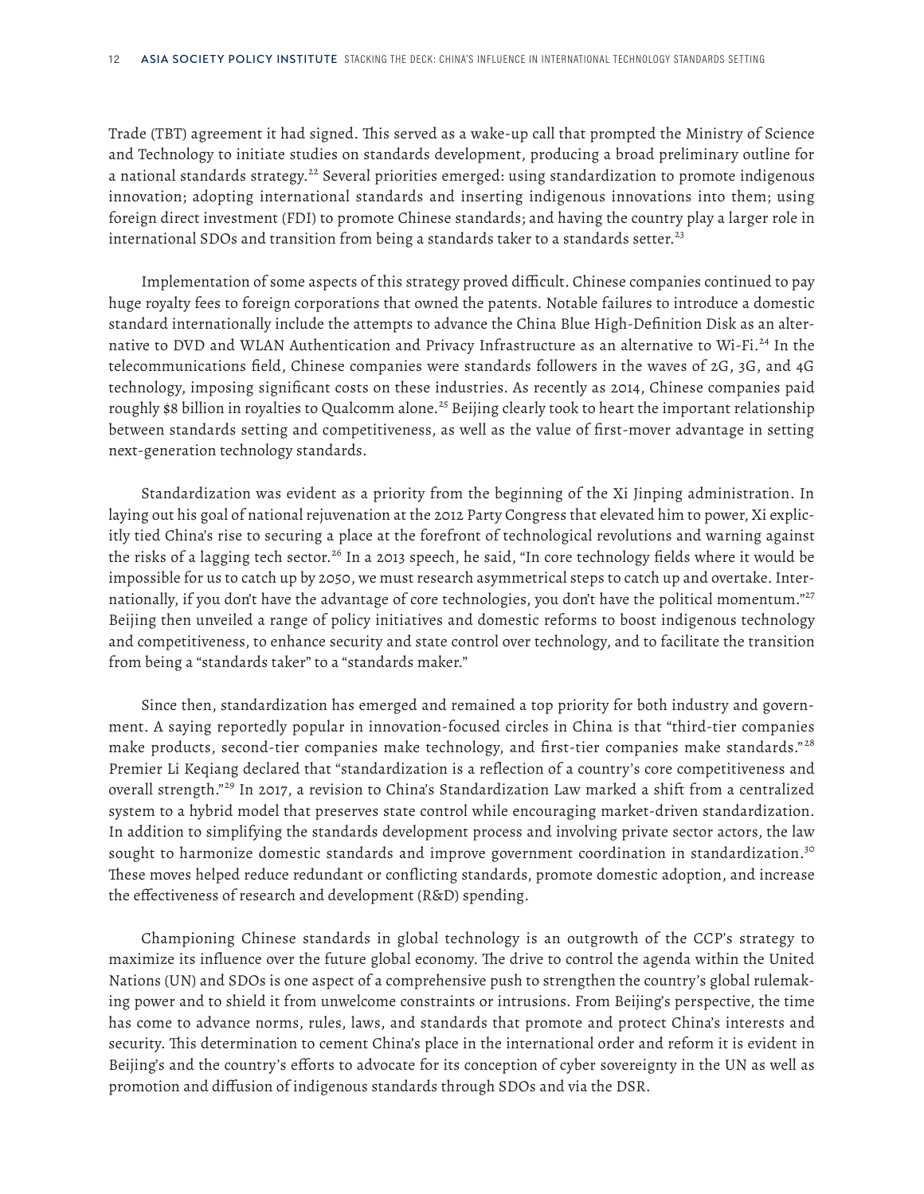Trade (TBT) agreement it had signed. This served as a wake-up call that prompted the Ministry of Science and Technology to initiate studies on standards development, producing a broad preliminary outline for a national standards strategy.[22] Several priorities emerged: using standardization to promote indigenous innovation; adopting international standards and inserting indigenous innovations into them; using foreign direct investment (FDI) to promote Chinese standards; and having the country play a larger role in international SDOs and transition from being a standards taker to a standards setter.[23]

Implementation of some aspects of this strategy proved difficult. Chinese companies continued to pay huge royalty fees to foreign corporations that owned the patents. Notable failures to introduce a domestic standard internationally include the attempts to advance the China Blue High-Definition Disk as an alternative to DVD and WLAN Authentication and Privacy Infrastructure as an alternative to Wi-Fi.[24] In the telecommunications field, Chinese companies were standards followers in the waves of 2G, 3G, and 4G technology, imposing significant costs on these industries. As recently as 2014, Chinese companies paid roughly $8 billion in royalties to Qualcomm alone.[25] Beijing clearly took to heart the important relationship between standards setting and competitiveness, as well as the value of first-mover advantage in setting next-generation technology standards.

Standardization was evident as a priority from the beginning of the Xi Jinping administration. In laying out his goal of national rejuvenation at the 2012 Party Congress that elevated him to power, Xi explicitly tied China's rise to securing a place at the forefront of technological revolutions and warning against the risks of a lagging tech sector.[26] In a 2013 speech, he said, "In core technology fields where it would be impossible for us to catch up by 2050, we must research asymmetrical steps to catch up and overtake. Internationally, if you don't have the advantage of core technologies, you don't have the political momentum."[27] Beijing then unveiled a range of policy initiatives and domestic reforms to boost indigenous technology and competitiveness, to enhance security and state control over technology, and to facilitate the transition from being a "standards taker" to a "standards maker."

Since then, standardization has emerged and remained a top priority for both industry and government. A saying reportedly popular in innovation-focused circles in China is that "third-tier companies make products, second-tier companies make technology, and first-tier companies make standards."[28] Premier Li Keqiang declared that "standardization is a reflection of a country's core competitiveness and overall strength."[29] In 2017, a revision to China's Standardization Law marked a shift from a centralized system to a hybrid model that preserves state control while encouraging market-driven standardization. In addition to simplifying the standards development process and involving private sector actors, the law sought to harmonize domestic standards and improve government coordination in standardization.[30] These moves helped reduce redundant or conflicting standards, promote domestic adoption, and increase the effectiveness of research and development (R&D) spending.

Championing Chinese standards in global technology is an outgrowth of the CCP's strategy to maximize its influence over the future global economy. The drive to control the agenda within the United Nations (UN) and SDOs is one aspect of a comprehensive push to strengthen the country's global rulemaking power and to shield it from unwelcome constraints or intrusions. From Beijing's perspective, the time has come to advance norms, rules, laws, and standards that promote and protect China's interests and security. This determination to cement China's place in the international order and reform it is evident in Beijing's and the country's efforts to advocate for its conception of cyber sovereignty in the UN as well as promotion and diffusion of indigenous standards through SDOs and via the DSR.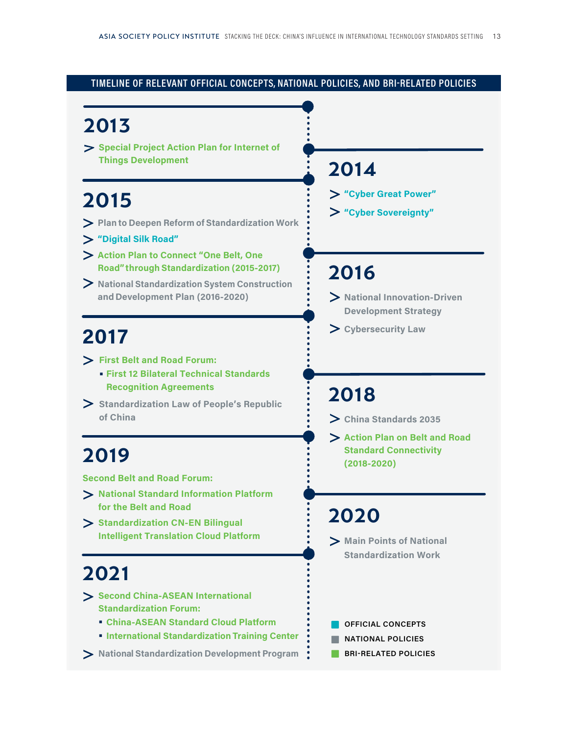## TIMELINE OF RELEVANT OFFICIAL CONCEPTS, NATIONAL POLICIES, AND BRI-RELATED POLICIES

### 2013

- Special Project Action Plan for Internet of Things Development

### 2014

- "Cyber Great Power"
- "Cyber Sovereignty"

### 2015

- Plan to Deepen Reform of Standardization Work
- "Digital Silk Road"
- Action Plan to Connect "One Belt, One Road" through Standardization (2015-2017)
- National Standardization System Construction and Development Plan (2016-2020)

### 2016

- National Innovation-Driven Development Strategy
- Cybersecurity Law

### 2017

- First Belt and Road Forum:
  - First 12 Bilateral Technical Standards Recognition Agreements
- Standardization Law of People's Republic of China

### 2018

- China Standards 2035
- Action Plan on Belt and Road Standard Connectivity (2018-2020)

### 2019

Second Belt and Road Forum:

- National Standard Information Platform for the Belt and Road
- Standardization CN-EN Bilingual Intelligent Translation Cloud Platform

### 2020

- Main Points of National Standardization Work

### 2021

- Second China-ASEAN International Standardization Forum:
  - China-ASEAN Standard Cloud Platform
  - International Standardization Training Center
- National Standardization Development Program

OFFICIAL CONCEPTS

NATIONAL POLICIES

BRI-RELATED POLICIES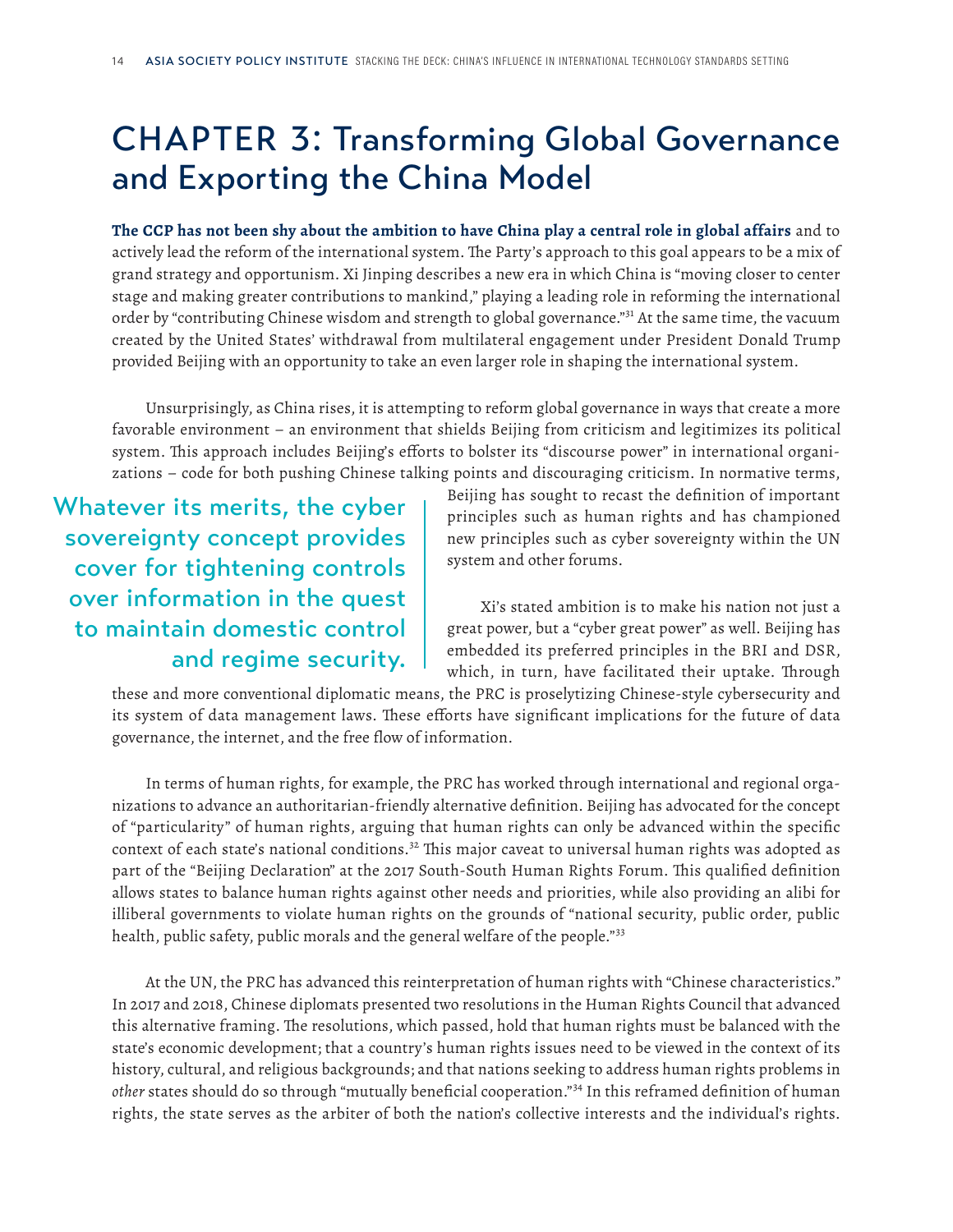# CHAPTER 3: Transforming Global Governance and Exporting the China Model

**The CCP has not been shy about the ambition to have China play a central role in global affairs** and to actively lead the reform of the international system. The Party's approach to this goal appears to be a mix of grand strategy and opportunism. Xi Jinping describes a new era in which China is "moving closer to center stage and making greater contributions to mankind," playing a leading role in reforming the international order by "contributing Chinese wisdom and strength to global governance."[31] At the same time, the vacuum created by the United States' withdrawal from multilateral engagement under President Donald Trump provided Beijing with an opportunity to take an even larger role in shaping the international system.

Unsurprisingly, as China rises, it is attempting to reform global governance in ways that create a more favorable environment – an environment that shields Beijing from criticism and legitimizes its political system. This approach includes Beijing's efforts to bolster its "discourse power" in international organizations – code for both pushing Chinese talking points and discouraging criticism. In normative terms, Beijing has sought to recast the definition of important principles such as human rights and has championed new principles such as cyber sovereignty within the UN system and other forums.

> Whatever its merits, the cyber sovereignty concept provides cover for tightening controls over information in the quest to maintain domestic control and regime security.

Xi's stated ambition is to make his nation not just a great power, but a "cyber great power" as well. Beijing has embedded its preferred principles in the BRI and DSR, which, in turn, have facilitated their uptake. Through these and more conventional diplomatic means, the PRC is proselytizing Chinese-style cybersecurity and its system of data management laws. These efforts have significant implications for the future of data governance, the internet, and the free flow of information.

In terms of human rights, for example, the PRC has worked through international and regional organizations to advance an authoritarian-friendly alternative definition. Beijing has advocated for the concept of "particularity" of human rights, arguing that human rights can only be advanced within the specific context of each state's national conditions.[32] This major caveat to universal human rights was adopted as part of the "Beijing Declaration" at the 2017 South-South Human Rights Forum. This qualified definition allows states to balance human rights against other needs and priorities, while also providing an alibi for illiberal governments to violate human rights on the grounds of "national security, public order, public health, public safety, public morals and the general welfare of the people."[33]

At the UN, the PRC has advanced this reinterpretation of human rights with "Chinese characteristics." In 2017 and 2018, Chinese diplomats presented two resolutions in the Human Rights Council that advanced this alternative framing. The resolutions, which passed, hold that human rights must be balanced with the state's economic development; that a country's human rights issues need to be viewed in the context of its history, cultural, and religious backgrounds; and that nations seeking to address human rights problems in *other* states should do so through "mutually beneficial cooperation."[34] In this reframed definition of human rights, the state serves as the arbiter of both the nation's collective interests and the individual's rights.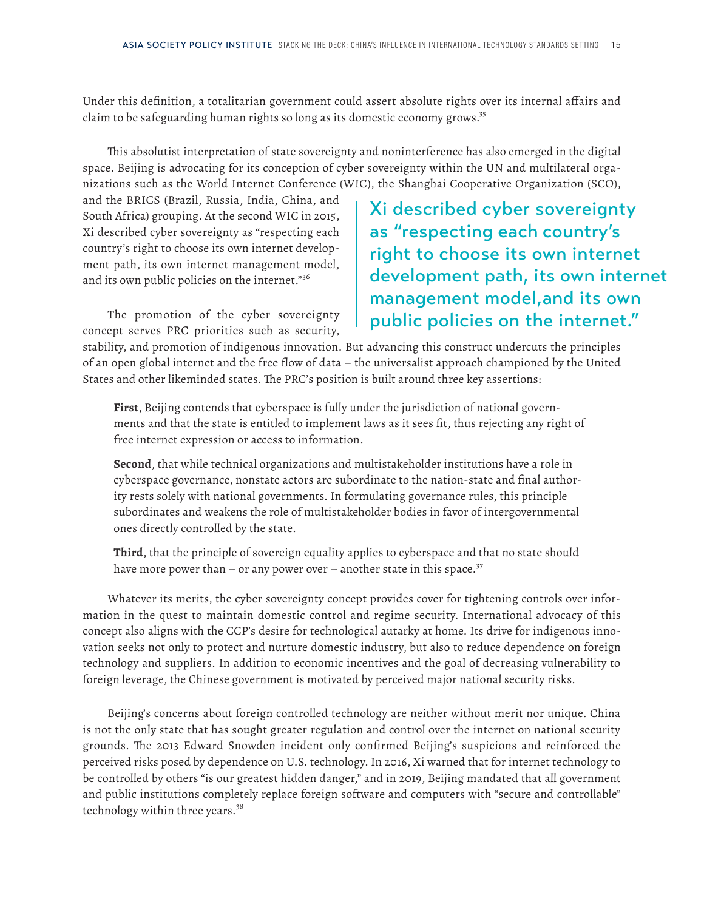Under this definition, a totalitarian government could assert absolute rights over its internal affairs and claim to be safeguarding human rights so long as its domestic economy grows.[35]

This absolutist interpretation of state sovereignty and noninterference has also emerged in the digital space. Beijing is advocating for its conception of cyber sovereignty within the UN and multilateral organizations such as the World Internet Conference (WIC), the Shanghai Cooperative Organization (SCO), and the BRICS (Brazil, Russia, India, China, and South Africa) grouping. At the second WIC in 2015, Xi described cyber sovereignty as "respecting each country's right to choose its own internet development path, its own internet management model, and its own public policies on the internet."[36]

> Xi described cyber sovereignty as "respecting each country's right to choose its own internet development path, its own internet management model,and its own public policies on the internet."

The promotion of the cyber sovereignty concept serves PRC priorities such as security, stability, and promotion of indigenous innovation. But advancing this construct undercuts the principles of an open global internet and the free flow of data – the universalist approach championed by the United States and other likeminded states. The PRC's position is built around three key assertions:

> **First**, Beijing contends that cyberspace is fully under the jurisdiction of national governments and that the state is entitled to implement laws as it sees fit, thus rejecting any right of free internet expression or access to information.
>
> **Second**, that while technical organizations and multistakeholder institutions have a role in cyberspace governance, nonstate actors are subordinate to the nation-state and final authority rests solely with national governments. In formulating governance rules, this principle subordinates and weakens the role of multistakeholder bodies in favor of intergovernmental ones directly controlled by the state.
>
> **Third**, that the principle of sovereign equality applies to cyberspace and that no state should have more power than – or any power over – another state in this space.[37]

Whatever its merits, the cyber sovereignty concept provides cover for tightening controls over information in the quest to maintain domestic control and regime security. International advocacy of this concept also aligns with the CCP's desire for technological autarky at home. Its drive for indigenous innovation seeks not only to protect and nurture domestic industry, but also to reduce dependence on foreign technology and suppliers. In addition to economic incentives and the goal of decreasing vulnerability to foreign leverage, the Chinese government is motivated by perceived major national security risks.

Beijing's concerns about foreign controlled technology are neither without merit nor unique. China is not the only state that has sought greater regulation and control over the internet on national security grounds. The 2013 Edward Snowden incident only confirmed Beijing's suspicions and reinforced the perceived risks posed by dependence on U.S. technology. In 2016, Xi warned that for internet technology to be controlled by others "is our greatest hidden danger," and in 2019, Beijing mandated that all government and public institutions completely replace foreign software and computers with "secure and controllable" technology within three years.[38]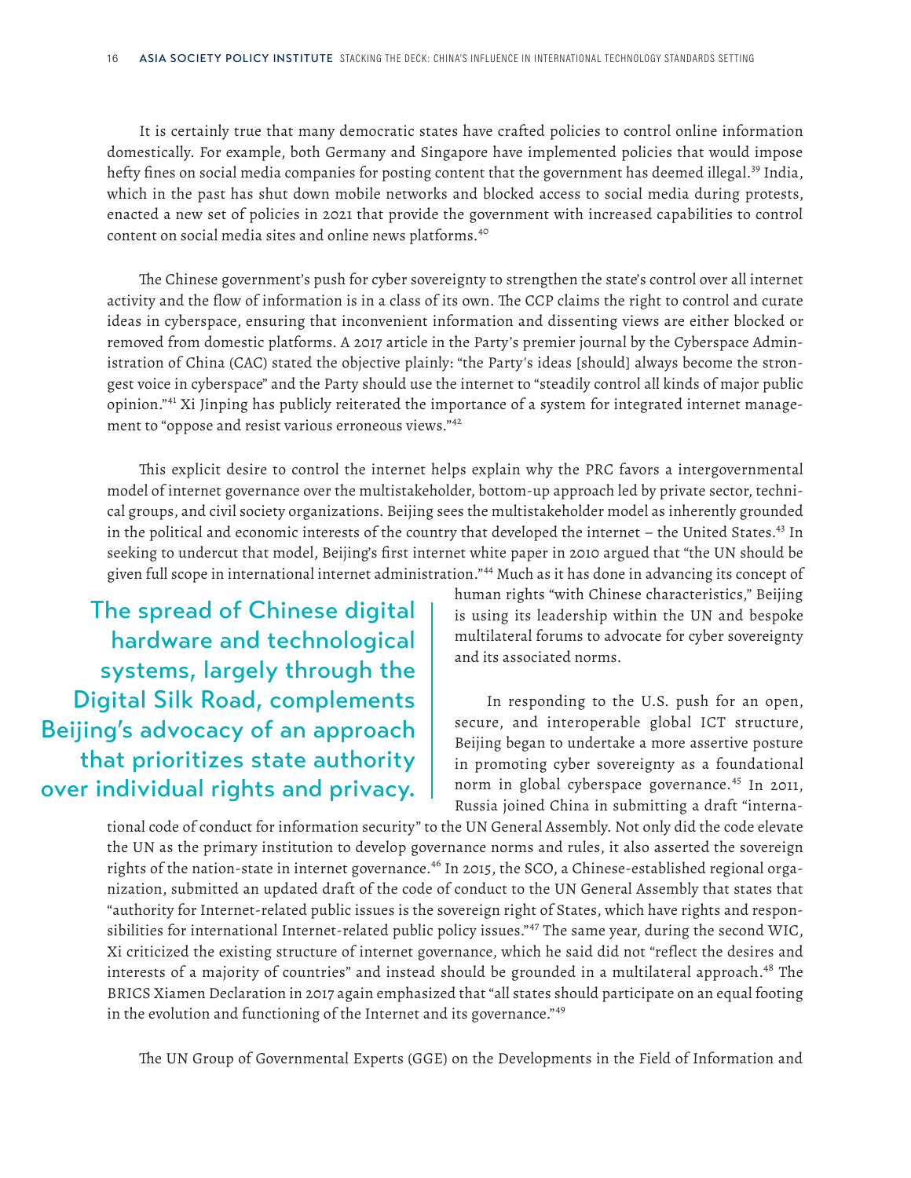It is certainly true that many democratic states have crafted policies to control online information domestically. For example, both Germany and Singapore have implemented policies that would impose hefty fines on social media companies for posting content that the government has deemed illegal.[39] India, which in the past has shut down mobile networks and blocked access to social media during protests, enacted a new set of policies in 2021 that provide the government with increased capabilities to control content on social media sites and online news platforms.[40]

The Chinese government's push for cyber sovereignty to strengthen the state's control over all internet activity and the flow of information is in a class of its own. The CCP claims the right to control and curate ideas in cyberspace, ensuring that inconvenient information and dissenting views are either blocked or removed from domestic platforms. A 2017 article in the Party's premier journal by the Cyberspace Administration of China (CAC) stated the objective plainly: "the Party's ideas [should] always become the strongest voice in cyberspace" and the Party should use the internet to "steadily control all kinds of major public opinion."[41] Xi Jinping has publicly reiterated the importance of a system for integrated internet management to "oppose and resist various erroneous views."[42]

This explicit desire to control the internet helps explain why the PRC favors a intergovernmental model of internet governance over the multistakeholder, bottom-up approach led by private sector, technical groups, and civil society organizations. Beijing sees the multistakeholder model as inherently grounded in the political and economic interests of the country that developed the internet – the United States.[43] In seeking to undercut that model, Beijing's first internet white paper in 2010 argued that "the UN should be given full scope in international internet administration."[44] Much as it has done in advancing its concept of human rights "with Chinese characteristics," Beijing is using its leadership within the UN and bespoke multilateral forums to advocate for cyber sovereignty and its associated norms.

> The spread of Chinese digital hardware and technological systems, largely through the Digital Silk Road, complements Beijing's advocacy of an approach that prioritizes state authority over individual rights and privacy.

In responding to the U.S. push for an open, secure, and interoperable global ICT structure, Beijing began to undertake a more assertive posture in promoting cyber sovereignty as a foundational norm in global cyberspace governance.[45] In 2011, Russia joined China in submitting a draft "international code of conduct for information security" to the UN General Assembly. Not only did the code elevate the UN as the primary institution to develop governance norms and rules, it also asserted the sovereign rights of the nation-state in internet governance.[46] In 2015, the SCO, a Chinese-established regional organization, submitted an updated draft of the code of conduct to the UN General Assembly that states that "authority for Internet-related public issues is the sovereign right of States, which have rights and responsibilities for international Internet-related public policy issues."[47] The same year, during the second WIC, Xi criticized the existing structure of internet governance, which he said did not "reflect the desires and interests of a majority of countries" and instead should be grounded in a multilateral approach.[48] The BRICS Xiamen Declaration in 2017 again emphasized that "all states should participate on an equal footing in the evolution and functioning of the Internet and its governance."[49]

The UN Group of Governmental Experts (GGE) on the Developments in the Field of Information and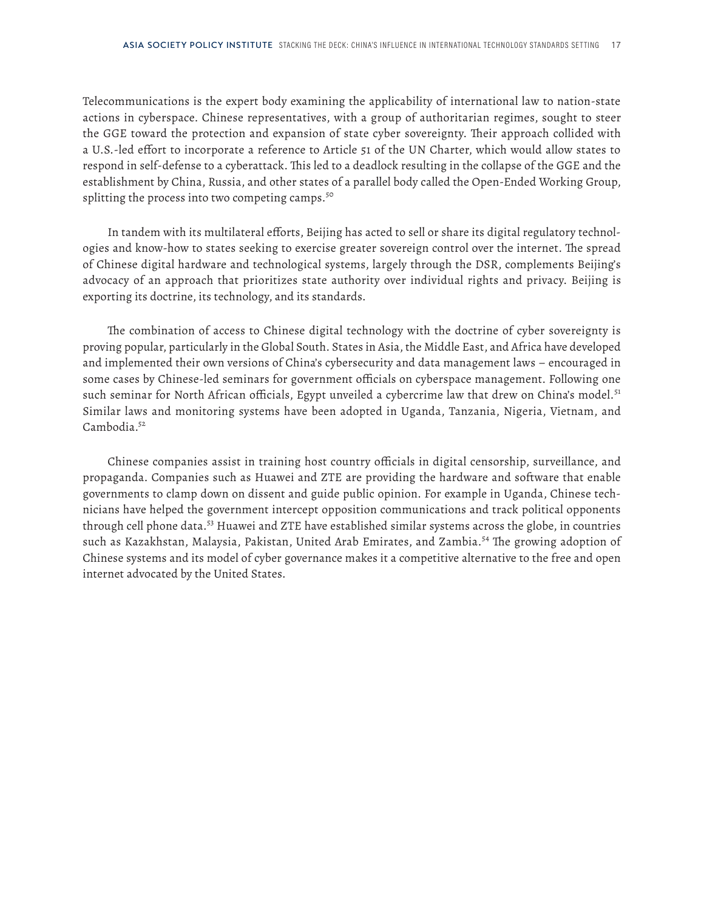Telecommunications is the expert body examining the applicability of international law to nation-state actions in cyberspace. Chinese representatives, with a group of authoritarian regimes, sought to steer the GGE toward the protection and expansion of state cyber sovereignty. Their approach collided with a U.S.-led effort to incorporate a reference to Article 51 of the UN Charter, which would allow states to respond in self-defense to a cyberattack. This led to a deadlock resulting in the collapse of the GGE and the establishment by China, Russia, and other states of a parallel body called the Open-Ended Working Group, splitting the process into two competing camps.[50]

In tandem with its multilateral efforts, Beijing has acted to sell or share its digital regulatory technologies and know-how to states seeking to exercise greater sovereign control over the internet. The spread of Chinese digital hardware and technological systems, largely through the DSR, complements Beijing's advocacy of an approach that prioritizes state authority over individual rights and privacy. Beijing is exporting its doctrine, its technology, and its standards.

The combination of access to Chinese digital technology with the doctrine of cyber sovereignty is proving popular, particularly in the Global South. States in Asia, the Middle East, and Africa have developed and implemented their own versions of China's cybersecurity and data management laws – encouraged in some cases by Chinese-led seminars for government officials on cyberspace management. Following one such seminar for North African officials, Egypt unveiled a cybercrime law that drew on China's model.[51] Similar laws and monitoring systems have been adopted in Uganda, Tanzania, Nigeria, Vietnam, and Cambodia.[52]

Chinese companies assist in training host country officials in digital censorship, surveillance, and propaganda. Companies such as Huawei and ZTE are providing the hardware and software that enable governments to clamp down on dissent and guide public opinion. For example in Uganda, Chinese technicians have helped the government intercept opposition communications and track political opponents through cell phone data.[53] Huawei and ZTE have established similar systems across the globe, in countries such as Kazakhstan, Malaysia, Pakistan, United Arab Emirates, and Zambia.[54] The growing adoption of Chinese systems and its model of cyber governance makes it a competitive alternative to the free and open internet advocated by the United States.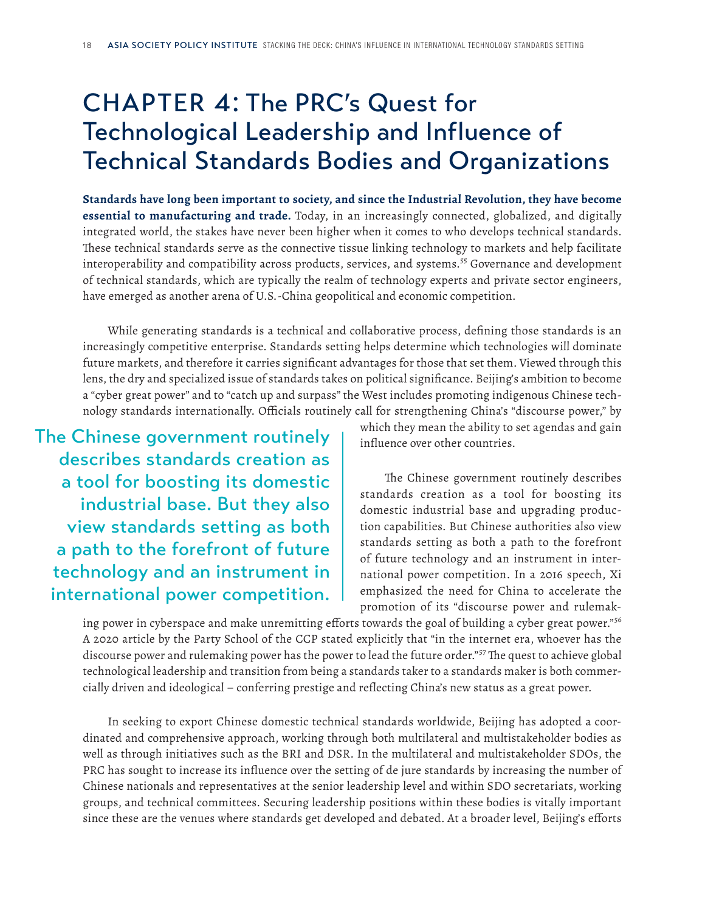# CHAPTER 4: The PRC's Quest for Technological Leadership and Influence of Technical Standards Bodies and Organizations

**Standards have long been important to society, and since the Industrial Revolution, they have become essential to manufacturing and trade.** Today, in an increasingly connected, globalized, and digitally integrated world, the stakes have never been higher when it comes to who develops technical standards. These technical standards serve as the connective tissue linking technology to markets and help facilitate interoperability and compatibility across products, services, and systems.[55] Governance and development of technical standards, which are typically the realm of technology experts and private sector engineers, have emerged as another arena of U.S.-China geopolitical and economic competition.

While generating standards is a technical and collaborative process, defining those standards is an increasingly competitive enterprise. Standards setting helps determine which technologies will dominate future markets, and therefore it carries significant advantages for those that set them. Viewed through this lens, the dry and specialized issue of standards takes on political significance. Beijing's ambition to become a "cyber great power" and to "catch up and surpass" the West includes promoting indigenous Chinese technology standards internationally. Officials routinely call for strengthening China's "discourse power," by which they mean the ability to set agendas and gain influence over other countries.

> The Chinese government routinely describes standards creation as a tool for boosting its domestic industrial base. But they also view standards setting as both a path to the forefront of future technology and an instrument in international power competition.

The Chinese government routinely describes standards creation as a tool for boosting its domestic industrial base and upgrading production capabilities. But Chinese authorities also view standards setting as both a path to the forefront of future technology and an instrument in international power competition. In a 2016 speech, Xi emphasized the need for China to accelerate the promotion of its "discourse power and rulemaking power in cyberspace and make unremitting efforts towards the goal of building a cyber great power."[56] A 2020 article by the Party School of the CCP stated explicitly that "in the internet era, whoever has the discourse power and rulemaking power has the power to lead the future order."[57] The quest to achieve global technological leadership and transition from being a standards taker to a standards maker is both commercially driven and ideological – conferring prestige and reflecting China's new status as a great power.

In seeking to export Chinese domestic technical standards worldwide, Beijing has adopted a coordinated and comprehensive approach, working through both multilateral and multistakeholder bodies as well as through initiatives such as the BRI and DSR. In the multilateral and multistakeholder SDOs, the PRC has sought to increase its influence over the setting of de jure standards by increasing the number of Chinese nationals and representatives at the senior leadership level and within SDO secretariats, working groups, and technical committees. Securing leadership positions within these bodies is vitally important since these are the venues where standards get developed and debated. At a broader level, Beijing's efforts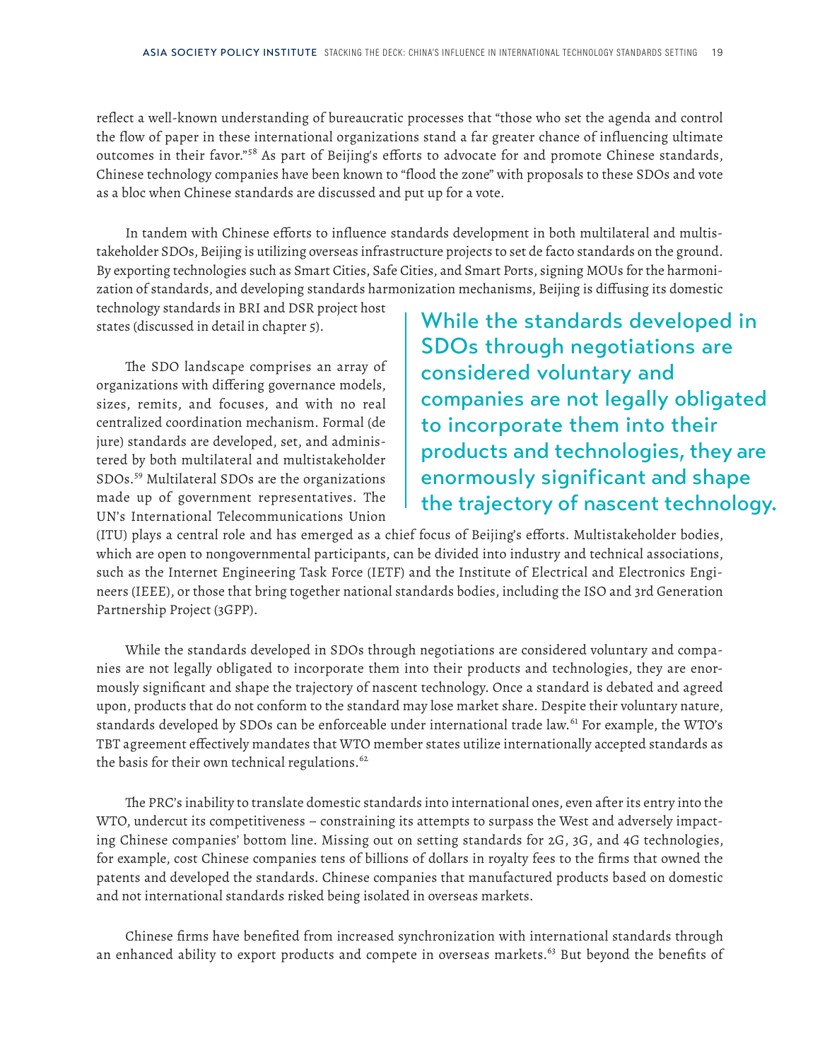reflect a well-known understanding of bureaucratic processes that "those who set the agenda and control the flow of paper in these international organizations stand a far greater chance of influencing ultimate outcomes in their favor."[58] As part of Beijing's efforts to advocate for and promote Chinese standards, Chinese technology companies have been known to "flood the zone" with proposals to these SDOs and vote as a bloc when Chinese standards are discussed and put up for a vote.

In tandem with Chinese efforts to influence standards development in both multilateral and multistakeholder SDOs, Beijing is utilizing overseas infrastructure projects to set de facto standards on the ground. By exporting technologies such as Smart Cities, Safe Cities, and Smart Ports, signing MOUs for the harmonization of standards, and developing standards harmonization mechanisms, Beijing is diffusing its domestic technology standards in BRI and DSR project host states (discussed in detail in chapter 5).

> While the standards developed in SDOs through negotiations are considered voluntary and companies are not legally obligated to incorporate them into their products and technologies, they are enormously significant and shape the trajectory of nascent technology.

The SDO landscape comprises an array of organizations with differing governance models, sizes, remits, and focuses, and with no real centralized coordination mechanism. Formal (de jure) standards are developed, set, and administered by both multilateral and multistakeholder SDOs.[59] Multilateral SDOs are the organizations made up of government representatives. The UN's International Telecommunications Union (ITU) plays a central role and has emerged as a chief focus of Beijing's efforts. Multistakeholder bodies, which are open to nongovernmental participants, can be divided into industry and technical associations, such as the Internet Engineering Task Force (IETF) and the Institute of Electrical and Electronics Engineers (IEEE), or those that bring together national standards bodies, including the ISO and 3rd Generation Partnership Project (3GPP).

While the standards developed in SDOs through negotiations are considered voluntary and companies are not legally obligated to incorporate them into their products and technologies, they are enormously significant and shape the trajectory of nascent technology. Once a standard is debated and agreed upon, products that do not conform to the standard may lose market share. Despite their voluntary nature, standards developed by SDOs can be enforceable under international trade law.[61] For example, the WTO's TBT agreement effectively mandates that WTO member states utilize internationally accepted standards as the basis for their own technical regulations.[62]

The PRC's inability to translate domestic standards into international ones, even after its entry into the WTO, undercut its competitiveness – constraining its attempts to surpass the West and adversely impacting Chinese companies' bottom line. Missing out on setting standards for 2G, 3G, and 4G technologies, for example, cost Chinese companies tens of billions of dollars in royalty fees to the firms that owned the patents and developed the standards. Chinese companies that manufactured products based on domestic and not international standards risked being isolated in overseas markets.

Chinese firms have benefited from increased synchronization with international standards through an enhanced ability to export products and compete in overseas markets.[63] But beyond the benefits of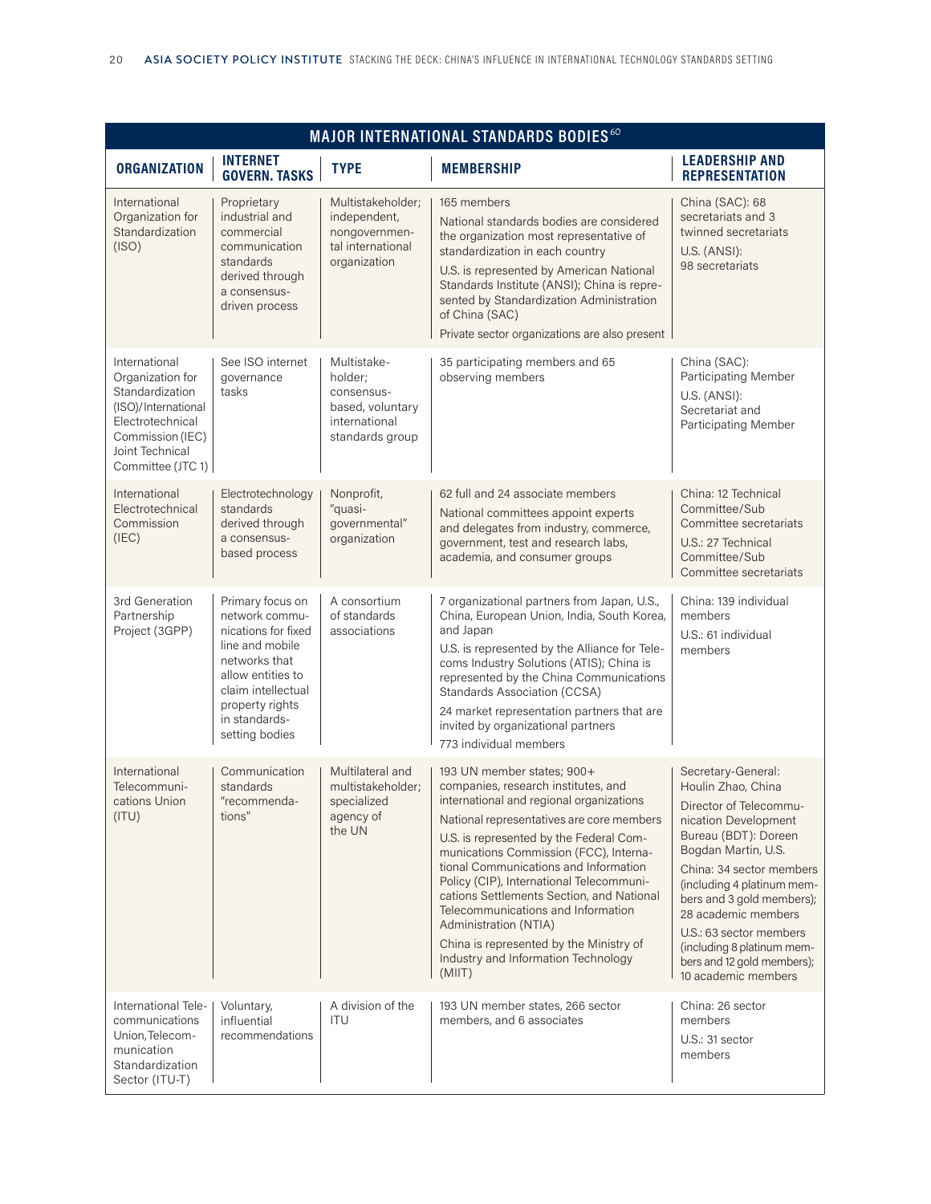## MAJOR INTERNATIONAL STANDARDS BODIES[60]

| ORGANIZATION | INTERNET GOVERN. TASKS | TYPE | MEMBERSHIP | LEADERSHIP AND REPRESENTATION |
|---|---|---|---|---|
| International Organization for Standardization (ISO) | Proprietary industrial and commercial communication standards derived through a consensus-driven process | Multistakeholder; independent, nongovernmental international organization | 165 members<br>National standards bodies are considered the organization most representative of standardization in each country<br>U.S. is represented by American National Standards Institute (ANSI); China is represented by Standardization Administration of China (SAC)<br>Private sector organizations are also present | China (SAC): 68 secretariats and 3 twinned secretariats<br>U.S. (ANSI): 98 secretariats |
| International Organization for Standardization (ISO)/International Electrotechnical Commission (IEC) Joint Technical Committee (JTC 1) | See ISO internet governance tasks | Multistakeholder; consensus-based, voluntary international standards group | 35 participating members and 65 observing members | China (SAC): Participating Member<br>U.S. (ANSI): Secretariat and Participating Member |
| International Electrotechnical Commission (IEC) | Electrotechnology standards derived through a consensus-based process | Nonprofit, "quasi-governmental" organization | 62 full and 24 associate members<br>National committees appoint experts and delegates from industry, commerce, government, test and research labs, academia, and consumer groups | China: 12 Technical Committee/Sub Committee secretariats<br>U.S.: 27 Technical Committee/Sub Committee secretariats |
| 3rd Generation Partnership Project (3GPP) | Primary focus on network communications for fixed line and mobile networks that allow entities to claim intellectual property rights in standards-setting bodies | A consortium of standards associations | 7 organizational partners from Japan, U.S., China, European Union, India, South Korea, and Japan<br>U.S. is represented by the Alliance for Telecoms Industry Solutions (ATIS); China is represented by the China Communications Standards Association (CCSA)<br>24 market representation partners that are invited by organizational partners<br>773 individual members | China: 139 individual members<br>U.S.: 61 individual members |
| International Telecommunications Union (ITU) | Communication standards "recommendations" | Multilateral and multistakeholder; specialized agency of the UN | 193 UN member states; 900+ companies, research institutes, and international and regional organizations<br>National representatives are core members<br>U.S. is represented by the Federal Communications Commission (FCC), International Communications and Information Policy (CIP), International Telecommunications Settlements Section, and National Telecommunications and Information Administration (NTIA)<br>China is represented by the Ministry of Industry and Information Technology (MIIT) | Secretary-General: Houlin Zhao, China<br>Director of Telecommunication Development Bureau (BDT): Doreen Bogdan Martin, U.S.<br>China: 34 sector members (including 4 platinum members and 3 gold members); 28 academic members<br>U.S.: 63 sector members (including 8 platinum members and 12 gold members); 10 academic members |
| International Telecommunications Union, Telecommunication Standardization Sector (ITU-T) | Voluntary, influential recommendations | A division of the ITU | 193 UN member states, 266 sector members, and 6 associates | China: 26 sector members<br>U.S.: 31 sector members |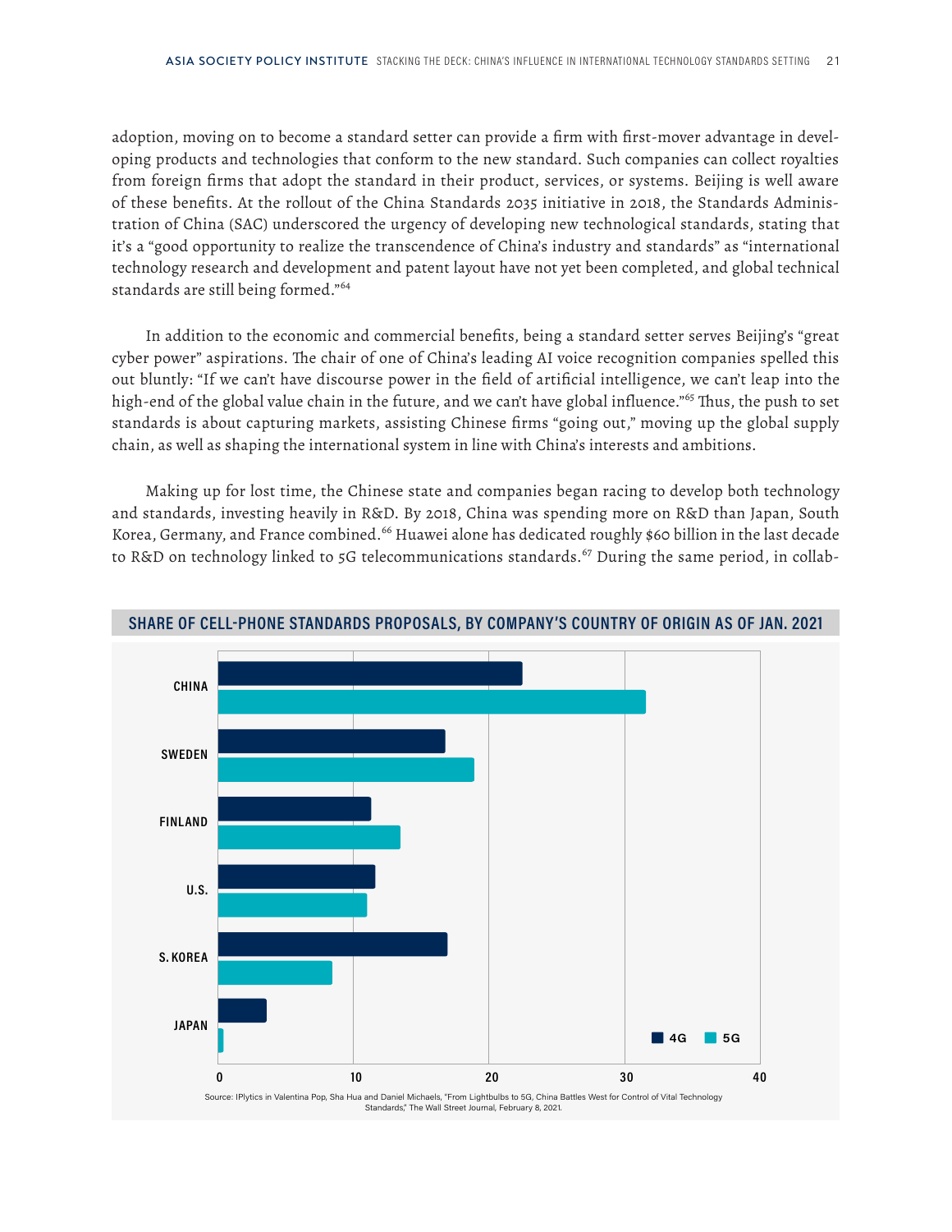adoption, moving on to become a standard setter can provide a firm with first-mover advantage in developing products and technologies that conform to the new standard. Such companies can collect royalties from foreign firms that adopt the standard in their product, services, or systems. Beijing is well aware of these benefits. At the rollout of the China Standards 2035 initiative in 2018, the Standards Administration of China (SAC) underscored the urgency of developing new technological standards, stating that it's a "good opportunity to realize the transcendence of China's industry and standards" as "international technology research and development and patent layout have not yet been completed, and global technical standards are still being formed."[64]

In addition to the economic and commercial benefits, being a standard setter serves Beijing's "great cyber power" aspirations. The chair of one of China's leading AI voice recognition companies spelled this out bluntly: "If we can't have discourse power in the field of artificial intelligence, we can't leap into the high-end of the global value chain in the future, and we can't have global influence."[65] Thus, the push to set standards is about capturing markets, assisting Chinese firms "going out," moving up the global supply chain, as well as shaping the international system in line with China's interests and ambitions.

Making up for lost time, the Chinese state and companies began racing to develop both technology and standards, investing heavily in R&D. By 2018, China was spending more on R&D than Japan, South Korea, Germany, and France combined.[66] Huawei alone has dedicated roughly $60 billion in the last decade to R&D on technology linked to 5G telecommunications standards.[67] During the same period, in collab-

**SHARE OF CELL-PHONE STANDARDS PROPOSALS, BY COMPANY'S COUNTRY OF ORIGIN AS OF JAN. 2021**

CHINA
SWEDEN
FINLAND
U.S.
S. KOREA
JAPAN

4G 5G

0 10 20 30 40

Source: IPlytics in Valentina Pop, Sha Hua and Daniel Michaels, "From Lightbulbs to 5G, China Battles West for Control of Vital Technology Standards," The Wall Street Journal, February 8, 2021.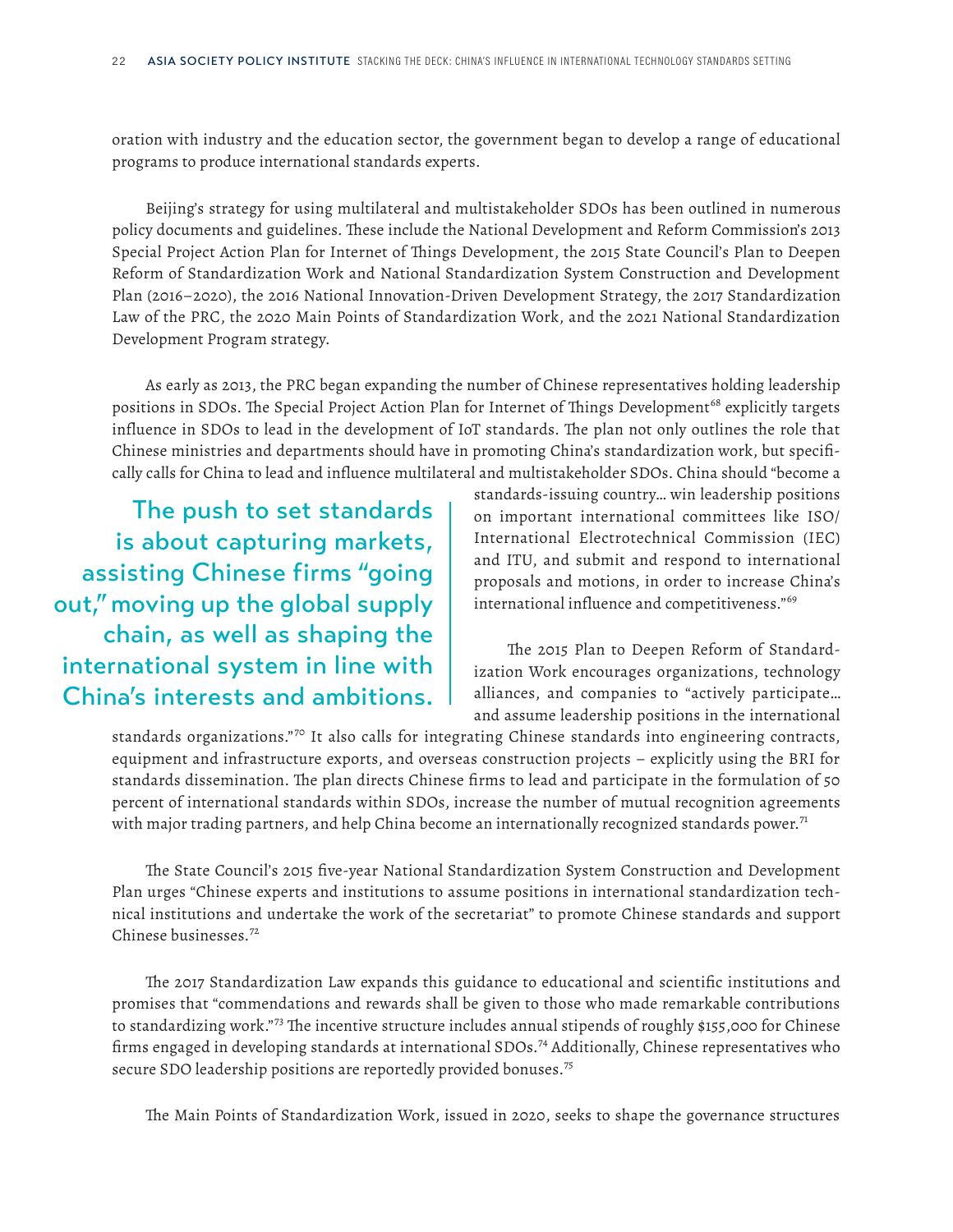oration with industry and the education sector, the government began to develop a range of educational programs to produce international standards experts.

Beijing's strategy for using multilateral and multistakeholder SDOs has been outlined in numerous policy documents and guidelines. These include the National Development and Reform Commission's 2013 Special Project Action Plan for Internet of Things Development, the 2015 State Council's Plan to Deepen Reform of Standardization Work and National Standardization System Construction and Development Plan (2016–2020), the 2016 National Innovation-Driven Development Strategy, the 2017 Standardization Law of the PRC, the 2020 Main Points of Standardization Work, and the 2021 National Standardization Development Program strategy.

As early as 2013, the PRC began expanding the number of Chinese representatives holding leadership positions in SDOs. The Special Project Action Plan for Internet of Things Development[68] explicitly targets influence in SDOs to lead in the development of IoT standards. The plan not only outlines the role that Chinese ministries and departments should have in promoting China's standardization work, but specifically calls for China to lead and influence multilateral and multistakeholder SDOs. China should "become a standards-issuing country… win leadership positions on important international committees like ISO/International Electrotechnical Commission (IEC) and ITU, and submit and respond to international proposals and motions, in order to increase China's international influence and competitiveness."[69]

> The push to set standards is about capturing markets, assisting Chinese firms "going out," moving up the global supply chain, as well as shaping the international system in line with China's interests and ambitions.

The 2015 Plan to Deepen Reform of Standardization Work encourages organizations, technology alliances, and companies to "actively participate… and assume leadership positions in the international standards organizations."[70] It also calls for integrating Chinese standards into engineering contracts, equipment and infrastructure exports, and overseas construction projects – explicitly using the BRI for standards dissemination. The plan directs Chinese firms to lead and participate in the formulation of 50 percent of international standards within SDOs, increase the number of mutual recognition agreements with major trading partners, and help China become an internationally recognized standards power.[71]

The State Council's 2015 five-year National Standardization System Construction and Development Plan urges "Chinese experts and institutions to assume positions in international standardization technical institutions and undertake the work of the secretariat" to promote Chinese standards and support Chinese businesses.[72]

The 2017 Standardization Law expands this guidance to educational and scientific institutions and promises that "commendations and rewards shall be given to those who made remarkable contributions to standardizing work."[73] The incentive structure includes annual stipends of roughly $155,000 for Chinese firms engaged in developing standards at international SDOs.[74] Additionally, Chinese representatives who secure SDO leadership positions are reportedly provided bonuses.[75]

The Main Points of Standardization Work, issued in 2020, seeks to shape the governance structures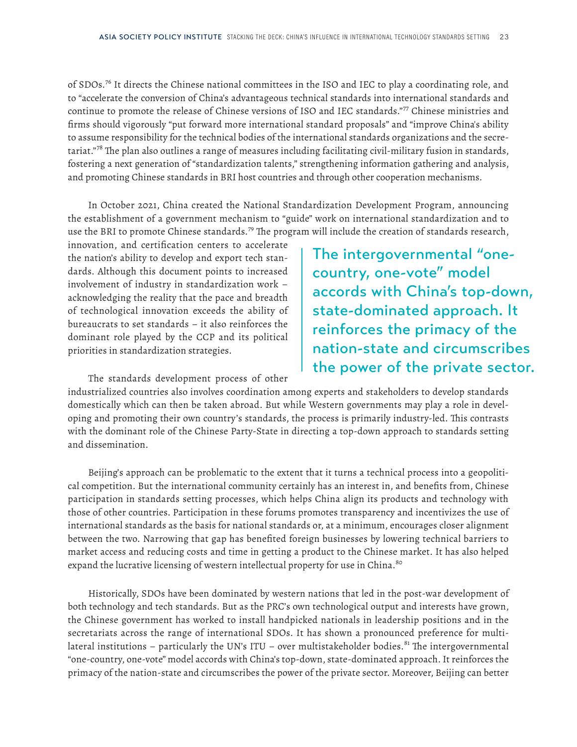of SDOs.[76] It directs the Chinese national committees in the ISO and IEC to play a coordinating role, and to "accelerate the conversion of China's advantageous technical standards into international standards and continue to promote the release of Chinese versions of ISO and IEC standards."[77] Chinese ministries and firms should vigorously "put forward more international standard proposals" and "improve China's ability to assume responsibility for the technical bodies of the international standards organizations and the secretariat."[78] The plan also outlines a range of measures including facilitating civil-military fusion in standards, fostering a next generation of "standardization talents," strengthening information gathering and analysis, and promoting Chinese standards in BRI host countries and through other cooperation mechanisms.

In October 2021, China created the National Standardization Development Program, announcing the establishment of a government mechanism to "guide" work on international standardization and to use the BRI to promote Chinese standards.[79] The program will include the creation of standards research, innovation, and certification centers to accelerate the nation's ability to develop and export tech standards. Although this document points to increased involvement of industry in standardization work – acknowledging the reality that the pace and breadth of technological innovation exceeds the ability of bureaucrats to set standards – it also reinforces the dominant role played by the CCP and its political priorities in standardization strategies.

> The intergovernmental "one-country, one-vote" model accords with China's top-down, state-dominated approach. It reinforces the primacy of the nation-state and circumscribes the power of the private sector.

The standards development process of other industrialized countries also involves coordination among experts and stakeholders to develop standards domestically which can then be taken abroad. But while Western governments may play a role in developing and promoting their own country's standards, the process is primarily industry-led. This contrasts with the dominant role of the Chinese Party-State in directing a top-down approach to standards setting and dissemination.

Beijing's approach can be problematic to the extent that it turns a technical process into a geopolitical competition. But the international community certainly has an interest in, and benefits from, Chinese participation in standards setting processes, which helps China align its products and technology with those of other countries. Participation in these forums promotes transparency and incentivizes the use of international standards as the basis for national standards or, at a minimum, encourages closer alignment between the two. Narrowing that gap has benefited foreign businesses by lowering technical barriers to market access and reducing costs and time in getting a product to the Chinese market. It has also helped expand the lucrative licensing of western intellectual property for use in China.[80]

Historically, SDOs have been dominated by western nations that led in the post-war development of both technology and tech standards. But as the PRC's own technological output and interests have grown, the Chinese government has worked to install handpicked nationals in leadership positions and in the secretariats across the range of international SDOs. It has shown a pronounced preference for multilateral institutions – particularly the UN's ITU – over multistakeholder bodies.[81] The intergovernmental "one-country, one-vote" model accords with China's top-down, state-dominated approach. It reinforces the primacy of the nation-state and circumscribes the power of the private sector. Moreover, Beijing can better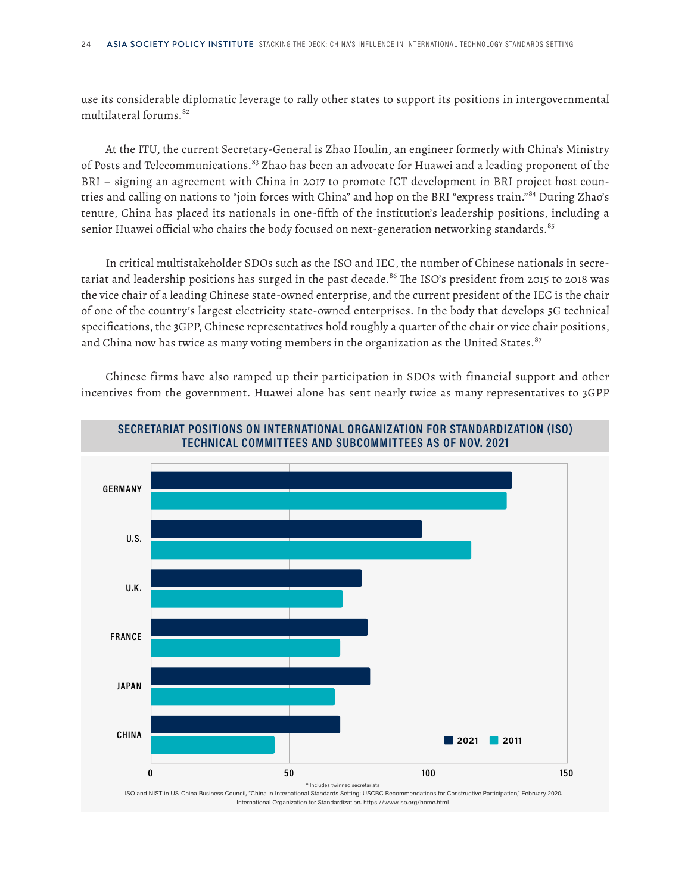use its considerable diplomatic leverage to rally other states to support its positions in intergovernmental multilateral forums.[82]

At the ITU, the current Secretary-General is Zhao Houlin, an engineer formerly with China's Ministry of Posts and Telecommunications.[83] Zhao has been an advocate for Huawei and a leading proponent of the BRI – signing an agreement with China in 2017 to promote ICT development in BRI project host countries and calling on nations to "join forces with China" and hop on the BRI "express train."[84] During Zhao's tenure, China has placed its nationals in one-fifth of the institution's leadership positions, including a senior Huawei official who chairs the body focused on next-generation networking standards.[85]

In critical multistakeholder SDOs such as the ISO and IEC, the number of Chinese nationals in secretariat and leadership positions has surged in the past decade.[86] The ISO's president from 2015 to 2018 was the vice chair of a leading Chinese state-owned enterprise, and the current president of the IEC is the chair of one of the country's largest electricity state-owned enterprises. In the body that develops 5G technical specifications, the 3GPP, Chinese representatives hold roughly a quarter of the chair or vice chair positions, and China now has twice as many voting members in the organization as the United States.[87]

Chinese firms have also ramped up their participation in SDOs with financial support and other incentives from the government. Huawei alone has sent nearly twice as many representatives to 3GPP

**SECRETARIAT POSITIONS ON INTERNATIONAL ORGANIZATION FOR STANDARDIZATION (ISO) TECHNICAL COMMITTEES AND SUBCOMMITTEES AS OF NOV. 2021**

GERMANY
U.S.
U.K.
FRANCE
JAPAN
CHINA

0
50
100
150

2021
2011

* Includes twinned secretariats

ISO and NIST in US-China Business Council, "China in International Standards Setting: USCBC Recommendations for Constructive Participation," February 2020.
International Organization for Standardization. https://www.iso.org/home.html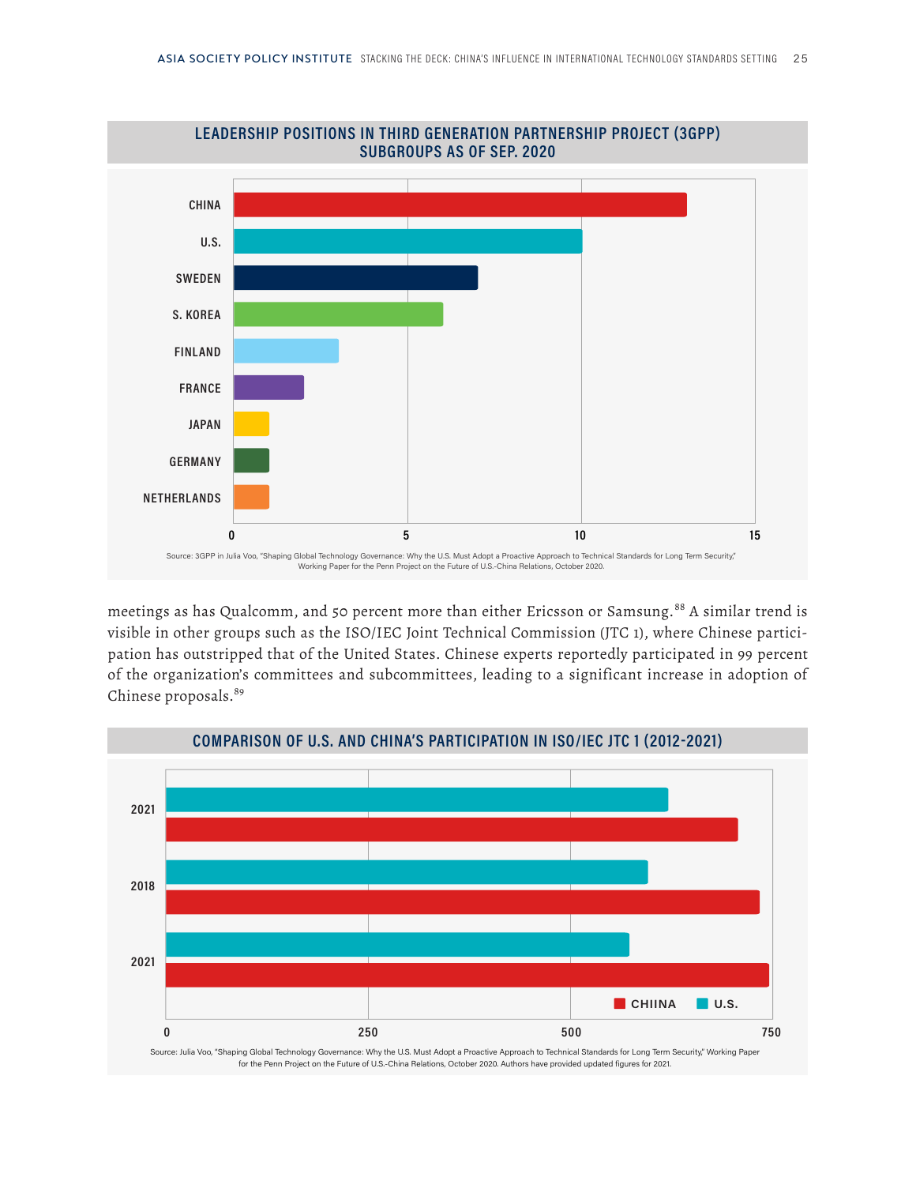**LEADERSHIP POSITIONS IN THIRD GENERATION PARTNERSHIP PROJECT (3GPP) SUBGROUPS AS OF SEP. 2020**

CHINA
U.S.
SWEDEN
S. KOREA
FINLAND
FRANCE
JAPAN
GERMANY
NETHERLANDS

0
5
10
15

Source: 3GPP in Julia Voo, "Shaping Global Technology Governance: Why the U.S. Must Adopt a Proactive Approach to Technical Standards for Long Term Security," Working Paper for the Penn Project on the Future of U.S.-China Relations, October 2020.

meetings as has Qualcomm, and 50 percent more than either Ericsson or Samsung.[88] A similar trend is visible in other groups such as the ISO/IEC Joint Technical Commission (JTC 1), where Chinese participation has outstripped that of the United States. Chinese experts reportedly participated in 99 percent of the organization's committees and subcommittees, leading to a significant increase in adoption of Chinese proposals.[89]

**COMPARISON OF U.S. AND CHINA'S PARTICIPATION IN ISO/IEC JTC 1 (2012-2021)**

2021
2018
2021

CHIINA
U.S.

0
250
500
750

Source: Julia Voo, "Shaping Global Technology Governance: Why the U.S. Must Adopt a Proactive Approach to Technical Standards for Long Term Security," Working Paper for the Penn Project on the Future of U.S.-China Relations, October 2020. Authors have provided updated figures for 2021.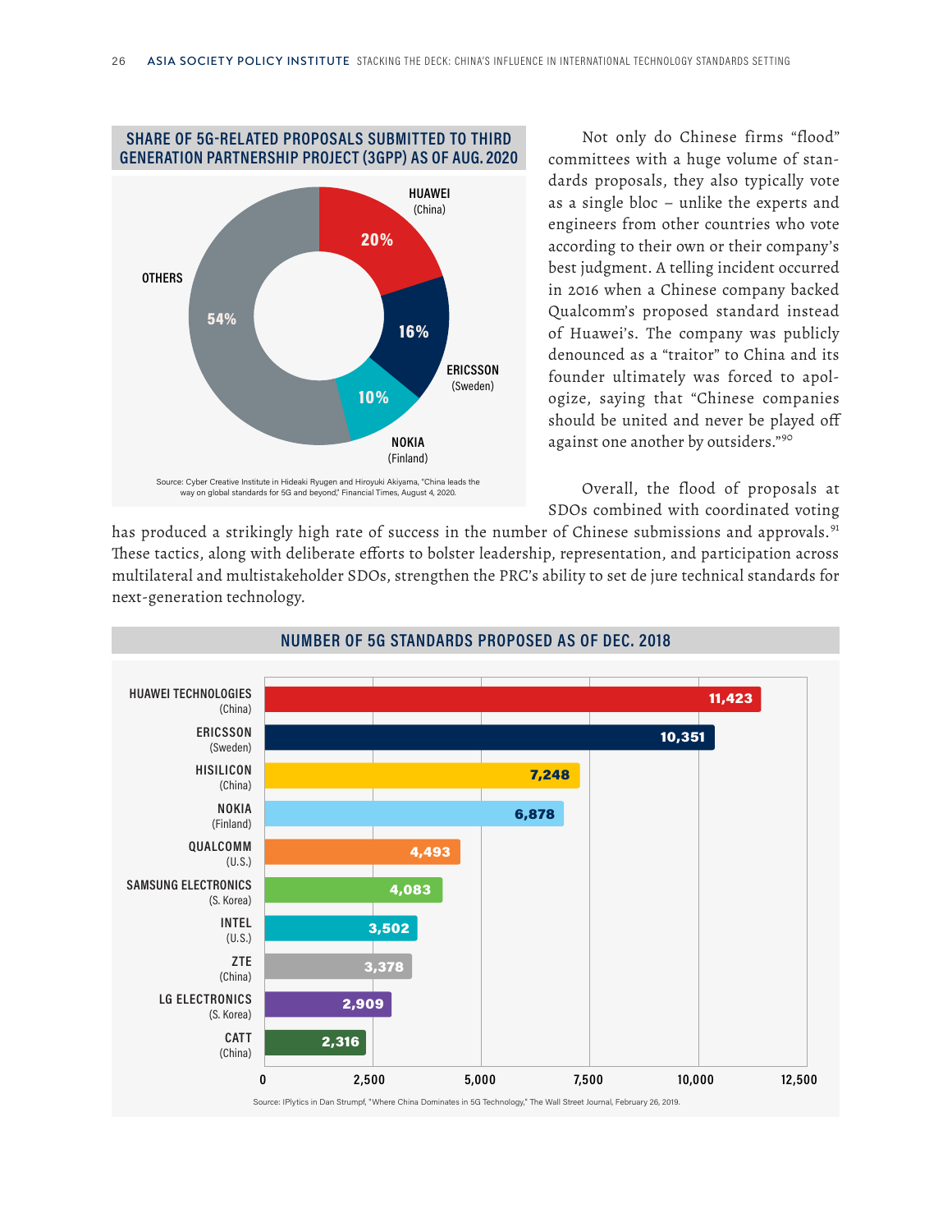**SHARE OF 5G-RELATED PROPOSALS SUBMITTED TO THIRD GENERATION PARTNERSHIP PROJECT (3GPP) AS OF AUG. 2020**

HUAWEI (China)
20%
16%
ERICSSON (Sweden)
10%
NOKIA (Finland)
OTHERS
54%

Source: Cyber Creative Institute in Hideaki Ryugen and Hiroyuki Akiyama, "China leads the way on global standards for 5G and beyond," Financial Times, August 4, 2020.

Not only do Chinese firms "flood" committees with a huge volume of standards proposals, they also typically vote as a single bloc – unlike the experts and engineers from other countries who vote according to their own or their company's best judgment. A telling incident occurred in 2016 when a Chinese company backed Qualcomm's proposed standard instead of Huawei's. The company was publicly denounced as a "traitor" to China and its founder ultimately was forced to apologize, saying that "Chinese companies should be united and never be played off against one another by outsiders."[90]

Overall, the flood of proposals at SDOs combined with coordinated voting has produced a strikingly high rate of success in the number of Chinese submissions and approvals.[91] These tactics, along with deliberate efforts to bolster leadership, representation, and participation across multilateral and multistakeholder SDOs, strengthen the PRC's ability to set de jure technical standards for next-generation technology.

**NUMBER OF 5G STANDARDS PROPOSED AS OF DEC. 2018**

HUAWEI TECHNOLOGIES (China) 11,423
ERICSSON (Sweden) 10,351
HISILICON (China) 7,248
NOKIA (Finland) 6,878
QUALCOMM (U.S.) 4,493
SAMSUNG ELECTRONICS (S. Korea) 4,083
INTEL (U.S.) 3,502
ZTE (China) 3,378
LG ELECTRONICS (S. Korea) 2,909
CATT (China) 2,316

0
2,500
5,000
7,500
10,000
12,500

Source: IPlytics in Dan Strumpf, "Where China Dominates in 5G Technology," The Wall Street Journal, February 26, 2019.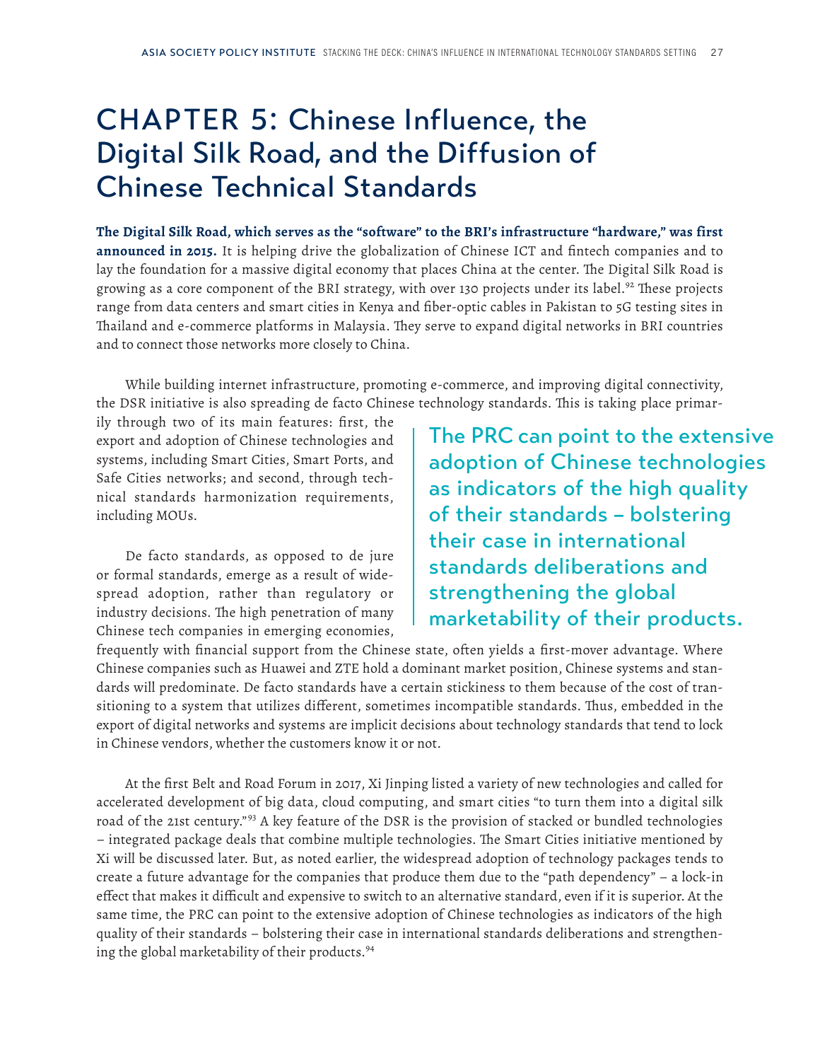# CHAPTER 5: Chinese Influence, the Digital Silk Road, and the Diffusion of Chinese Technical Standards

**The Digital Silk Road, which serves as the "software" to the BRI's infrastructure "hardware," was first announced in 2015.** It is helping drive the globalization of Chinese ICT and fintech companies and to lay the foundation for a massive digital economy that places China at the center. The Digital Silk Road is growing as a core component of the BRI strategy, with over 130 projects under its label.[92] These projects range from data centers and smart cities in Kenya and fiber-optic cables in Pakistan to 5G testing sites in Thailand and e-commerce platforms in Malaysia. They serve to expand digital networks in BRI countries and to connect those networks more closely to China.

While building internet infrastructure, promoting e-commerce, and improving digital connectivity, the DSR initiative is also spreading de facto Chinese technology standards. This is taking place primarily through two of its main features: first, the export and adoption of Chinese technologies and systems, including Smart Cities, Smart Ports, and Safe Cities networks; and second, through technical standards harmonization requirements, including MOUs.

> The PRC can point to the extensive adoption of Chinese technologies as indicators of the high quality of their standards – bolstering their case in international standards deliberations and strengthening the global marketability of their products.

De facto standards, as opposed to de jure or formal standards, emerge as a result of widespread adoption, rather than regulatory or industry decisions. The high penetration of many Chinese tech companies in emerging economies, frequently with financial support from the Chinese state, often yields a first-mover advantage. Where Chinese companies such as Huawei and ZTE hold a dominant market position, Chinese systems and standards will predominate. De facto standards have a certain stickiness to them because of the cost of transitioning to a system that utilizes different, sometimes incompatible standards. Thus, embedded in the export of digital networks and systems are implicit decisions about technology standards that tend to lock in Chinese vendors, whether the customers know it or not.

At the first Belt and Road Forum in 2017, Xi Jinping listed a variety of new technologies and called for accelerated development of big data, cloud computing, and smart cities "to turn them into a digital silk road of the 21st century."[93] A key feature of the DSR is the provision of stacked or bundled technologies – integrated package deals that combine multiple technologies. The Smart Cities initiative mentioned by Xi will be discussed later. But, as noted earlier, the widespread adoption of technology packages tends to create a future advantage for the companies that produce them due to the "path dependency" – a lock-in effect that makes it difficult and expensive to switch to an alternative standard, even if it is superior. At the same time, the PRC can point to the extensive adoption of Chinese technologies as indicators of the high quality of their standards – bolstering their case in international standards deliberations and strengthening the global marketability of their products.[94]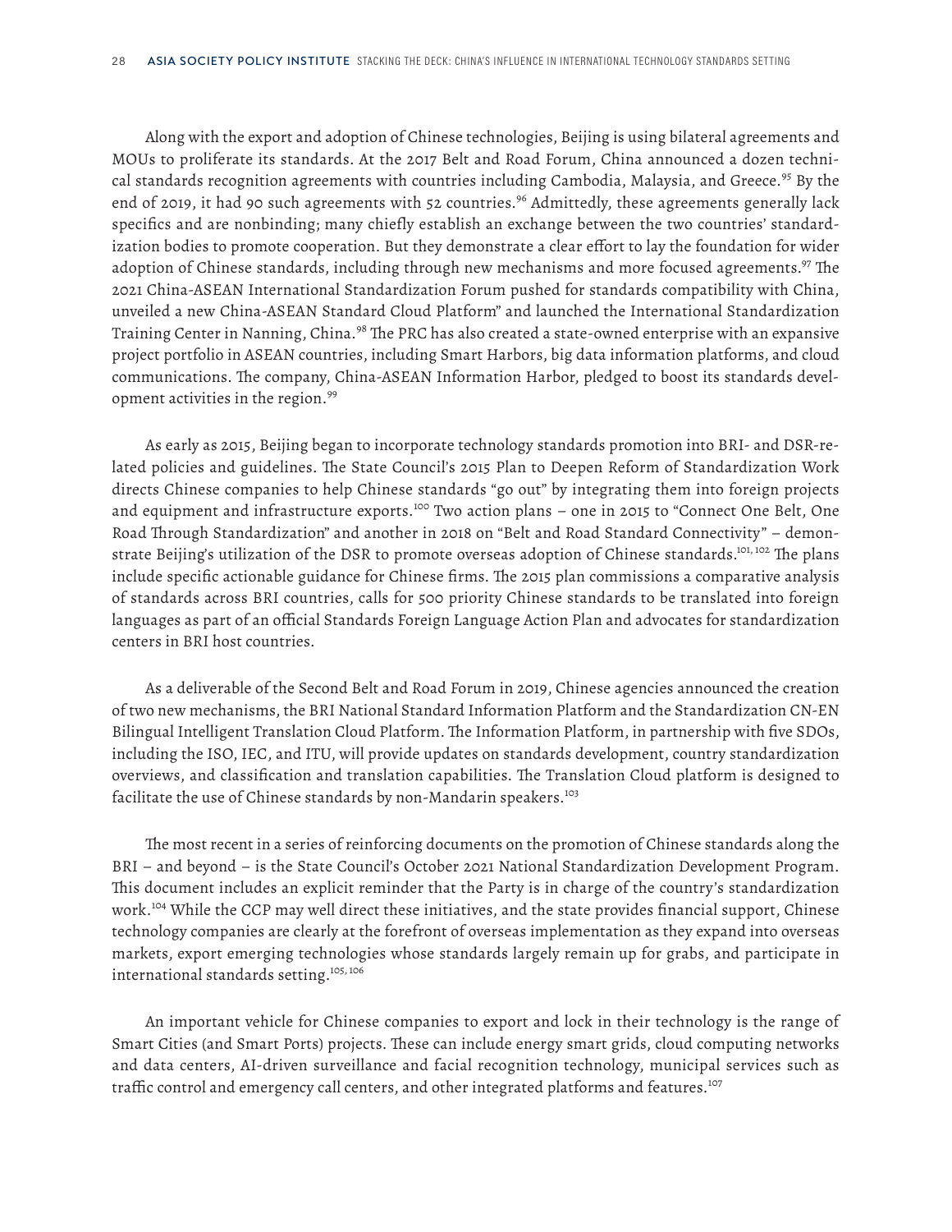Along with the export and adoption of Chinese technologies, Beijing is using bilateral agreements and MOUs to proliferate its standards. At the 2017 Belt and Road Forum, China announced a dozen technical standards recognition agreements with countries including Cambodia, Malaysia, and Greece.[95] By the end of 2019, it had 90 such agreements with 52 countries.[96] Admittedly, these agreements generally lack specifics and are nonbinding; many chiefly establish an exchange between the two countries' standardization bodies to promote cooperation. But they demonstrate a clear effort to lay the foundation for wider adoption of Chinese standards, including through new mechanisms and more focused agreements.[97] The 2021 China-ASEAN International Standardization Forum pushed for standards compatibility with China, unveiled a new China-ASEAN Standard Cloud Platform" and launched the International Standardization Training Center in Nanning, China.[98] The PRC has also created a state-owned enterprise with an expansive project portfolio in ASEAN countries, including Smart Harbors, big data information platforms, and cloud communications. The company, China-ASEAN Information Harbor, pledged to boost its standards development activities in the region.[99]

As early as 2015, Beijing began to incorporate technology standards promotion into BRI- and DSR-related policies and guidelines. The State Council's 2015 Plan to Deepen Reform of Standardization Work directs Chinese companies to help Chinese standards "go out" by integrating them into foreign projects and equipment and infrastructure exports.[100] Two action plans – one in 2015 to "Connect One Belt, One Road Through Standardization" and another in 2018 on "Belt and Road Standard Connectivity" – demonstrate Beijing's utilization of the DSR to promote overseas adoption of Chinese standards.[101, 102] The plans include specific actionable guidance for Chinese firms. The 2015 plan commissions a comparative analysis of standards across BRI countries, calls for 500 priority Chinese standards to be translated into foreign languages as part of an official Standards Foreign Language Action Plan and advocates for standardization centers in BRI host countries.

As a deliverable of the Second Belt and Road Forum in 2019, Chinese agencies announced the creation of two new mechanisms, the BRI National Standard Information Platform and the Standardization CN-EN Bilingual Intelligent Translation Cloud Platform. The Information Platform, in partnership with five SDOs, including the ISO, IEC, and ITU, will provide updates on standards development, country standardization overviews, and classification and translation capabilities. The Translation Cloud platform is designed to facilitate the use of Chinese standards by non-Mandarin speakers.[103]

The most recent in a series of reinforcing documents on the promotion of Chinese standards along the BRI – and beyond – is the State Council's October 2021 National Standardization Development Program. This document includes an explicit reminder that the Party is in charge of the country's standardization work.[104] While the CCP may well direct these initiatives, and the state provides financial support, Chinese technology companies are clearly at the forefront of overseas implementation as they expand into overseas markets, export emerging technologies whose standards largely remain up for grabs, and participate in international standards setting.[105, 106]

An important vehicle for Chinese companies to export and lock in their technology is the range of Smart Cities (and Smart Ports) projects. These can include energy smart grids, cloud computing networks and data centers, AI-driven surveillance and facial recognition technology, municipal services such as traffic control and emergency call centers, and other integrated platforms and features.[107]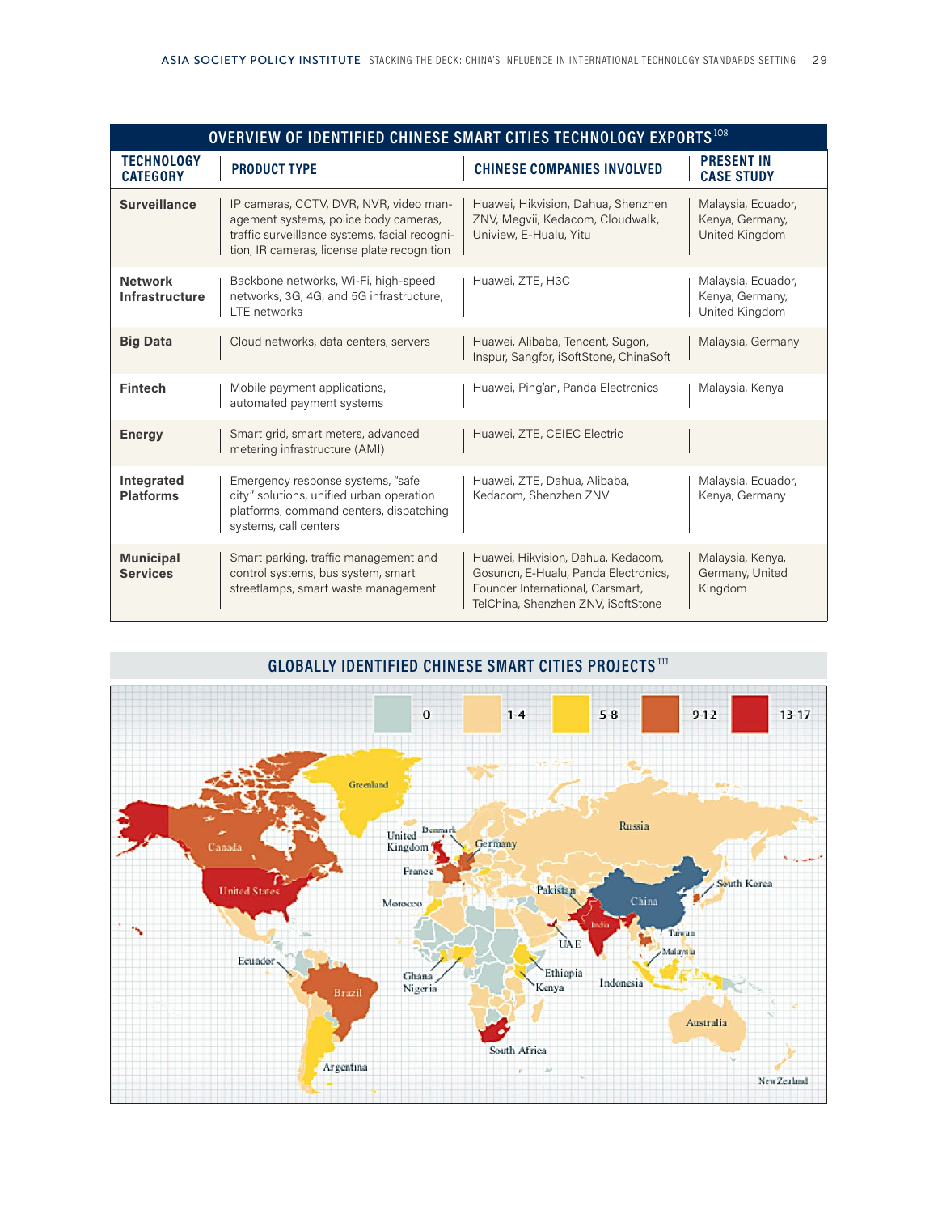## OVERVIEW OF IDENTIFIED CHINESE SMART CITIES TECHNOLOGY EXPORTS[108]

| TECHNOLOGY CATEGORY | PRODUCT TYPE | CHINESE COMPANIES INVOLVED | PRESENT IN CASE STUDY |
|---|---|---|---|
| **Surveillance** | IP cameras, CCTV, DVR, NVR, video management systems, police body cameras, traffic surveillance systems, facial recognition, IR cameras, license plate recognition | Huawei, Hikvision, Dahua, Shenzhen ZNV, Megvii, Kedacom, Cloudwalk, Uniview, E-Hualu, Yitu | Malaysia, Ecuador, Kenya, Germany, United Kingdom |
| **Network Infrastructure** | Backbone networks, Wi-Fi, high-speed networks, 3G, 4G, and 5G infrastructure, LTE networks | Huawei, ZTE, H3C | Malaysia, Ecuador, Kenya, Germany, United Kingdom |
| **Big Data** | Cloud networks, data centers, servers | Huawei, Alibaba, Tencent, Sugon, Inspur, Sangfor, iSoftStone, ChinaSoft | Malaysia, Germany |
| **Fintech** | Mobile payment applications, automated payment systems | Huawei, Ping'an, Panda Electronics | Malaysia, Kenya |
| **Energy** | Smart grid, smart meters, advanced metering infrastructure (AMI) | Huawei, ZTE, CEIEC Electric | |
| **Integrated Platforms** | Emergency response systems, "safe city" solutions, unified urban operation platforms, command centers, dispatching systems, call centers | Huawei, ZTE, Dahua, Alibaba, Kedacom, Shenzhen ZNV | Malaysia, Ecuador, Kenya, Germany |
| **Municipal Services** | Smart parking, traffic management and control systems, bus system, smart streetlamps, smart waste management | Huawei, Hikvision, Dahua, Kedacom, Gosuncn, E-Hualu, Panda Electronics, Founder International, Carsmart, TelChina, Shenzhen ZNV, iSoftStone | Malaysia, Kenya, Germany, United Kingdom |

## GLOBALLY IDENTIFIED CHINESE SMART CITIES PROJECTS[111]

0
1-4
5-8
9-12
13-17

Greenland
Canada
United States
Ecuador
Brazil
Argentina
United Kingdom
Denmark
Germany
France
Morocco
Ghana
Nigeria
Russia
Pakistan
China
South Korea
India
UAE
Taiwan
Malaysia
Ethiopia
Kenya
Indonesia
South Africa
Australia
New Zealand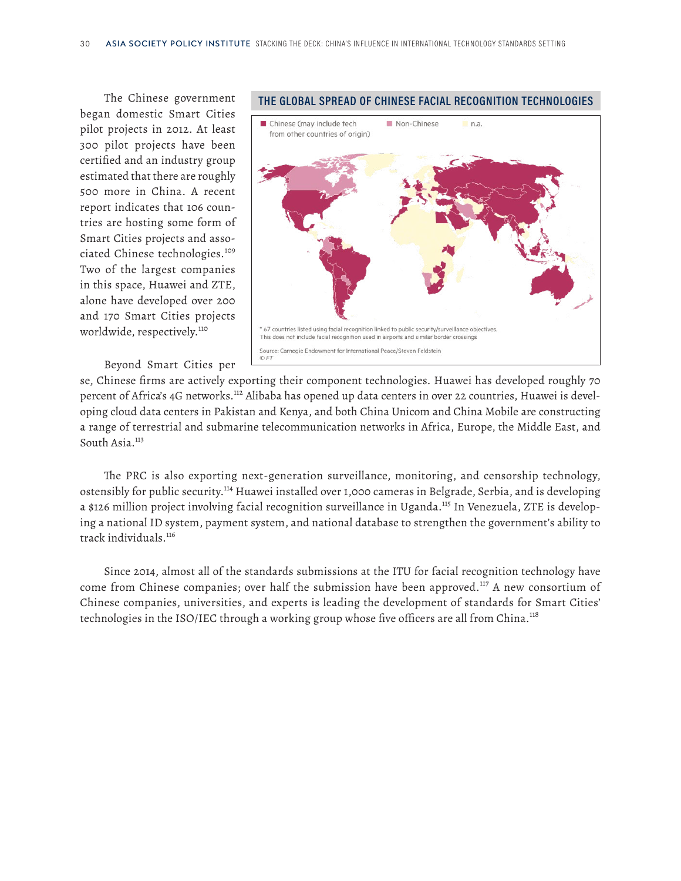The Chinese government began domestic Smart Cities pilot projects in 2012. At least 300 pilot projects have been certified and an industry group estimated that there are roughly 500 more in China. A recent report indicates that 106 countries are hosting some form of Smart Cities projects and associated Chinese technologies.[109] Two of the largest companies in this space, Huawei and ZTE, alone have developed over 200 and 170 Smart Cities projects worldwide, respectively.[110]

## THE GLOBAL SPREAD OF CHINESE FACIAL RECOGNITION TECHNOLOGIES

Chinese (may include tech from other countries of origin)
Non-Chinese
n.a.

* 67 countries listed using facial recognition linked to public security/surveillance objectives.
This does not include facial recognition used in airports and similar border crossings

Source: Carnegie Endowment for International Peace/Steven Feldstein
© FT

Beyond Smart Cities per se, Chinese firms are actively exporting their component technologies. Huawei has developed roughly 70 percent of Africa's 4G networks.[112] Alibaba has opened up data centers in over 22 countries, Huawei is developing cloud data centers in Pakistan and Kenya, and both China Unicom and China Mobile are constructing a range of terrestrial and submarine telecommunication networks in Africa, Europe, the Middle East, and South Asia.[113]

The PRC is also exporting next-generation surveillance, monitoring, and censorship technology, ostensibly for public security.[114] Huawei installed over 1,000 cameras in Belgrade, Serbia, and is developing a $126 million project involving facial recognition surveillance in Uganda.[115] In Venezuela, ZTE is developing a national ID system, payment system, and national database to strengthen the government's ability to track individuals.[116]

Since 2014, almost all of the standards submissions at the ITU for facial recognition technology have come from Chinese companies; over half the submission have been approved.[117] A new consortium of Chinese companies, universities, and experts is leading the development of standards for Smart Cities' technologies in the ISO/IEC through a working group whose five officers are all from China.[118]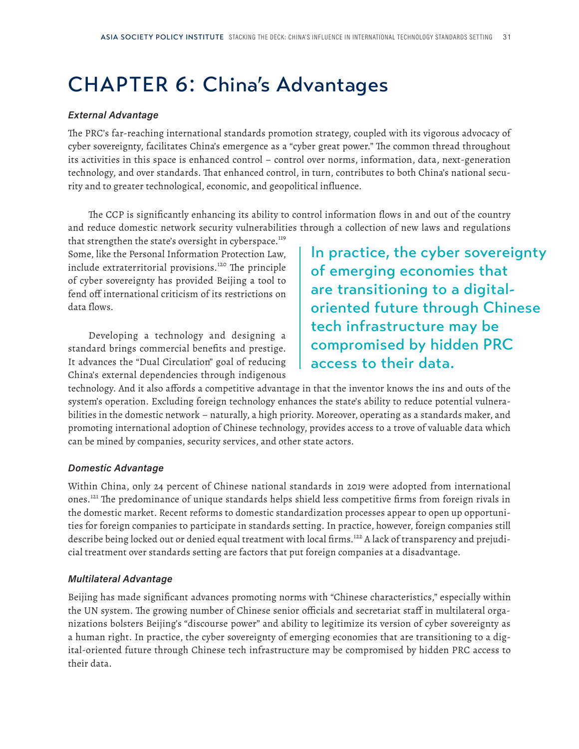# CHAPTER 6: China's Advantages

### *External Advantage*

The PRC's far-reaching international standards promotion strategy, coupled with its vigorous advocacy of cyber sovereignty, facilitates China's emergence as a "cyber great power." The common thread throughout its activities in this space is enhanced control – control over norms, information, data, next-generation technology, and over standards. That enhanced control, in turn, contributes to both China's national security and to greater technological, economic, and geopolitical influence.

The CCP is significantly enhancing its ability to control information flows in and out of the country and reduce domestic network security vulnerabilities through a collection of new laws and regulations that strengthen the state's oversight in cyberspace.[119] Some, like the Personal Information Protection Law, include extraterritorial provisions.[120] The principle of cyber sovereignty has provided Beijing a tool to fend off international criticism of its restrictions on data flows.

> In practice, the cyber sovereignty of emerging economies that are transitioning to a digital-oriented future through Chinese tech infrastructure may be compromised by hidden PRC access to their data.

Developing a technology and designing a standard brings commercial benefits and prestige. It advances the "Dual Circulation" goal of reducing China's external dependencies through indigenous technology. And it also affords a competitive advantage in that the inventor knows the ins and outs of the system's operation. Excluding foreign technology enhances the state's ability to reduce potential vulnerabilities in the domestic network – naturally, a high priority. Moreover, operating as a standards maker, and promoting international adoption of Chinese technology, provides access to a trove of valuable data which can be mined by companies, security services, and other state actors.

### *Domestic Advantage*

Within China, only 24 percent of Chinese national standards in 2019 were adopted from international ones.[121] The predominance of unique standards helps shield less competitive firms from foreign rivals in the domestic market. Recent reforms to domestic standardization processes appear to open up opportunities for foreign companies to participate in standards setting. In practice, however, foreign companies still describe being locked out or denied equal treatment with local firms.[122] A lack of transparency and prejudicial treatment over standards setting are factors that put foreign companies at a disadvantage.

### *Multilateral Advantage*

Beijing has made significant advances promoting norms with "Chinese characteristics," especially within the UN system. The growing number of Chinese senior officials and secretariat staff in multilateral organizations bolsters Beijing's "discourse power" and ability to legitimize its version of cyber sovereignty as a human right. In practice, the cyber sovereignty of emerging economies that are transitioning to a digital-oriented future through Chinese tech infrastructure may be compromised by hidden PRC access to their data.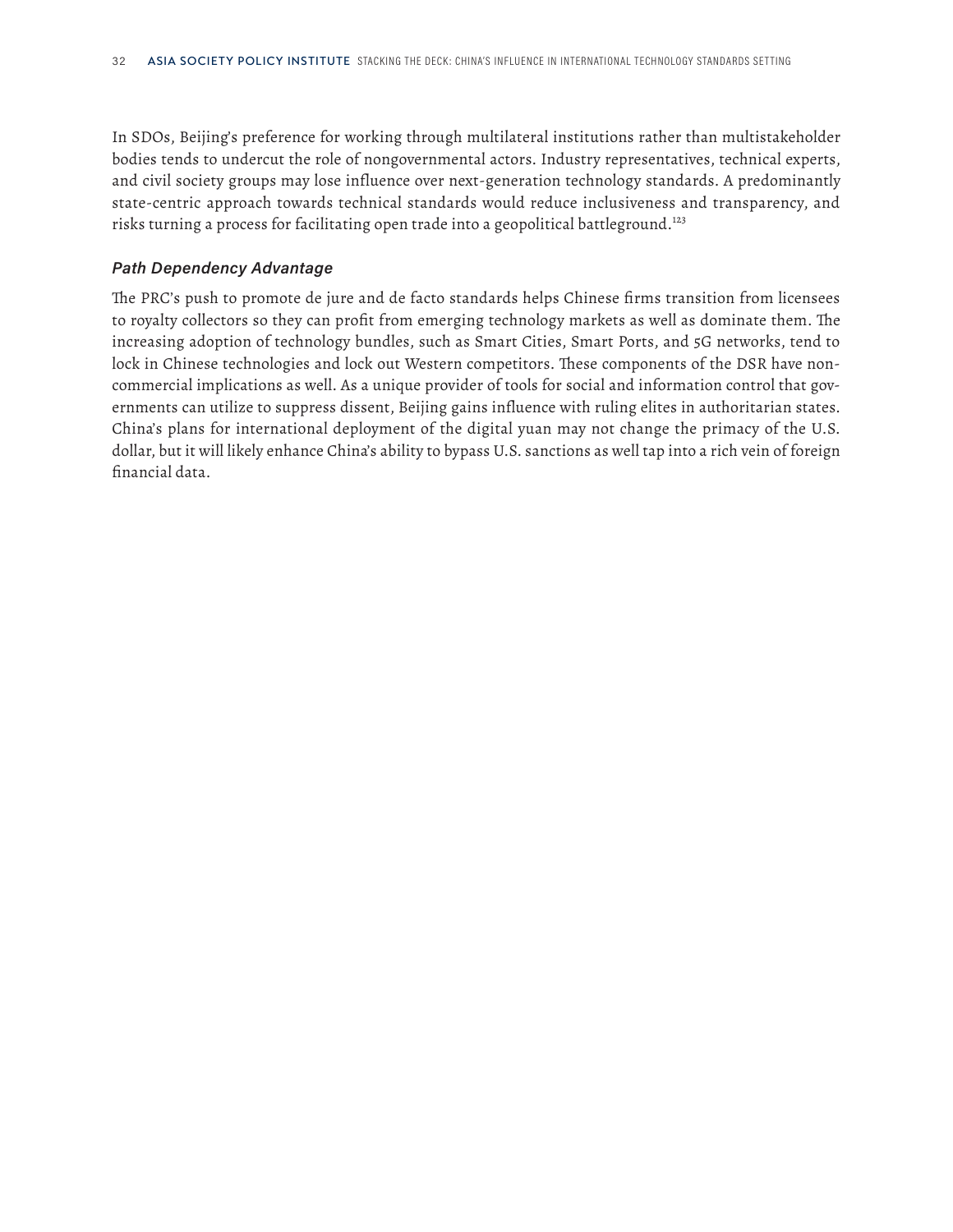In SDOs, Beijing's preference for working through multilateral institutions rather than multistakeholder bodies tends to undercut the role of nongovernmental actors. Industry representatives, technical experts, and civil society groups may lose influence over next-generation technology standards. A predominantly state-centric approach towards technical standards would reduce inclusiveness and transparency, and risks turning a process for facilitating open trade into a geopolitical battleground.[123]

### *Path Dependency Advantage*

The PRC's push to promote de jure and de facto standards helps Chinese firms transition from licensees to royalty collectors so they can profit from emerging technology markets as well as dominate them. The increasing adoption of technology bundles, such as Smart Cities, Smart Ports, and 5G networks, tend to lock in Chinese technologies and lock out Western competitors. These components of the DSR have non-commercial implications as well. As a unique provider of tools for social and information control that governments can utilize to suppress dissent, Beijing gains influence with ruling elites in authoritarian states. China's plans for international deployment of the digital yuan may not change the primacy of the U.S. dollar, but it will likely enhance China's ability to bypass U.S. sanctions as well tap into a rich vein of foreign financial data.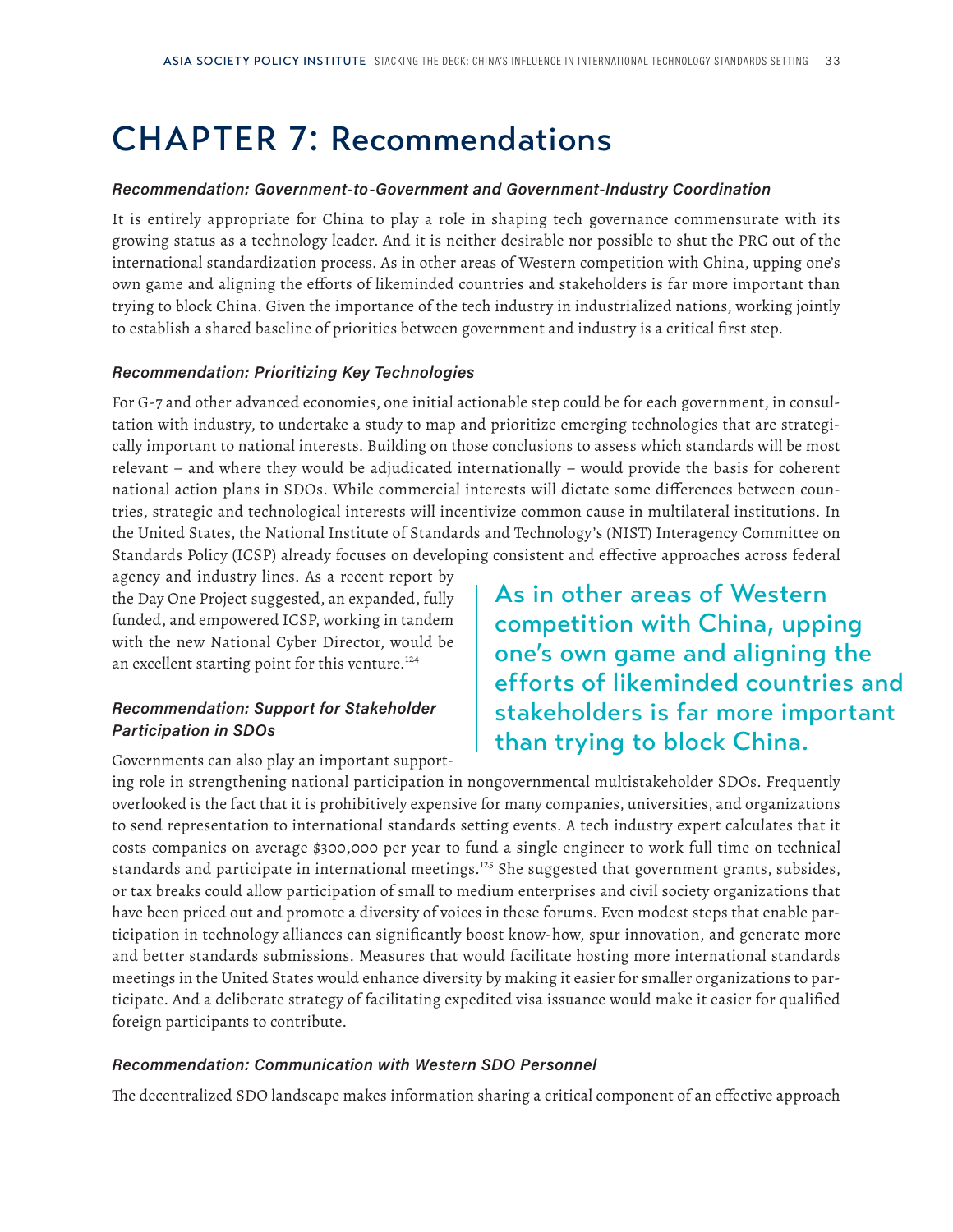# CHAPTER 7: Recommendations

***Recommendation: Government-to-Government and Government-Industry Coordination***

It is entirely appropriate for China to play a role in shaping tech governance commensurate with its growing status as a technology leader. And it is neither desirable nor possible to shut the PRC out of the international standardization process. As in other areas of Western competition with China, upping one's own game and aligning the efforts of likeminded countries and stakeholders is far more important than trying to block China. Given the importance of the tech industry in industrialized nations, working jointly to establish a shared baseline of priorities between government and industry is a critical first step.

***Recommendation: Prioritizing Key Technologies***

For G-7 and other advanced economies, one initial actionable step could be for each government, in consultation with industry, to undertake a study to map and prioritize emerging technologies that are strategically important to national interests. Building on those conclusions to assess which standards will be most relevant – and where they would be adjudicated internationally – would provide the basis for coherent national action plans in SDOs. While commercial interests will dictate some differences between countries, strategic and technological interests will incentivize common cause in multilateral institutions. In the United States, the National Institute of Standards and Technology's (NIST) Interagency Committee on Standards Policy (ICSP) already focuses on developing consistent and effective approaches across federal agency and industry lines. As a recent report by the Day One Project suggested, an expanded, fully funded, and empowered ICSP, working in tandem with the new National Cyber Director, would be an excellent starting point for this venture.[124]

> As in other areas of Western competition with China, upping one's own game and aligning the efforts of likeminded countries and stakeholders is far more important than trying to block China.

***Recommendation: Support for Stakeholder Participation in SDOs***

Governments can also play an important supporting role in strengthening national participation in nongovernmental multistakeholder SDOs. Frequently overlooked is the fact that it is prohibitively expensive for many companies, universities, and organizations to send representation to international standards setting events. A tech industry expert calculates that it costs companies on average $300,000 per year to fund a single engineer to work full time on technical standards and participate in international meetings.[125] She suggested that government grants, subsides, or tax breaks could allow participation of small to medium enterprises and civil society organizations that have been priced out and promote a diversity of voices in these forums. Even modest steps that enable participation in technology alliances can significantly boost know-how, spur innovation, and generate more and better standards submissions. Measures that would facilitate hosting more international standards meetings in the United States would enhance diversity by making it easier for smaller organizations to participate. And a deliberate strategy of facilitating expedited visa issuance would make it easier for qualified foreign participants to contribute.

***Recommendation: Communication with Western SDO Personnel***

The decentralized SDO landscape makes information sharing a critical component of an effective approach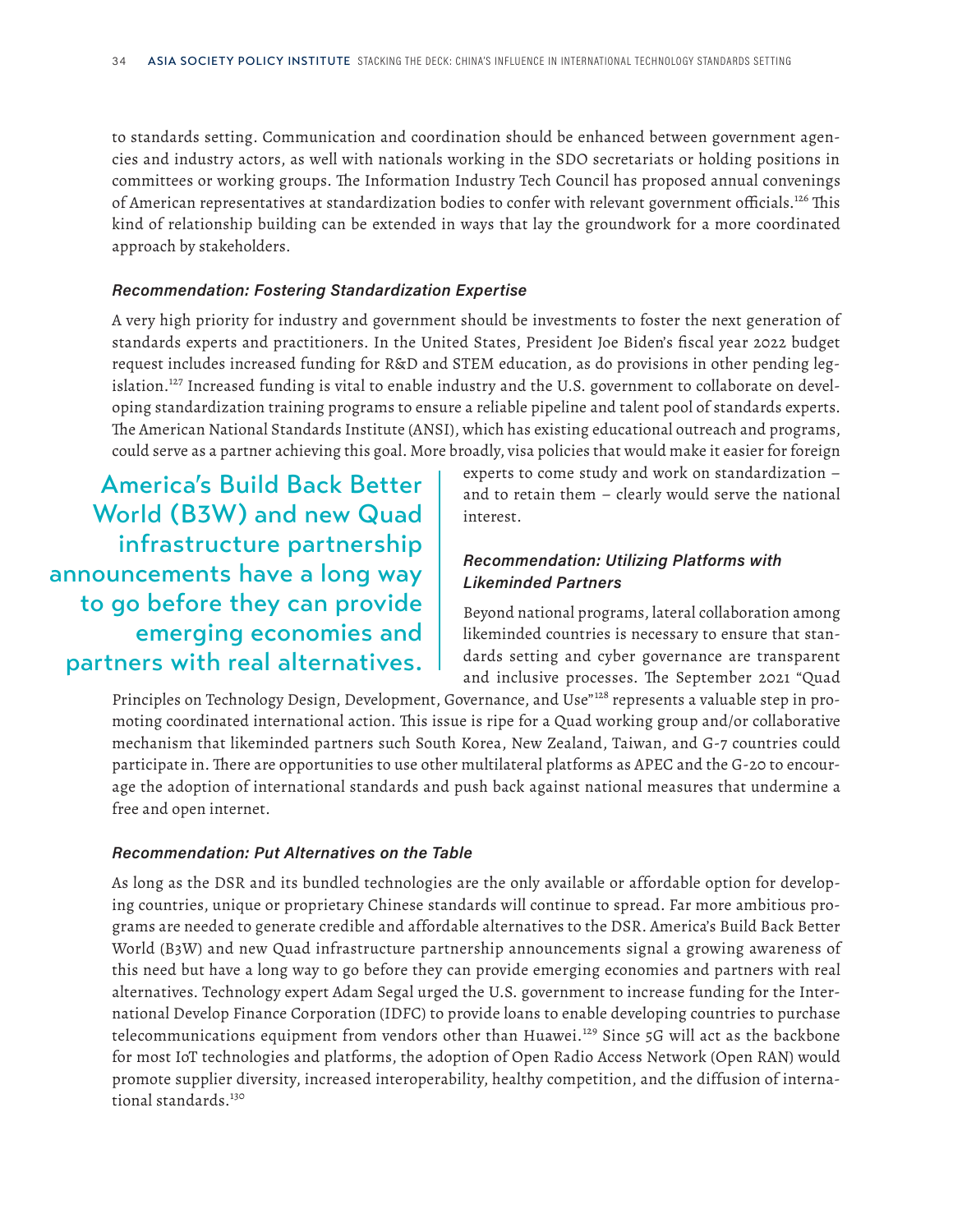to standards setting. Communication and coordination should be enhanced between government agencies and industry actors, as well with nationals working in the SDO secretariats or holding positions in committees or working groups. The Information Industry Tech Council has proposed annual convenings of American representatives at standardization bodies to confer with relevant government officials.[126] This kind of relationship building can be extended in ways that lay the groundwork for a more coordinated approach by stakeholders.

### *Recommendation: Fostering Standardization Expertise*

A very high priority for industry and government should be investments to foster the next generation of standards experts and practitioners. In the United States, President Joe Biden's fiscal year 2022 budget request includes increased funding for R&D and STEM education, as do provisions in other pending legislation.[127] Increased funding is vital to enable industry and the U.S. government to collaborate on developing standardization training programs to ensure a reliable pipeline and talent pool of standards experts. The American National Standards Institute (ANSI), which has existing educational outreach and programs, could serve as a partner achieving this goal. More broadly, visa policies that would make it easier for foreign experts to come study and work on standardization – and to retain them – clearly would serve the national interest.

> America's Build Back Better World (B3W) and new Quad infrastructure partnership announcements have a long way to go before they can provide emerging economies and partners with real alternatives.

### *Recommendation: Utilizing Platforms with Likeminded Partners*

Beyond national programs, lateral collaboration among likeminded countries is necessary to ensure that standards setting and cyber governance are transparent and inclusive processes. The September 2021 "Quad Principles on Technology Design, Development, Governance, and Use"[128] represents a valuable step in promoting coordinated international action. This issue is ripe for a Quad working group and/or collaborative mechanism that likeminded partners such South Korea, New Zealand, Taiwan, and G-7 countries could participate in. There are opportunities to use other multilateral platforms as APEC and the G-20 to encourage the adoption of international standards and push back against national measures that undermine a free and open internet.

### *Recommendation: Put Alternatives on the Table*

As long as the DSR and its bundled technologies are the only available or affordable option for developing countries, unique or proprietary Chinese standards will continue to spread. Far more ambitious programs are needed to generate credible and affordable alternatives to the DSR. America's Build Back Better World (B3W) and new Quad infrastructure partnership announcements signal a growing awareness of this need but have a long way to go before they can provide emerging economies and partners with real alternatives. Technology expert Adam Segal urged the U.S. government to increase funding for the International Develop Finance Corporation (IDFC) to provide loans to enable developing countries to purchase telecommunications equipment from vendors other than Huawei.[129] Since 5G will act as the backbone for most IoT technologies and platforms, the adoption of Open Radio Access Network (Open RAN) would promote supplier diversity, increased interoperability, healthy competition, and the diffusion of international standards.[130]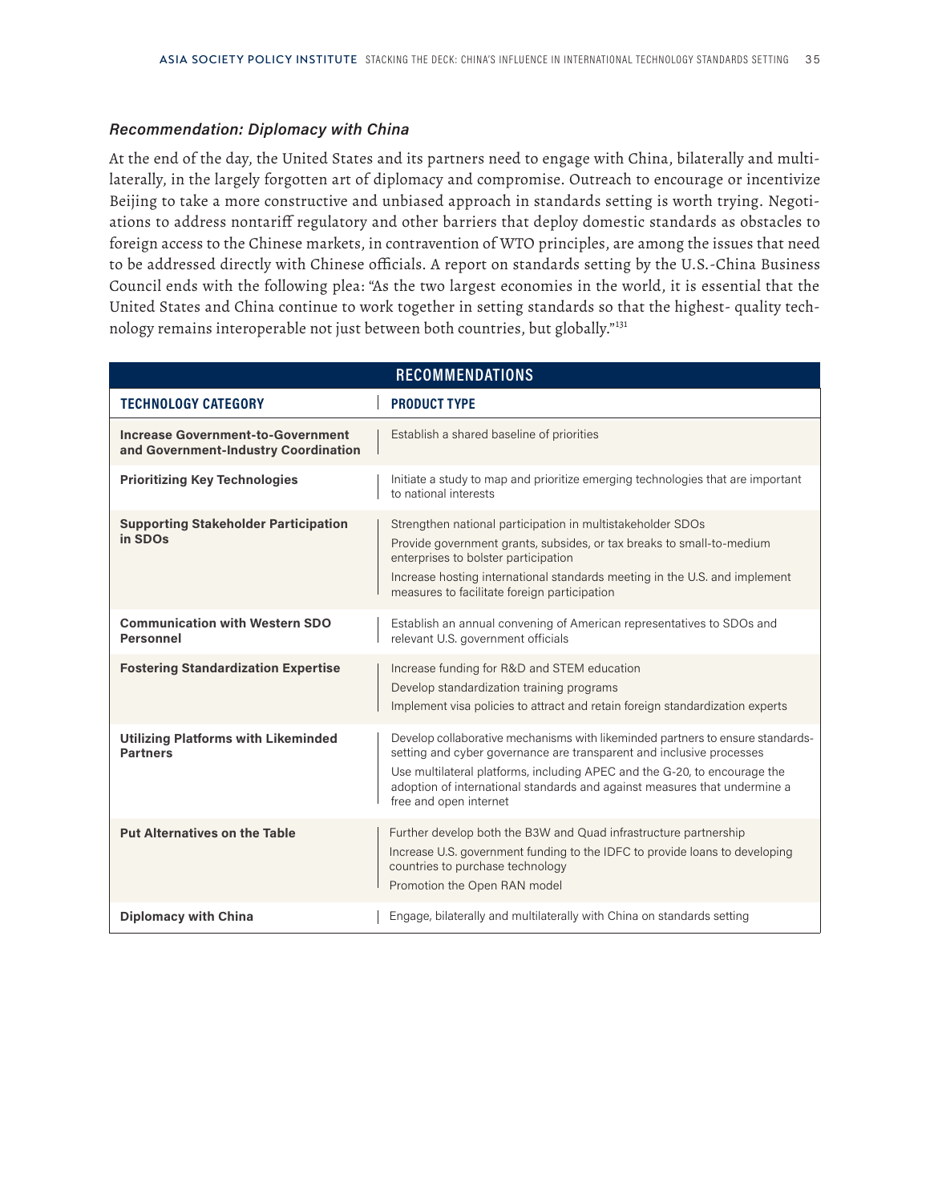### *Recommendation: Diplomacy with China*

At the end of the day, the United States and its partners need to engage with China, bilaterally and multilaterally, in the largely forgotten art of diplomacy and compromise. Outreach to encourage or incentivize Beijing to take a more constructive and unbiased approach in standards setting is worth trying. Negotiations to address nontariff regulatory and other barriers that deploy domestic standards as obstacles to foreign access to the Chinese markets, in contravention of WTO principles, are among the issues that need to be addressed directly with Chinese officials. A report on standards setting by the U.S.-China Business Council ends with the following plea: "As the two largest economies in the world, it is essential that the United States and China continue to work together in setting standards so that the highest- quality technology remains interoperable not just between both countries, but globally."[131]

**RECOMMENDATIONS**

| TECHNOLOGY CATEGORY | PRODUCT TYPE |
|---|---|
| **Increase Government-to-Government and Government-Industry Coordination** | Establish a shared baseline of priorities |
| **Prioritizing Key Technologies** | Initiate a study to map and prioritize emerging technologies that are important to national interests |
| **Supporting Stakeholder Participation in SDOs** | Strengthen national participation in multistakeholder SDOs<br>Provide government grants, subsides, or tax breaks to small-to-medium enterprises to bolster participation<br>Increase hosting international standards meeting in the U.S. and implement measures to facilitate foreign participation |
| **Communication with Western SDO Personnel** | Establish an annual convening of American representatives to SDOs and relevant U.S. government officials |
| **Fostering Standardization Expertise** | Increase funding for R&D and STEM education<br>Develop standardization training programs<br>Implement visa policies to attract and retain foreign standardization experts |
| **Utilizing Platforms with Likeminded Partners** | Develop collaborative mechanisms with likeminded partners to ensure standards-setting and cyber governance are transparent and inclusive processes<br>Use multilateral platforms, including APEC and the G-20, to encourage the adoption of international standards and against measures that undermine a free and open internet |
| **Put Alternatives on the Table** | Further develop both the B3W and Quad infrastructure partnership<br>Increase U.S. government funding to the IDFC to provide loans to developing countries to purchase technology<br>Promotion the Open RAN model |
| **Diplomacy with China** | Engage, bilaterally and multilaterally with China on standards setting |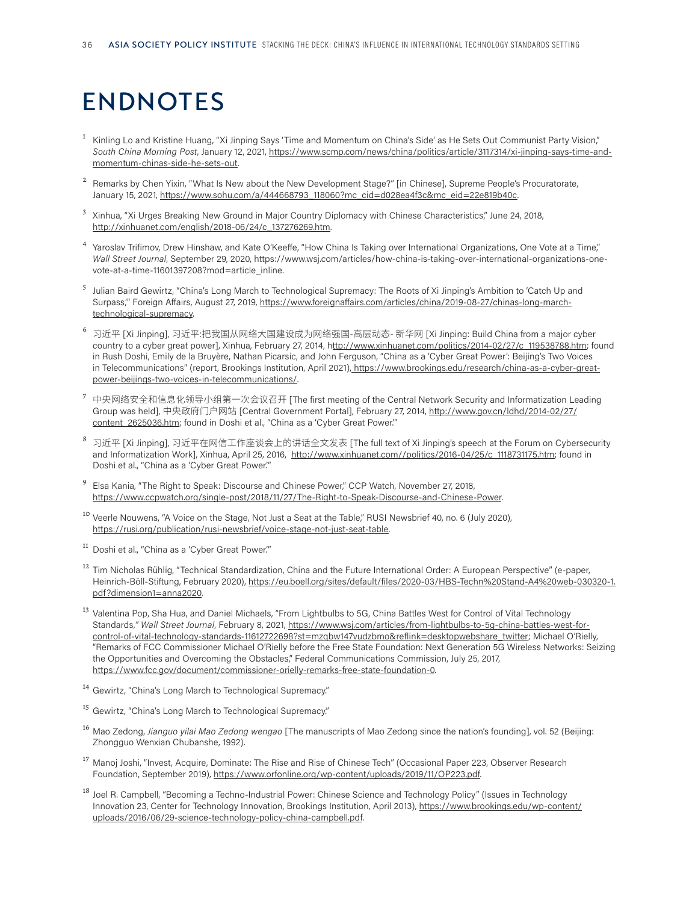# ENDNOTES

1. Kinling Lo and Kristine Huang, "Xi Jinping Says 'Time and Momentum on China's Side' as He Sets Out Communist Party Vision," *South China Morning Post*, January 12, 2021, https://www.scmp.com/news/china/politics/article/3117314/xi-jinping-says-time-and-momentum-chinas-side-he-sets-out.

2. Remarks by Chen Yixin, "What Is New about the New Development Stage?" [in Chinese], Supreme People's Procuratorate, January 15, 2021, https://www.sohu.com/a/444668793_118060?mc_cid=d028ea4f3c&mc_eid=22e819b40c.

3. Xinhua, "Xi Urges Breaking New Ground in Major Country Diplomacy with Chinese Characteristics," June 24, 2018, http://xinhuanet.com/english/2018-06/24/c_137276269.htm.

4. Yaroslav Trifimov, Drew Hinshaw, and Kate O'Keeffe, "How China Is Taking over International Organizations, One Vote at a Time," *Wall Street Journal*, September 29, 2020, https://www.wsj.com/articles/how-china-is-taking-over-international-organizations-one-vote-at-a-time-11601397208?mod=article_inline.

5. Julian Baird Gewirtz, "China's Long March to Technological Supremacy: The Roots of Xi Jinping's Ambition to 'Catch Up and Surpass,'" Foreign Affairs, August 27, 2019, https://www.foreignaffairs.com/articles/china/2019-08-27/chinas-long-march-technological-supremacy.

6. 习近平 [Xi Jinping], 习近平:把我国从网络大国建设成为网络强国-高层动态- 新华网 [Xi Jinping: Build China from a major cyber country to a cyber great power], Xinhua, February 27, 2014, http://www.xinhuanet.com/politics/2014-02/27/c_119538788.htm; found in Rush Doshi, Emily de la Bruyère, Nathan Picarsic, and John Ferguson, "China as a 'Cyber Great Power': Beijing's Two Voices in Telecommunications" (report, Brookings Institution, April 2021), https://www.brookings.edu/research/china-as-a-cyber-great-power-beijings-two-voices-in-telecommunications/.

7. 中央网络安全和信息化领导小组第一次会议召开 [The first meeting of the Central Network Security and Informatization Leading Group was held], 中央政府门户网站 [Central Government Portal], February 27, 2014, http://www.gov.cn/ldhd/2014-02/27/content_2625036.htm; found in Doshi et al., "China as a 'Cyber Great Power.'"

8. 习近平 [Xi Jinping], 习近平在网信工作座谈会上的讲话全文发表 [The full text of Xi Jinping's speech at the Forum on Cybersecurity and Informatization Work], Xinhua, April 25, 2016, http://www.xinhuanet.com//politics/2016-04/25/c_1118731175.htm; found in Doshi et al., "China as a 'Cyber Great Power.'"

9. Elsa Kania, "The Right to Speak: Discourse and Chinese Power," CCP Watch, November 27, 2018, https://www.ccpwatch.org/single-post/2018/11/27/The-Right-to-Speak-Discourse-and-Chinese-Power.

10. Veerle Nouwens, "A Voice on the Stage, Not Just a Seat at the Table," RUSI Newsbrief 40, no. 6 (July 2020), https://rusi.org/publication/rusi-newsbrief/voice-stage-not-just-seat-table.

11. Doshi et al., "China as a 'Cyber Great Power.'"

12. Tim Nicholas Rühlig, "Technical Standardization, China and the Future International Order: A European Perspective" (e-paper, Heinrich-Böll-Stiftung, February 2020), https://eu.boell.org/sites/default/files/2020-03/HBS-Techn%20Stand-A4%20web-030320-1.pdf?dimension1=anna2020.

13. Valentina Pop, Sha Hua, and Daniel Michaels, "From Lightbulbs to 5G, China Battles West for Control of Vital Technology Standards," *Wall Street Journal*, February 8, 2021, https://www.wsj.com/articles/from-lightbulbs-to-5g-china-battles-west-for-control-of-vital-technology-standards-11612722698?st=mzqbw147vudzbmo&reflink=desktopwebshare_twitter; Michael O'Rielly, "Remarks of FCC Commissioner Michael O'Rielly before the Free State Foundation: Next Generation 5G Wireless Networks: Seizing the Opportunities and Overcoming the Obstacles," Federal Communications Commission, July 25, 2017, https://www.fcc.gov/document/commissioner-orielly-remarks-free-state-foundation-0.

14. Gewirtz, "China's Long March to Technological Supremacy."

15. Gewirtz, "China's Long March to Technological Supremacy."

16. Mao Zedong, *Jianguo yilai Mao Zedong wengao* [The manuscripts of Mao Zedong since the nation's founding], vol. 52 (Beijing: Zhongguo Wenxian Chubanshe, 1992).

17. Manoj Joshi, "Invest, Acquire, Dominate: The Rise and Rise of Chinese Tech" (Occasional Paper 223, Observer Research Foundation, September 2019), https://www.orfonline.org/wp-content/uploads/2019/11/OP223.pdf.

18. Joel R. Campbell, "Becoming a Techno-Industrial Power: Chinese Science and Technology Policy" (Issues in Technology Innovation 23, Center for Technology Innovation, Brookings Institution, April 2013), https://www.brookings.edu/wp-content/uploads/2016/06/29-science-technology-policy-china-campbell.pdf.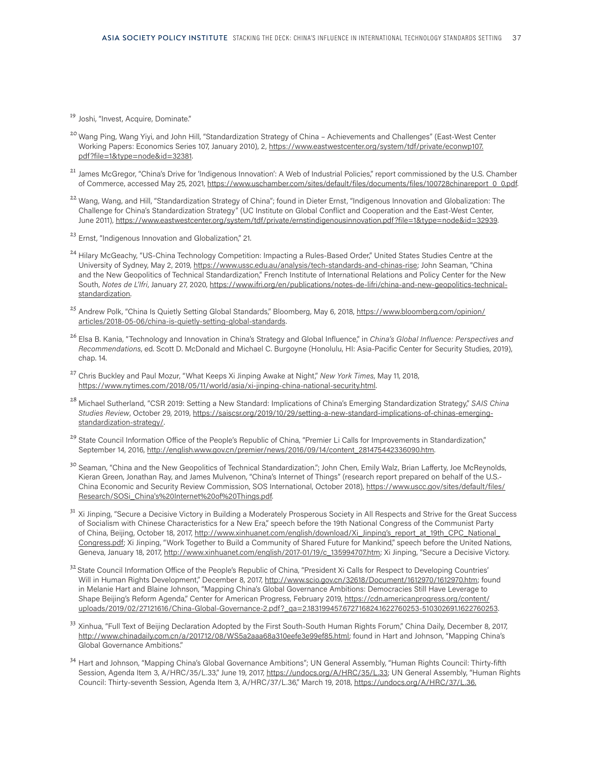[19] Joshi, "Invest, Acquire, Dominate."

[20] Wang Ping, Wang Yiyi, and John Hill, "Standardization Strategy of China – Achievements and Challenges" (East-West Center Working Papers: Economics Series 107, January 2010), 2, https://www.eastwestcenter.org/system/tdf/private/econwp107.pdf?file=1&type=node&id=32381.

[21] James McGregor, "China's Drive for 'Indigenous Innovation': A Web of Industrial Policies," report commissioned by the U.S. Chamber of Commerce, accessed May 25, 2021, https://www.uschamber.com/sites/default/files/documents/files/100728chinareport_0_0.pdf.

[22] Wang, Wang, and Hill, "Standardization Strategy of China"; found in Dieter Ernst, "Indigenous Innovation and Globalization: The Challenge for China's Standardization Strategy" (UC Institute on Global Conflict and Cooperation and the East-West Center, June 2011), https://www.eastwestcenter.org/system/tdf/private/ernstindigenousinnovation.pdf?file=1&type=node&id=32939.

[23] Ernst, "Indigenous Innovation and Globalization," 21.

[24] Hilary McGeachy, "US-China Technology Competition: Impacting a Rules-Based Order," United States Studies Centre at the University of Sydney, May 2, 2019, https://www.ussc.edu.au/analysis/tech-standards-and-chinas-rise; John Seaman, "China and the New Geopolitics of Technical Standardization," French Institute of International Relations and Policy Center for the New South, *Notes de L'Ifri*, January 27, 2020, https://www.ifri.org/en/publications/notes-de-lifri/china-and-new-geopolitics-technical-standardization.

[25] Andrew Polk, "China Is Quietly Setting Global Standards," Bloomberg, May 6, 2018, https://www.bloomberg.com/opinion/articles/2018-05-06/china-is-quietly-setting-global-standards.

[26] Elsa B. Kania, "Technology and Innovation in China's Strategy and Global Influence," in *China's Global Influence: Perspectives and Recommendations*, ed. Scott D. McDonald and Michael C. Burgoyne (Honolulu, HI: Asia-Pacific Center for Security Studies, 2019), chap. 14.

[27] Chris Buckley and Paul Mozur, "What Keeps Xi Jinping Awake at Night," *New York Times*, May 11, 2018, https://www.nytimes.com/2018/05/11/world/asia/xi-jinping-china-national-security.html.

[28] Michael Sutherland, "CSR 2019: Setting a New Standard: Implications of China's Emerging Standardization Strategy," *SAIS China Studies Review*, October 29, 2019, https://saiscsr.org/2019/10/29/setting-a-new-standard-implications-of-chinas-emerging-standardization-strategy/.

[29] State Council Information Office of the People's Republic of China, "Premier Li Calls for Improvements in Standardization," September 14, 2016, http://english.www.gov.cn/premier/news/2016/09/14/content_281475442336090.htm.

[30] Seaman, "China and the New Geopolitics of Technical Standardization."; John Chen, Emily Walz, Brian Lafferty, Joe McReynolds, Kieran Green, Jonathan Ray, and James Mulvenon, "China's Internet of Things" (research report prepared on behalf of the U.S.-China Economic and Security Review Commission, SOS International, October 2018), https://www.uscc.gov/sites/default/files/Research/SOSi_China's%20Internet%20of%20Things.pdf.

[31] Xi Jinping, "Secure a Decisive Victory in Building a Moderately Prosperous Society in All Respects and Strive for the Great Success of Socialism with Chinese Characteristics for a New Era," speech before the 19th National Congress of the Communist Party of China, Beijing, October 18, 2017, http://www.xinhuanet.com/english/download/Xi_Jinping's_report_at_19th_CPC_National_Congress.pdf; Xi Jinping, "Work Together to Build a Community of Shared Future for Mankind," speech before the United Nations, Geneva, January 18, 2017, http://www.xinhuanet.com/english/2017-01/19/c_135994707.htm; Xi Jinping, "Secure a Decisive Victory.

[32] State Council Information Office of the People's Republic of China, "President Xi Calls for Respect to Developing Countries' Will in Human Rights Development," December 8, 2017, http://www.scio.gov.cn/32618/Document/1612970/1612970.htm; found in Melanie Hart and Blaine Johnson, "Mapping China's Global Governance Ambitions: Democracies Still Have Leverage to Shape Beijing's Reform Agenda," Center for American Progress, February 2019, https://cdn.americanprogress.org/content/uploads/2019/02/27121616/China-Global-Governance-2.pdf?_ga=2.183199457.672716824.1622760253-510302691.1622760253.

[33] Xinhua, "Full Text of Beijing Declaration Adopted by the First South-South Human Rights Forum," China Daily, December 8, 2017, http://www.chinadaily.com.cn/a/201712/08/WS5a2aaa68a310eefe3e99ef85.html; found in Hart and Johnson, "Mapping China's Global Governance Ambitions."

[34] Hart and Johnson, "Mapping China's Global Governance Ambitions"; UN General Assembly, "Human Rights Council: Thirty-fifth Session, Agenda Item 3, A/HRC/35/L.33," June 19, 2017, https://undocs.org/A/HRC/35/L.33; UN General Assembly, "Human Rights Council: Thirty-seventh Session, Agenda Item 3, A/HRC/37/L.36," March 19, 2018, https://undocs.org/A/HRC/37/L.36.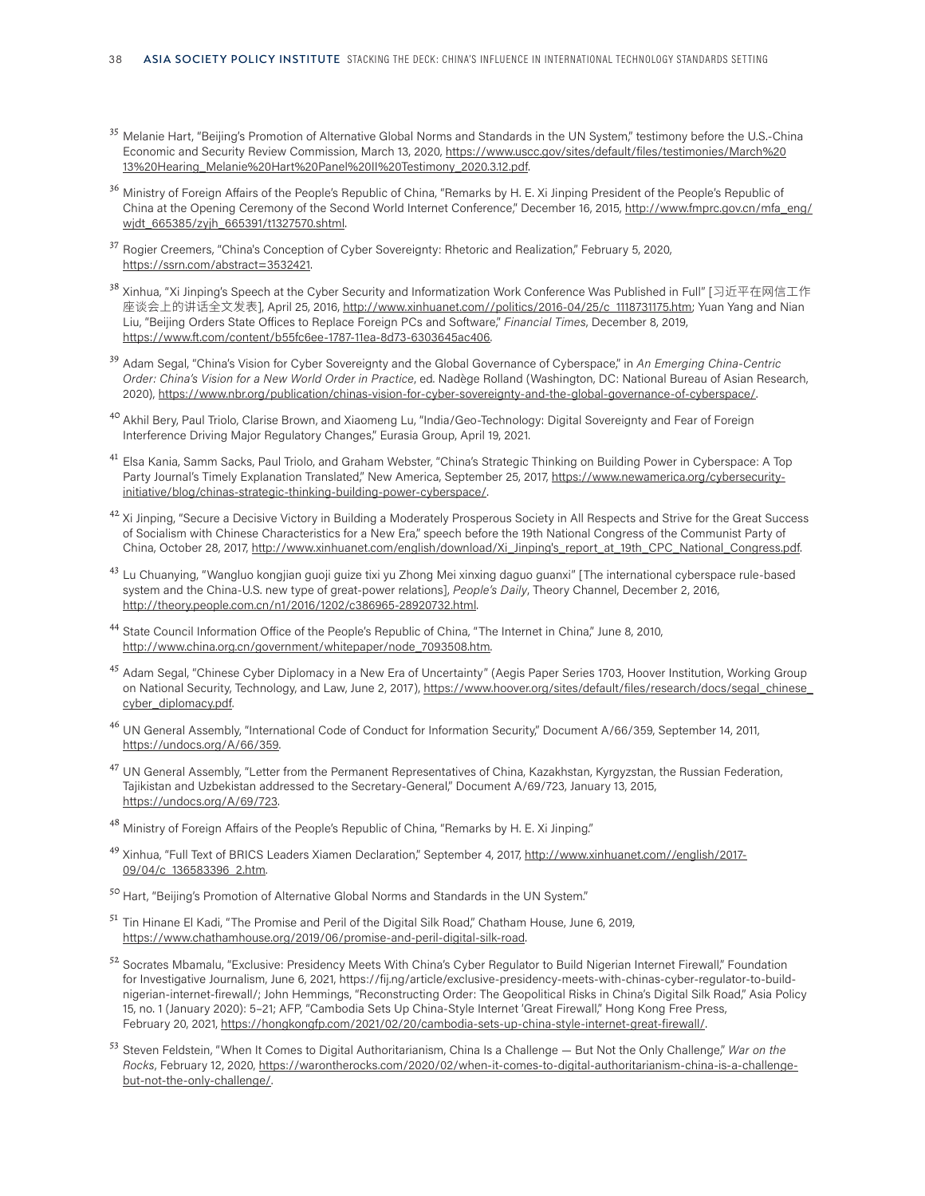[35] Melanie Hart, "Beijing's Promotion of Alternative Global Norms and Standards in the UN System," testimony before the U.S.-China Economic and Security Review Commission, March 13, 2020, https://www.uscc.gov/sites/default/files/testimonies/March%2013%20Hearing_Melanie%20Hart%20Panel%20II%20Testimony_2020.3.12.pdf.

[36] Ministry of Foreign Affairs of the People's Republic of China, "Remarks by H. E. Xi Jinping President of the People's Republic of China at the Opening Ceremony of the Second World Internet Conference," December 16, 2015, http://www.fmprc.gov.cn/mfa_eng/wjdt_665385/zyjh_665391/t1327570.shtml.

[37] Rogier Creemers, "China's Conception of Cyber Sovereignty: Rhetoric and Realization," February 5, 2020, https://ssrn.com/abstract=3532421.

[38] Xinhua, "Xi Jinping's Speech at the Cyber Security and Informatization Work Conference Was Published in Full" [习近平在网信工作座谈会上的讲话全文发表], April 25, 2016, http://www.xinhuanet.com//politics/2016-04/25/c_1118731175.htm; Yuan Yang and Nian Liu, "Beijing Orders State Offices to Replace Foreign PCs and Software," *Financial Times*, December 8, 2019, https://www.ft.com/content/b55fc6ee-1787-11ea-8d73-6303645ac406.

[39] Adam Segal, "China's Vision for Cyber Sovereignty and the Global Governance of Cyberspace," in *An Emerging China-Centric Order: China's Vision for a New World Order in Practice*, ed. Nadège Rolland (Washington, DC: National Bureau of Asian Research, 2020), https://www.nbr.org/publication/chinas-vision-for-cyber-sovereignty-and-the-global-governance-of-cyberspace/.

[40] Akhil Bery, Paul Triolo, Clarise Brown, and Xiaomeng Lu, "India/Geo-Technology: Digital Sovereignty and Fear of Foreign Interference Driving Major Regulatory Changes," Eurasia Group, April 19, 2021.

[41] Elsa Kania, Samm Sacks, Paul Triolo, and Graham Webster, "China's Strategic Thinking on Building Power in Cyberspace: A Top Party Journal's Timely Explanation Translated," New America, September 25, 2017, https://www.newamerica.org/cybersecurity-initiative/blog/chinas-strategic-thinking-building-power-cyberspace/.

[42] Xi Jinping, "Secure a Decisive Victory in Building a Moderately Prosperous Society in All Respects and Strive for the Great Success of Socialism with Chinese Characteristics for a New Era," speech before the 19th National Congress of the Communist Party of China, October 28, 2017, http://www.xinhuanet.com/english/download/Xi_Jinping's_report_at_19th_CPC_National_Congress.pdf.

[43] Lu Chuanying, "Wangluo kongjian guoji guize tixi yu Zhong Mei xinxing daguo guanxi" [The international cyberspace rule-based system and the China-U.S. new type of great-power relations], *People's Daily*, Theory Channel, December 2, 2016, http://theory.people.com.cn/n1/2016/1202/c386965-28920732.html.

[44] State Council Information Office of the People's Republic of China, "The Internet in China," June 8, 2010, http://www.china.org.cn/government/whitepaper/node_7093508.htm.

[45] Adam Segal, "Chinese Cyber Diplomacy in a New Era of Uncertainty" (Aegis Paper Series 1703, Hoover Institution, Working Group on National Security, Technology, and Law, June 2, 2017), https://www.hoover.org/sites/default/files/research/docs/segal_chinese_cyber_diplomacy.pdf.

[46] UN General Assembly, "International Code of Conduct for Information Security," Document A/66/359, September 14, 2011, https://undocs.org/A/66/359.

[47] UN General Assembly, "Letter from the Permanent Representatives of China, Kazakhstan, Kyrgyzstan, the Russian Federation, Tajikistan and Uzbekistan addressed to the Secretary-General," Document A/69/723, January 13, 2015, https://undocs.org/A/69/723.

[48] Ministry of Foreign Affairs of the People's Republic of China, "Remarks by H. E. Xi Jinping."

[49] Xinhua, "Full Text of BRICS Leaders Xiamen Declaration," September 4, 2017, http://www.xinhuanet.com//english/2017-09/04/c_136583396_2.htm.

[50] Hart, "Beijing's Promotion of Alternative Global Norms and Standards in the UN System."

[51] Tin Hinane El Kadi, "The Promise and Peril of the Digital Silk Road," Chatham House, June 6, 2019, https://www.chathamhouse.org/2019/06/promise-and-peril-digital-silk-road.

[52] Socrates Mbamalu, "Exclusive: Presidency Meets With China's Cyber Regulator to Build Nigerian Internet Firewall," Foundation for Investigative Journalism, June 6, 2021, https://fij.ng/article/exclusive-presidency-meets-with-chinas-cyber-regulator-to-build-nigerian-internet-firewall/; John Hemmings, "Reconstructing Order: The Geopolitical Risks in China's Digital Silk Road," Asia Policy 15, no. 1 (January 2020): 5–21; AFP, "Cambodia Sets Up China-Style Internet 'Great Firewall,'" Hong Kong Free Press, February 20, 2021, https://hongkongfp.com/2021/02/20/cambodia-sets-up-china-style-internet-great-firewall/.

[53] Steven Feldstein, "When It Comes to Digital Authoritarianism, China Is a Challenge — But Not the Only Challenge," *War on the Rocks*, February 12, 2020, https://warontherocks.com/2020/02/when-it-comes-to-digital-authoritarianism-china-is-a-challenge-but-not-the-only-challenge/.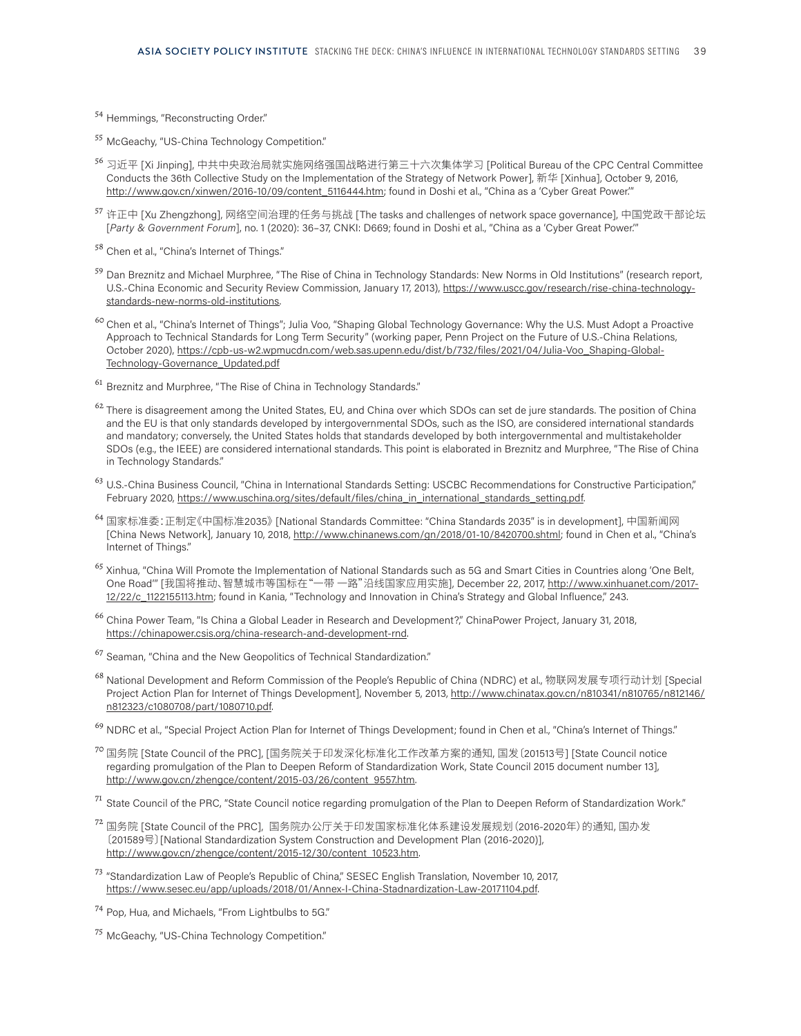[54] Hemmings, "Reconstructing Order."

[55] McGeachy, "US-China Technology Competition."

[56] 习近平 [Xi Jinping], 中共中央政治局就实施网络强国战略进行第三十六次集体学习 [Political Bureau of the CPC Central Committee Conducts the 36th Collective Study on the Implementation of the Strategy of Network Power], 新华 [Xinhua], October 9, 2016, http://www.gov.cn/xinwen/2016-10/09/content_5116444.htm; found in Doshi et al., "China as a 'Cyber Great Power.'"

[57] 许正中 [Xu Zhengzhong], 网络空间治理的任务与挑战 [The tasks and challenges of network space governance], 中国党政干部论坛 [*Party & Government Forum*], no. 1 (2020): 36–37, CNKI: D669; found in Doshi et al., "China as a 'Cyber Great Power.'"

[58] Chen et al., "China's Internet of Things."

[59] Dan Breznitz and Michael Murphree, "The Rise of China in Technology Standards: New Norms in Old Institutions" (research report, U.S.-China Economic and Security Review Commission, January 17, 2013), https://www.uscc.gov/research/rise-china-technology-standards-new-norms-old-institutions.

[60] Chen et al., "China's Internet of Things"; Julia Voo, "Shaping Global Technology Governance: Why the U.S. Must Adopt a Proactive Approach to Technical Standards for Long Term Security" (working paper, Penn Project on the Future of U.S.-China Relations, October 2020), https://cpb-us-w2.wpmucdn.com/web.sas.upenn.edu/dist/b/732/files/2021/04/Julia-Voo_Shaping-Global-Technology-Governance_Updated.pdf

[61] Breznitz and Murphree, "The Rise of China in Technology Standards."

[62] There is disagreement among the United States, EU, and China over which SDOs can set de jure standards. The position of China and the EU is that only standards developed by intergovernmental SDOs, such as the ISO, are considered international standards and mandatory; conversely, the United States holds that standards developed by both intergovernmental and multistakeholder SDOs (e.g., the IEEE) are considered international standards. This point is elaborated in Breznitz and Murphree, "The Rise of China in Technology Standards."

[63] U.S.-China Business Council, "China in International Standards Setting: USCBC Recommendations for Constructive Participation," February 2020, https://www.uschina.org/sites/default/files/china_in_international_standards_setting.pdf.

[64] 国家标准委：正制定《中国标准2035》 [National Standards Committee: "China Standards 2035" is in development], 中国新闻网 [China News Network], January 10, 2018, http://www.chinanews.com/gn/2018/01-10/8420700.shtml; found in Chen et al., "China's Internet of Things."

[65] Xinhua, "China Will Promote the Implementation of National Standards such as 5G and Smart Cities in Countries along 'One Belt, One Road'" [我国将推动、智慧城市等国标在"一带 一路"沿线国家应用实施], December 22, 2017, http://www.xinhuanet.com/2017-12/22/c_1122155113.htm; found in Kania, "Technology and Innovation in China's Strategy and Global Influence," 243.

[66] China Power Team, "Is China a Global Leader in Research and Development?," ChinaPower Project, January 31, 2018, https://chinapower.csis.org/china-research-and-development-rnd.

[67] Seaman, "China and the New Geopolitics of Technical Standardization."

[68] National Development and Reform Commission of the People's Republic of China (NDRC) et al., 物联网发展专项行动计划 [Special Project Action Plan for Internet of Things Development], November 5, 2013, http://www.chinatax.gov.cn/n810341/n810765/n812146/n812323/c1080708/part/1080710.pdf.

[69] NDRC et al., "Special Project Action Plan for Internet of Things Development; found in Chen et al., "China's Internet of Things."

[70] 国务院 [State Council of the PRC], [国务院关于印发深化标准化工作改革方案的通知, 国发〔201513号〕[State Council notice regarding promulgation of the Plan to Deepen Reform of Standardization Work, State Council 2015 document number 13], http://www.gov.cn/zhengce/content/2015-03/26/content_9557.htm.

[71] State Council of the PRC, "State Council notice regarding promulgation of the Plan to Deepen Reform of Standardization Work."

[72] 国务院 [State Council of the PRC], 国务院办公厅关于印发国家标准化体系建设发展规划（2016-2020年）的通知, 国办发〔201589号〕[National Standardization System Construction and Development Plan (2016-2020)], http://www.gov.cn/zhengce/content/2015-12/30/content_10523.htm.

[73] "Standardization Law of People's Republic of China," SESEC English Translation, November 10, 2017, https://www.sesec.eu/app/uploads/2018/01/Annex-I-China-Stadnardization-Law-20171104.pdf.

[74] Pop, Hua, and Michaels, "From Lightbulbs to 5G."

[75] McGeachy, "US-China Technology Competition."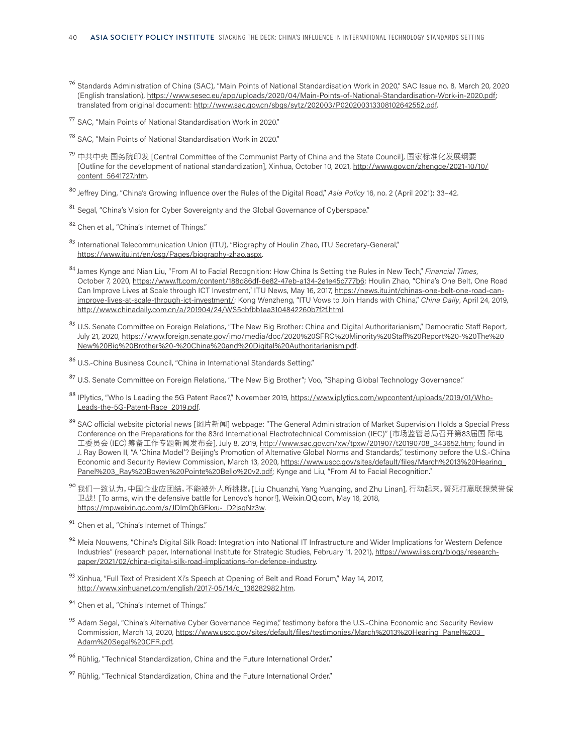[76] Standards Administration of China (SAC), "Main Points of National Standardisation Work in 2020," SAC Issue no. 8, March 20, 2020 (English translation), https://www.sesec.eu/app/uploads/2020/04/Main-Points-of-National-Standardisation-Work-in-2020.pdf; translated from original document: http://www.sac.gov.cn/sbgs/sytz/202003/P020200313308102642552.pdf.

[77] SAC, "Main Points of National Standardisation Work in 2020."

[78] SAC, "Main Points of National Standardisation Work in 2020."

[79] 中共中央 国务院印发 [Central Committee of the Communist Party of China and the State Council], 国家标准化发展纲要 [Outline for the development of national standardization], Xinhua, October 10, 2021, http://www.gov.cn/zhengce/2021-10/10/content_5641727.htm.

[80] Jeffrey Ding, "China's Growing Influence over the Rules of the Digital Road," *Asia Policy* 16, no. 2 (April 2021): 33–42.

[81] Segal, "China's Vision for Cyber Sovereignty and the Global Governance of Cyberspace."

[82] Chen et al., "China's Internet of Things."

[83] International Telecommunication Union (ITU), "Biography of Houlin Zhao, ITU Secretary-General," https://www.itu.int/en/osg/Pages/biography-zhao.aspx.

[84] James Kynge and Nian Liu, "From AI to Facial Recognition: How China Is Setting the Rules in New Tech," *Financial Times*, October 7, 2020, https://www.ft.com/content/188d86df-6e82-47eb-a134-2e1e45c777b6; Houlin Zhao, "China's One Belt, One Road Can Improve Lives at Scale through ICT Investment," ITU News, May 16, 2017, https://news.itu.int/chinas-one-belt-one-road-can-improve-lives-at-scale-through-ict-investment/; Kong Wenzheng, "ITU Vows to Join Hands with China," *China Daily*, April 24, 2019, http://www.chinadaily.com.cn/a/201904/24/WS5cbfbb1aa3104842260b7f2f.html.

[85] U.S. Senate Committee on Foreign Relations, "The New Big Brother: China and Digital Authoritarianism," Democratic Staff Report, July 21, 2020, https://www.foreign.senate.gov/imo/media/doc/2020%20SFRC%20Minority%20Staff%20Report%20-%20The%20New%20Big%20Brother%20-%20China%20and%20Digital%20Authoritarianism.pdf.

[86] U.S.-China Business Council, "China in International Standards Setting."

[87] U.S. Senate Committee on Foreign Relations, "The New Big Brother"; Voo, "Shaping Global Technology Governance."

[88] IPlytics, "Who Is Leading the 5G Patent Race?," November 2019, https://www.iplytics.com/wpcontent/uploads/2019/01/Who-Leads-the-5G-Patent-Race_2019.pdf.

[89] SAC official website pictorial news [图片新闻] webpage: "The General Administration of Market Supervision Holds a Special Press Conference on the Preparations for the 83rd International Electrotechnical Commission (IEC)" [市场监管总局召开第83届国 际电工委员会（IEC）筹备工作专题新闻发布会], July 8, 2019, http://www.sac.gov.cn/xw/tpxw/201907/t20190708_343652.htm; found in J. Ray Bowen II, "A 'China Model'? Beijing's Promotion of Alternative Global Norms and Standards," testimony before the U.S.-China Economic and Security Review Commission, March 13, 2020, https://www.uscc.gov/sites/default/files/March%2013%20Hearing_Panel%203_Ray%20Bowen%20Pointe%20Bello%20v2.pdf; Kynge and Liu, "From AI to Facial Recognition."

[90] 我们一致认为，中国企业应团结，不能被外人所挑拨。[Liu Chuanzhi, Yang Yuanqing, and Zhu Linan], 行动起来，誓死打赢联想荣誉保卫战！ [To arms, win the defensive battle for Lenovo's honor!], Weixin.QQ.com, May 16, 2018, https://mp.weixin.qq.com/s/JDlmQbGFkxu-_D2jsqNz3w.

[91] Chen et al., "China's Internet of Things."

[92] Meia Nouwens, "China's Digital Silk Road: Integration into National IT Infrastructure and Wider Implications for Western Defence Industries" (research paper, International Institute for Strategic Studies, February 11, 2021), https://www.iiss.org/blogs/research-paper/2021/02/china-digital-silk-road-implications-for-defence-industry.

[93] Xinhua, "Full Text of President Xi's Speech at Opening of Belt and Road Forum," May 14, 2017, http://www.xinhuanet.com/english/2017-05/14/c_136282982.htm.

[94] Chen et al., "China's Internet of Things."

[95] Adam Segal, "China's Alternative Cyber Governance Regime," testimony before the U.S.-China Economic and Security Review Commission, March 13, 2020, https://www.uscc.gov/sites/default/files/testimonies/March%2013%20Hearing_Panel%203_Adam%20Segal%20CFR.pdf.

[96] Rühlig, "Technical Standardization, China and the Future International Order."

[97] Rühlig, "Technical Standardization, China and the Future International Order."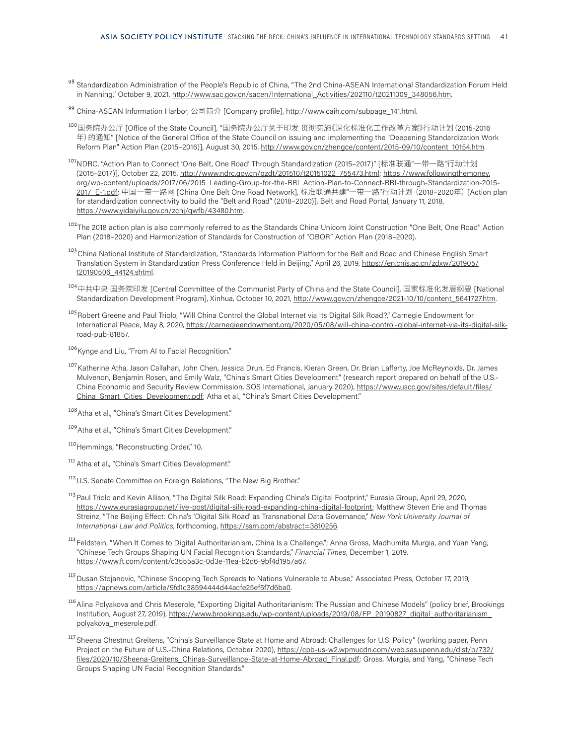[98] Standardization Administration of the People's Republic of China, "The 2nd China-ASEAN International Standardization Forum Held in Nanning," October 9, 2021, http://www.sac.gov.cn/sacen/International_Activities/202110/t20211009_348056.htm.

[99] China-ASEAN Information Harbor, 公司简介 [Company profile], http://www.caih.com/subpage_141.html.

[100] 国务院办公厅 [Office of the State Council], "国务院办公厅关于印发 贯彻实施《深化标准化工作改革方案》行动计划（2015-2016年）的通知" [Notice of the General Office of the State Council on issuing and implementing the "Deepening Standardization Work Reform Plan" Action Plan (2015–2016)], August 30, 2015, http://www.gov.cn/zhengce/content/2015-09/10/content_10154.htm.

[101] NDRC, "Action Plan to Connect 'One Belt, One Road' Through Standardization (2015–2017)" [标准联通"一带一路"行动计划 (2015–2017)], October 22, 2015, http://www.ndrc.gov.cn/gzdt/201510/t20151022_755473.html; https://www.followingthemoney.org/wp-content/uploads/2017/06/2015_Leading-Group-for-the-BRI_Action-Plan-to-Connect-BRI-through-Standardization-2015-2017_E-1.pdf; 中国一带一路网 [China One Belt One Road Network], 标准联通共建"一带一路"行动计划（2018–2020年）[Action plan for standardization connectivity to build the "Belt and Road" (2018–2020)], Belt and Road Portal, January 11, 2018, https://www.yidaiyilu.gov.cn/zchj/qwfb/43480.htm.

[102] The 2018 action plan is also commonly referred to as the Standards China Unicom Joint Construction "One Belt, One Road" Action Plan (2018–2020) and Harmonization of Standards for Construction of "OBOR" Action Plan (2018–2020).

[103] China National Institute of Standardization, "Standards Information Platform for the Belt and Road and Chinese English Smart Translation System in Standardization Press Conference Held in Beijing," April 26, 2019, https://en.cnis.ac.cn/zdxw/201905/t20190506_44124.shtml.

[104] 中共中央 国务院印发 [Central Committee of the Communist Party of China and the State Council], 国家标准化发展纲要 [National Standardization Development Program], Xinhua, October 10, 2021, http://www.gov.cn/zhengce/2021-10/10/content_5641727.htm.

[105] Robert Greene and Paul Triolo, "Will China Control the Global Internet via Its Digital Silk Road?," Carnegie Endowment for International Peace, May 8, 2020, https://carnegieendowment.org/2020/05/08/will-china-control-global-internet-via-its-digital-silk-road-pub-81857.

[106] Kynge and Liu, "From AI to Facial Recognition."

[107] Katherine Atha, Jason Callahan, John Chen, Jessica Drun, Ed Francis, Kieran Green, Dr. Brian Lafferty, Joe McReynolds, Dr. James Mulvenon, Benjamin Rosen, and Emily Walz, "China's Smart Cities Development" (research report prepared on behalf of the U.S.-China Economic and Security Review Commission, SOS International, January 2020), https://www.uscc.gov/sites/default/files/China_Smart_Cities_Development.pdf; Atha et al., "China's Smart Cities Development."

[108] Atha et al., "China's Smart Cities Development."

[109] Atha et al., "China's Smart Cities Development."

[110] Hemmings, "Reconstructing Order," 10.

[111] Atha et al., "China's Smart Cities Development."

[112] U.S. Senate Committee on Foreign Relations, "The New Big Brother."

[113] Paul Triolo and Kevin Allison, "The Digital Silk Road: Expanding China's Digital Footprint," Eurasia Group, April 29, 2020, https://www.eurasiagroup.net/live-post/digital-silk-road-expanding-china-digital-footprint; Matthew Steven Erie and Thomas Streinz, "The Beijing Effect: China's 'Digital Silk Road' as Transnational Data Governance," *New York University Journal of International Law and Politics*, forthcoming, https://ssrn.com/abstract=3810256.

[114] Feldstein, "When It Comes to Digital Authoritarianism, China Is a Challenge."; Anna Gross, Madhumita Murgia, and Yuan Yang, "Chinese Tech Groups Shaping UN Facial Recognition Standards," *Financial Times*, December 1, 2019, https://www.ft.com/content/c3555a3c-0d3e-11ea-b2d6-9bf4d1957a67.

[115] Dusan Stojanovic, "Chinese Snooping Tech Spreads to Nations Vulnerable to Abuse," Associated Press, October 17, 2019, https://apnews.com/article/9fd1c38594444d44acfe25ef5f7d6ba0.

[116] Alina Polyakova and Chris Meserole, "Exporting Digital Authoritarianism: The Russian and Chinese Models" (policy brief, Brookings Institution, August 27, 2019), https://www.brookings.edu/wp-content/uploads/2019/08/FP_20190827_digital_authoritarianism_polyakova_meserole.pdf.

[117] Sheena Chestnut Greitens, "China's Surveillance State at Home and Abroad: Challenges for U.S. Policy" (working paper, Penn Project on the Future of U.S.-China Relations, October 2020), https://cpb-us-w2.wpmucdn.com/web.sas.upenn.edu/dist/b/732/files/2020/10/Sheena-Greitens_Chinas-Surveillance-State-at-Home-Abroad_Final.pdf; Gross, Murgia, and Yang, "Chinese Tech Groups Shaping UN Facial Recognition Standards."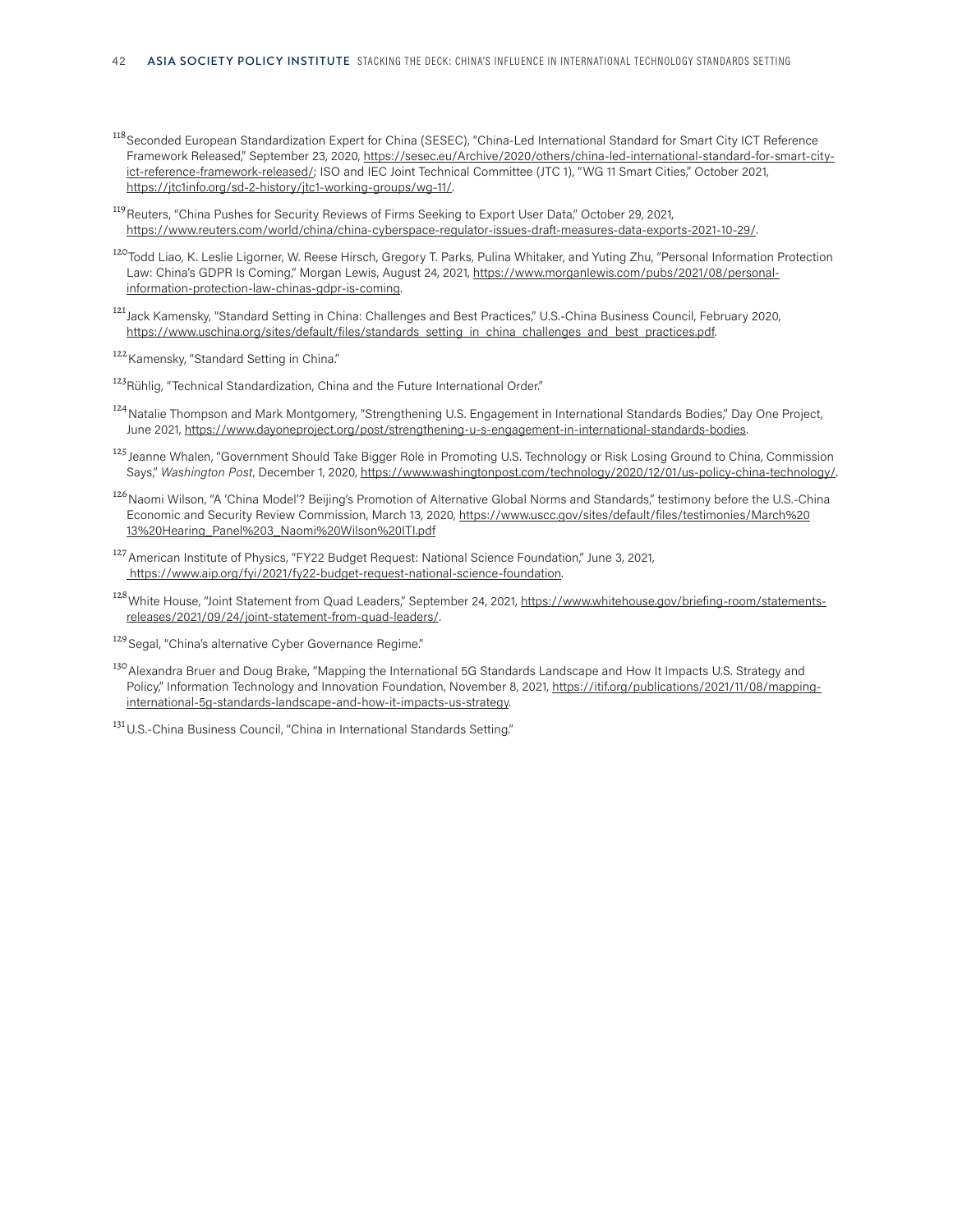[118] Seconded European Standardization Expert for China (SESEC), "China-Led International Standard for Smart City ICT Reference Framework Released," September 23, 2020, https://sesec.eu/Archive/2020/others/china-led-international-standard-for-smart-city-ict-reference-framework-released/; ISO and IEC Joint Technical Committee (JTC 1), "WG 11 Smart Cities," October 2021, https://jtc1info.org/sd-2-history/jtc1-working-groups/wg-11/.

[119] Reuters, "China Pushes for Security Reviews of Firms Seeking to Export User Data," October 29, 2021, https://www.reuters.com/world/china/china-cyberspace-regulator-issues-draft-measures-data-exports-2021-10-29/.

[120] Todd Liao, K. Leslie Ligorner, W. Reese Hirsch, Gregory T. Parks, Pulina Whitaker, and Yuting Zhu, "Personal Information Protection Law: China's GDPR Is Coming," Morgan Lewis, August 24, 2021, https://www.morganlewis.com/pubs/2021/08/personal-information-protection-law-chinas-gdpr-is-coming.

[121] Jack Kamensky, "Standard Setting in China: Challenges and Best Practices," U.S.-China Business Council, February 2020, https://www.uschina.org/sites/default/files/standards_setting_in_china_challenges_and_best_practices.pdf.

[122] Kamensky, "Standard Setting in China."

[123] Rühlig, "Technical Standardization, China and the Future International Order."

[124] Natalie Thompson and Mark Montgomery, "Strengthening U.S. Engagement in International Standards Bodies," Day One Project, June 2021, https://www.dayoneproject.org/post/strengthening-u-s-engagement-in-international-standards-bodies.

[125] Jeanne Whalen, "Government Should Take Bigger Role in Promoting U.S. Technology or Risk Losing Ground to China, Commission Says," *Washington Post*, December 1, 2020, https://www.washingtonpost.com/technology/2020/12/01/us-policy-china-technology/.

[126] Naomi Wilson, "A 'China Model'? Beijing's Promotion of Alternative Global Norms and Standards," testimony before the U.S.-China Economic and Security Review Commission, March 13, 2020, https://www.uscc.gov/sites/default/files/testimonies/March%2013%20Hearing_Panel%203_Naomi%20Wilson%20ITI.pdf

[127] American Institute of Physics, "FY22 Budget Request: National Science Foundation," June 3, 2021, https://www.aip.org/fyi/2021/fy22-budget-request-national-science-foundation.

[128] White House, "Joint Statement from Quad Leaders," September 24, 2021, https://www.whitehouse.gov/briefing-room/statements-releases/2021/09/24/joint-statement-from-quad-leaders/.

[129] Segal, "China's alternative Cyber Governance Regime."

[130] Alexandra Bruer and Doug Brake, "Mapping the International 5G Standards Landscape and How It Impacts U.S. Strategy and Policy," Information Technology and Innovation Foundation, November 8, 2021, https://itif.org/publications/2021/11/08/mapping-international-5g-standards-landscape-and-how-it-impacts-us-strategy.

[131] U.S.-China Business Council, "China in International Standards Setting."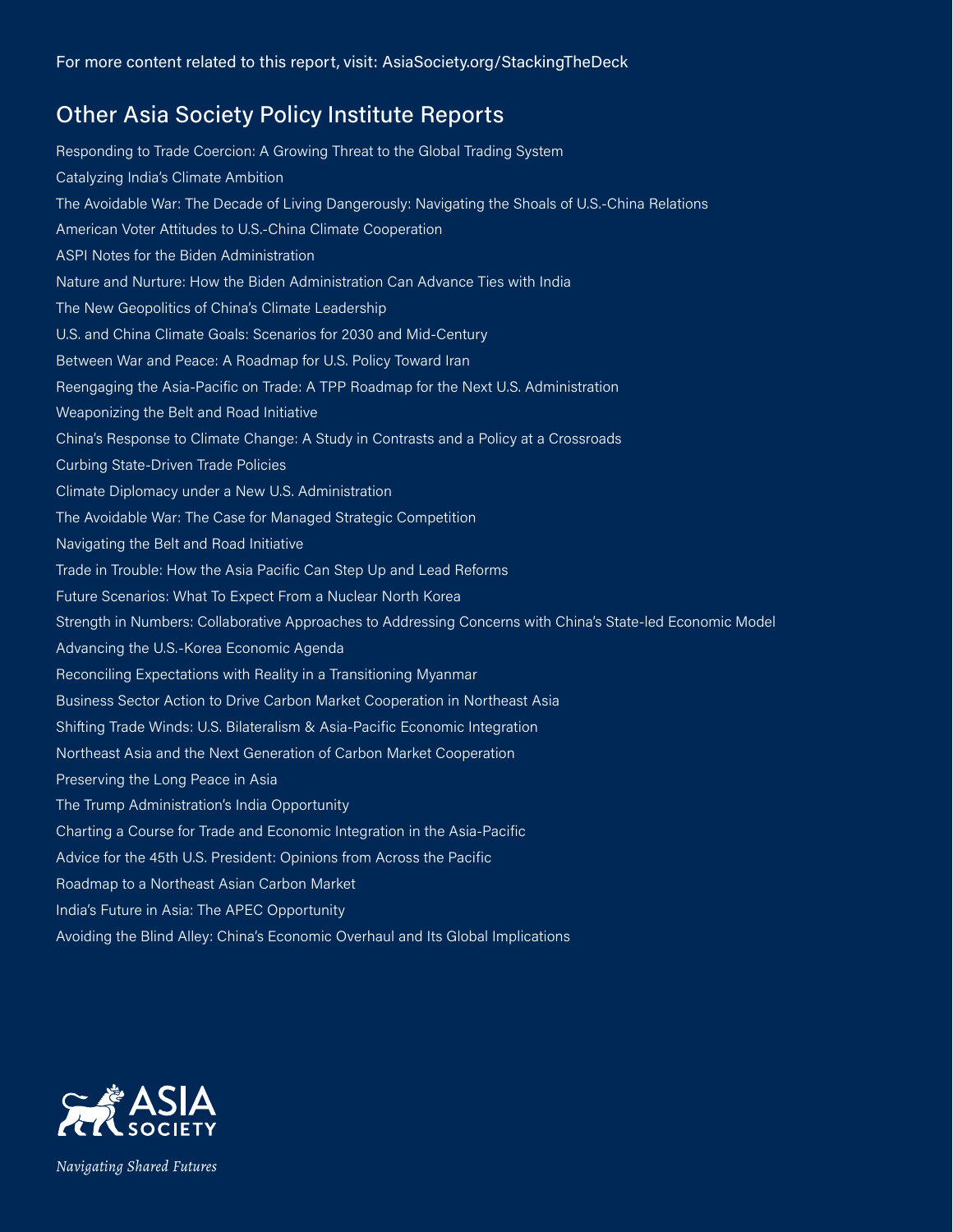For more content related to this report, visit: AsiaSociety.org/StackingTheDeck

## Other Asia Society Policy Institute Reports

Responding to Trade Coercion: A Growing Threat to the Global Trading System

Catalyzing India's Climate Ambition

The Avoidable War: The Decade of Living Dangerously: Navigating the Shoals of U.S.-China Relations

American Voter Attitudes to U.S.-China Climate Cooperation

ASPI Notes for the Biden Administration

Nature and Nurture: How the Biden Administration Can Advance Ties with India

The New Geopolitics of China's Climate Leadership

U.S. and China Climate Goals: Scenarios for 2030 and Mid-Century

Between War and Peace: A Roadmap for U.S. Policy Toward Iran

Reengaging the Asia-Pacific on Trade: A TPP Roadmap for the Next U.S. Administration

Weaponizing the Belt and Road Initiative

China's Response to Climate Change: A Study in Contrasts and a Policy at a Crossroads

Curbing State-Driven Trade Policies

Climate Diplomacy under a New U.S. Administration

The Avoidable War: The Case for Managed Strategic Competition

Navigating the Belt and Road Initiative

Trade in Trouble: How the Asia Pacific Can Step Up and Lead Reforms

Future Scenarios: What To Expect From a Nuclear North Korea

Strength in Numbers: Collaborative Approaches to Addressing Concerns with China's State-led Economic Model

Advancing the U.S.-Korea Economic Agenda

Reconciling Expectations with Reality in a Transitioning Myanmar

Business Sector Action to Drive Carbon Market Cooperation in Northeast Asia

Shifting Trade Winds: U.S. Bilateralism & Asia-Pacific Economic Integration

Northeast Asia and the Next Generation of Carbon Market Cooperation

Preserving the Long Peace in Asia

The Trump Administration's India Opportunity

Charting a Course for Trade and Economic Integration in the Asia-Pacific

Advice for the 45th U.S. President: Opinions from Across the Pacific

Roadmap to a Northeast Asian Carbon Market

India's Future in Asia: The APEC Opportunity

Avoiding the Blind Alley: China's Economic Overhaul and Its Global Implications

ASIA SOCIETY

*Navigating Shared Futures*